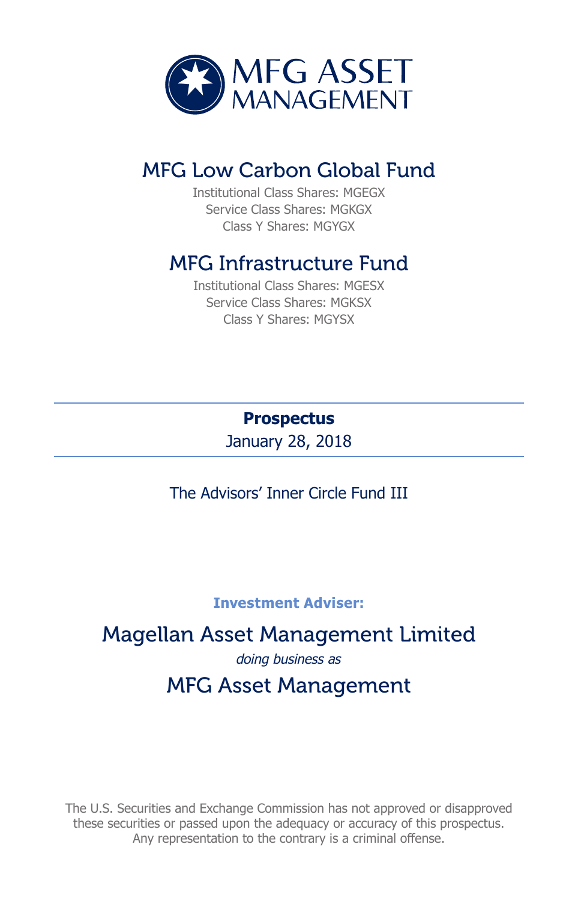MFG ASSET MANAGEMENT

# MFG Low Carbon Global Fund

Institutional Class Shares: MGEGX
Service Class Shares: MGKGX
Class Y Shares: MGYGX

# MFG Infrastructure Fund

Institutional Class Shares: MGESX
Service Class Shares: MGKSX
Class Y Shares: MGYSX

---

**Prospectus**

January 28, 2018

---

The Advisors' Inner Circle Fund III

**Investment Adviser:**

## Magellan Asset Management Limited

*doing business as*

## MFG Asset Management

The U.S. Securities and Exchange Commission has not approved or disapproved these securities or passed upon the adequacy or accuracy of this prospectus. Any representation to the contrary is a criminal offense.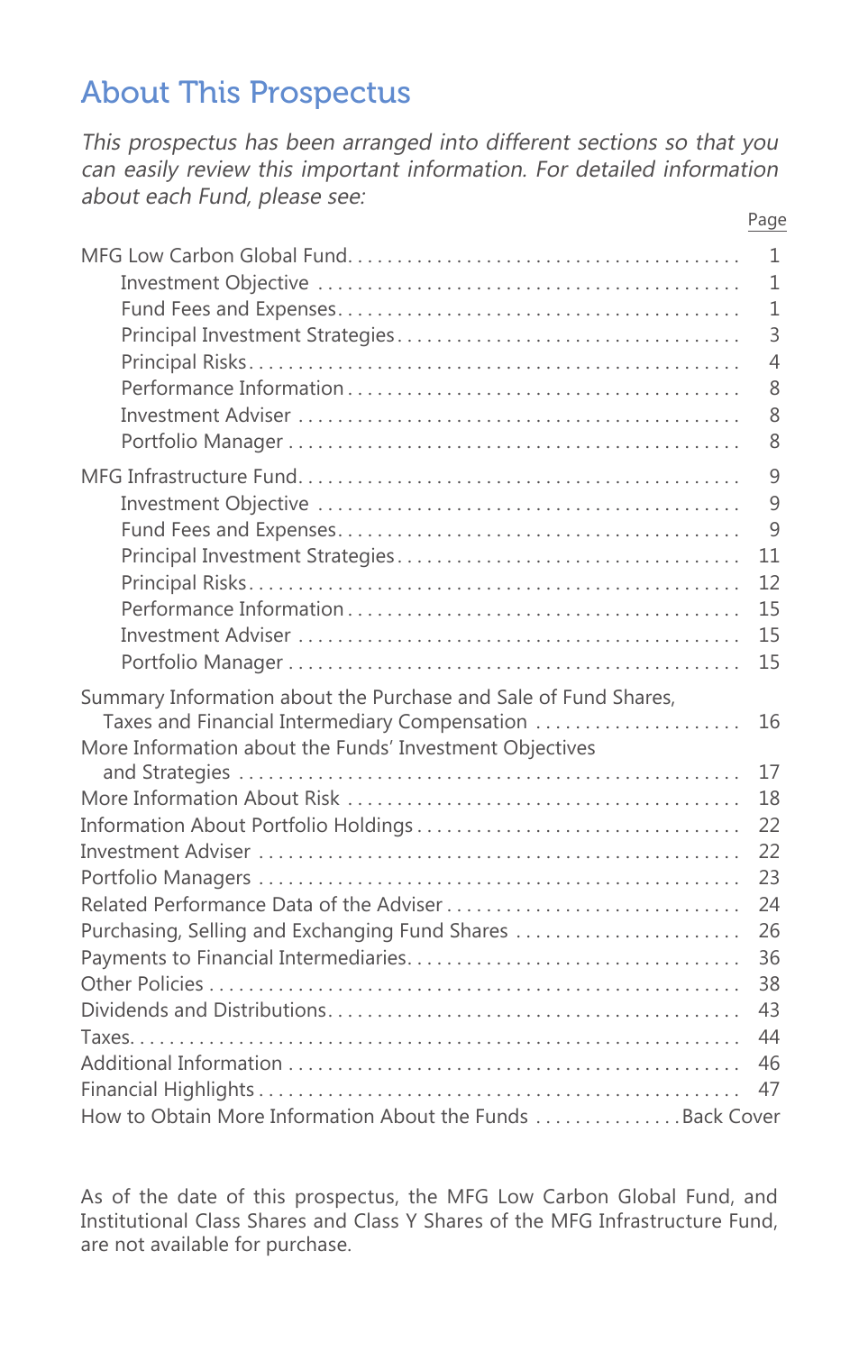# About This Prospectus

*This prospectus has been arranged into different sections so that you can easily review this important information. For detailed information about each Fund, please see:*

| | Page |
|---|---|
| MFG Low Carbon Global Fund | 1 |
| Investment Objective | 1 |
| Fund Fees and Expenses | 1 |
| Principal Investment Strategies | 3 |
| Principal Risks | 4 |
| Performance Information | 8 |
| Investment Adviser | 8 |
| Portfolio Manager | 8 |
| MFG Infrastructure Fund | 9 |
| Investment Objective | 9 |
| Fund Fees and Expenses | 9 |
| Principal Investment Strategies | 11 |
| Principal Risks | 12 |
| Performance Information | 15 |
| Investment Adviser | 15 |
| Portfolio Manager | 15 |
| Summary Information about the Purchase and Sale of Fund Shares, Taxes and Financial Intermediary Compensation | 16 |
| More Information about the Funds' Investment Objectives and Strategies | 17 |
| More Information About Risk | 18 |
| Information About Portfolio Holdings | 22 |
| Investment Adviser | 22 |
| Portfolio Managers | 23 |
| Related Performance Data of the Adviser | 24 |
| Purchasing, Selling and Exchanging Fund Shares | 26 |
| Payments to Financial Intermediaries | 36 |
| Other Policies | 38 |
| Dividends and Distributions | 43 |
| Taxes | 44 |
| Additional Information | 46 |
| Financial Highlights | 47 |
| How to Obtain More Information About the Funds | Back Cover |

As of the date of this prospectus, the MFG Low Carbon Global Fund, and Institutional Class Shares and Class Y Shares of the MFG Infrastructure Fund, are not available for purchase.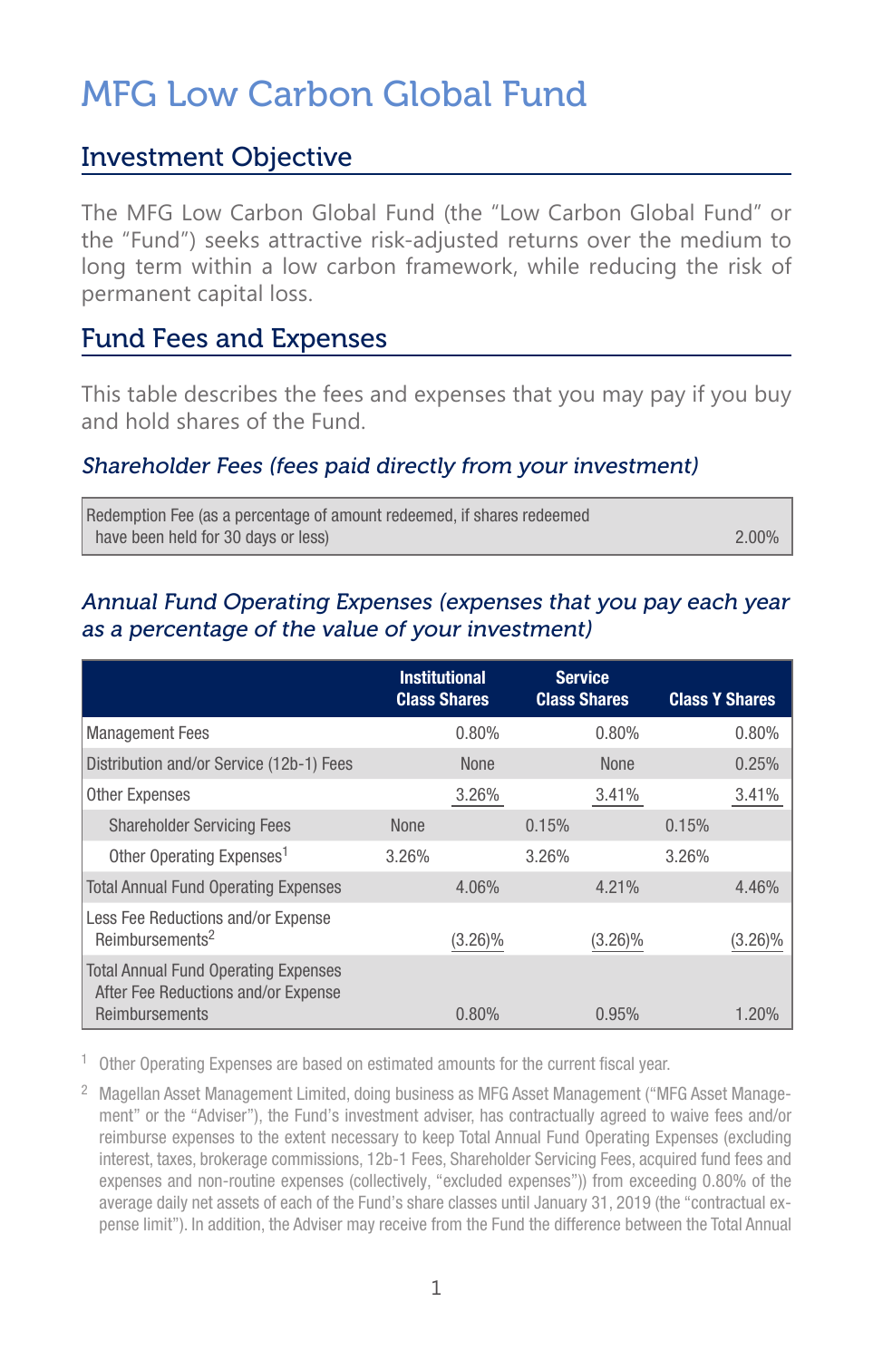# MFG Low Carbon Global Fund

## Investment Objective

The MFG Low Carbon Global Fund (the "Low Carbon Global Fund" or the "Fund") seeks attractive risk-adjusted returns over the medium to long term within a low carbon framework, while reducing the risk of permanent capital loss.

## Fund Fees and Expenses

This table describes the fees and expenses that you may pay if you buy and hold shares of the Fund.

### *Shareholder Fees (fees paid directly from your investment)*

| | |
|---|---|
| Redemption Fee (as a percentage of amount redeemed, if shares redeemed have been held for 30 days or less) | 2.00% |

### *Annual Fund Operating Expenses (expenses that you pay each year as a percentage of the value of your investment)*

| | | Institutional Class Shares | | Service Class Shares | | Class Y Shares |
|---|---|---|---|---|---|---|
| Management Fees | | 0.80% | | 0.80% | | 0.80% |
| Distribution and/or Service (12b-1) Fees | | None | | None | | 0.25% |
| Other Expenses | | 3.26% | | 3.41% | | 3.41% |
| Shareholder Servicing Fees | None | | 0.15% | | 0.15% | |
| Other Operating Expenses[1] | 3.26% | | 3.26% | | 3.26% | |
| Total Annual Fund Operating Expenses | | 4.06% | | 4.21% | | 4.46% |
| Less Fee Reductions and/or Expense Reimbursements[2] | | (3.26)% | | (3.26)% | | (3.26)% |
| Total Annual Fund Operating Expenses After Fee Reductions and/or Expense Reimbursements | | 0.80% | | 0.95% | | 1.20% |

[1] Other Operating Expenses are based on estimated amounts for the current fiscal year.

[2] Magellan Asset Management Limited, doing business as MFG Asset Management ("MFG Asset Management" or the "Adviser"), the Fund's investment adviser, has contractually agreed to waive fees and/or reimburse expenses to the extent necessary to keep Total Annual Fund Operating Expenses (excluding interest, taxes, brokerage commissions, 12b-1 Fees, Shareholder Servicing Fees, acquired fund fees and expenses and non-routine expenses (collectively, "excluded expenses")) from exceeding 0.80% of the average daily net assets of each of the Fund's share classes until January 31, 2019 (the "contractual expense limit"). In addition, the Adviser may receive from the Fund the difference between the Total Annual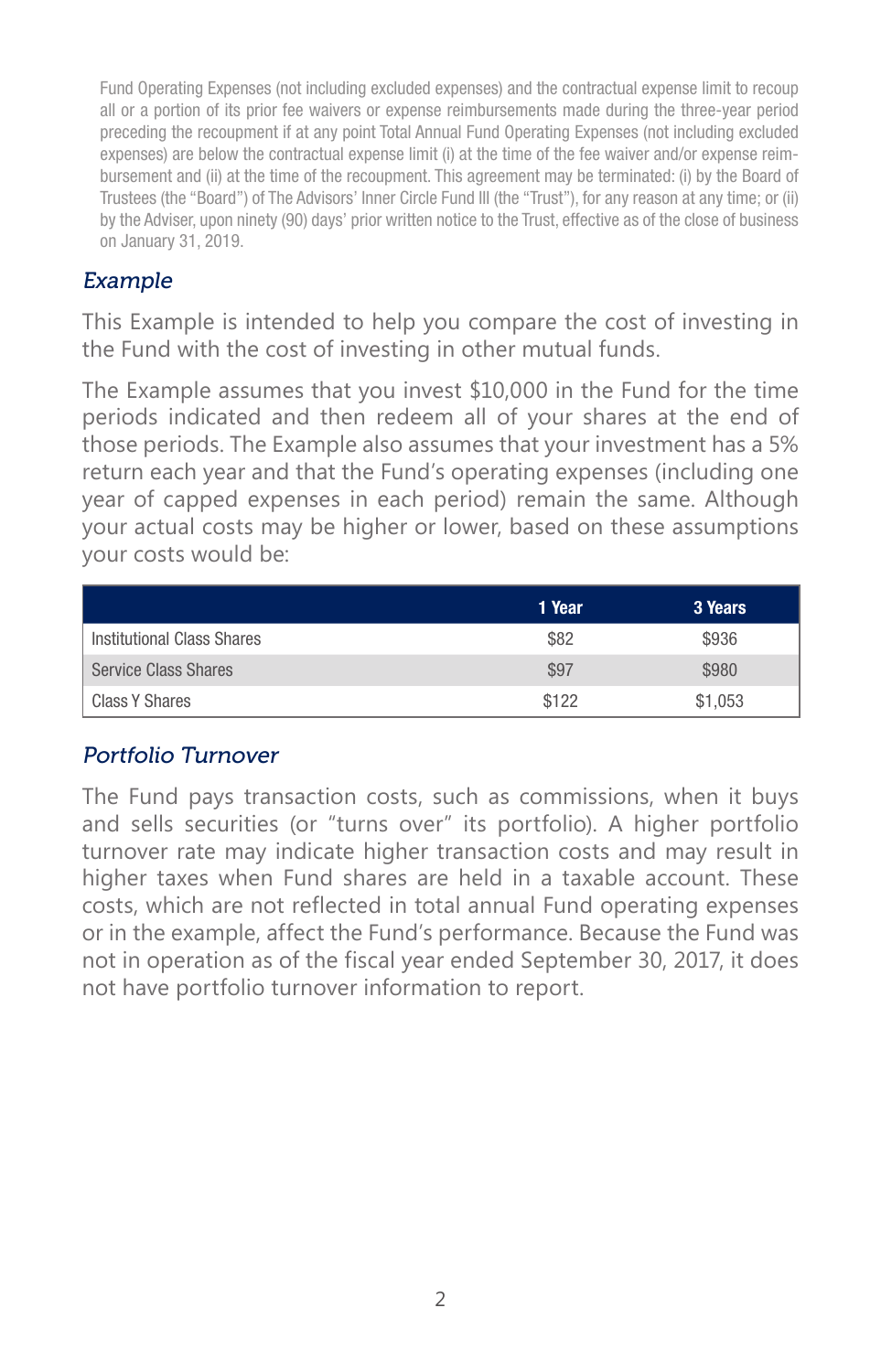Fund Operating Expenses (not including excluded expenses) and the contractual expense limit to recoup all or a portion of its prior fee waivers or expense reimbursements made during the three-year period preceding the recoupment if at any point Total Annual Fund Operating Expenses (not including excluded expenses) are below the contractual expense limit (i) at the time of the fee waiver and/or expense reimbursement and (ii) at the time of the recoupment. This agreement may be terminated: (i) by the Board of Trustees (the "Board") of The Advisors' Inner Circle Fund III (the "Trust"), for any reason at any time; or (ii) by the Adviser, upon ninety (90) days' prior written notice to the Trust, effective as of the close of business on January 31, 2019.

### *Example*

This Example is intended to help you compare the cost of investing in the Fund with the cost of investing in other mutual funds.

The Example assumes that you invest $10,000 in the Fund for the time periods indicated and then redeem all of your shares at the end of those periods. The Example also assumes that your investment has a 5% return each year and that the Fund's operating expenses (including one year of capped expenses in each period) remain the same. Although your actual costs may be higher or lower, based on these assumptions your costs would be:

| | 1 Year | 3 Years |
|---|---|---|
| Institutional Class Shares | $82 | $936 |
| Service Class Shares | $97 | $980 |
| Class Y Shares | $122 | $1,053 |

### *Portfolio Turnover*

The Fund pays transaction costs, such as commissions, when it buys and sells securities (or "turns over" its portfolio). A higher portfolio turnover rate may indicate higher transaction costs and may result in higher taxes when Fund shares are held in a taxable account. These costs, which are not reflected in total annual Fund operating expenses or in the example, affect the Fund's performance. Because the Fund was not in operation as of the fiscal year ended September 30, 2017, it does not have portfolio turnover information to report.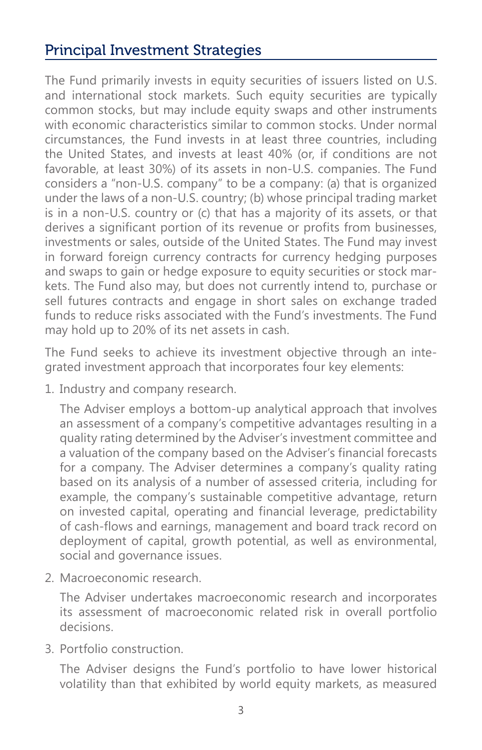## Principal Investment Strategies

The Fund primarily invests in equity securities of issuers listed on U.S. and international stock markets. Such equity securities are typically common stocks, but may include equity swaps and other instruments with economic characteristics similar to common stocks. Under normal circumstances, the Fund invests in at least three countries, including the United States, and invests at least 40% (or, if conditions are not favorable, at least 30%) of its assets in non-U.S. companies. The Fund considers a "non-U.S. company" to be a company: (a) that is organized under the laws of a non-U.S. country; (b) whose principal trading market is in a non-U.S. country or (c) that has a majority of its assets, or that derives a significant portion of its revenue or profits from businesses, investments or sales, outside of the United States. The Fund may invest in forward foreign currency contracts for currency hedging purposes and swaps to gain or hedge exposure to equity securities or stock markets. The Fund also may, but does not currently intend to, purchase or sell futures contracts and engage in short sales on exchange traded funds to reduce risks associated with the Fund's investments. The Fund may hold up to 20% of its net assets in cash.

The Fund seeks to achieve its investment objective through an integrated investment approach that incorporates four key elements:

1. Industry and company research.

   The Adviser employs a bottom-up analytical approach that involves an assessment of a company's competitive advantages resulting in a quality rating determined by the Adviser's investment committee and a valuation of the company based on the Adviser's financial forecasts for a company. The Adviser determines a company's quality rating based on its analysis of a number of assessed criteria, including for example, the company's sustainable competitive advantage, return on invested capital, operating and financial leverage, predictability of cash-flows and earnings, management and board track record on deployment of capital, growth potential, as well as environmental, social and governance issues.

2. Macroeconomic research.

   The Adviser undertakes macroeconomic research and incorporates its assessment of macroeconomic related risk in overall portfolio decisions.

3. Portfolio construction.

   The Adviser designs the Fund's portfolio to have lower historical volatility than that exhibited by world equity markets, as measured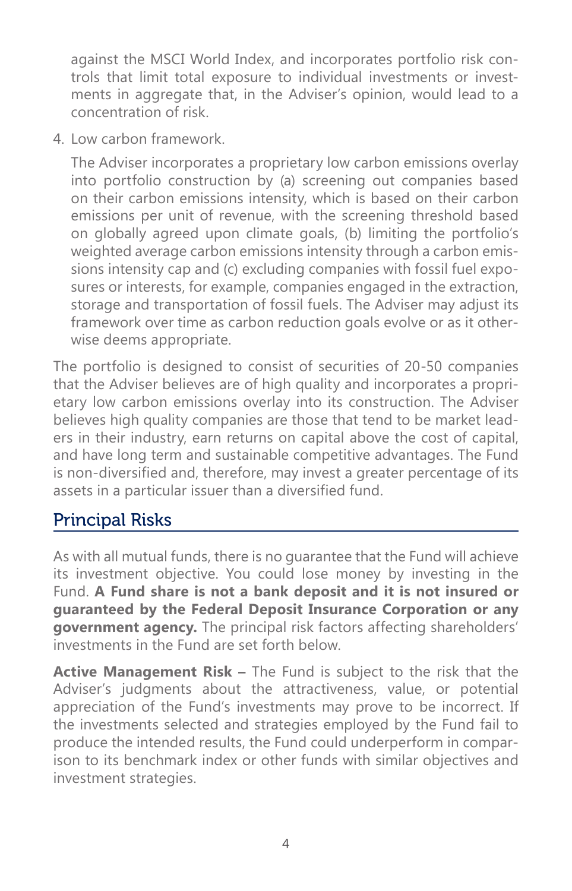against the MSCI World Index, and incorporates portfolio risk controls that limit total exposure to individual investments or investments in aggregate that, in the Adviser's opinion, would lead to a concentration of risk.

4. Low carbon framework.

   The Adviser incorporates a proprietary low carbon emissions overlay into portfolio construction by (a) screening out companies based on their carbon emissions intensity, which is based on their carbon emissions per unit of revenue, with the screening threshold based on globally agreed upon climate goals, (b) limiting the portfolio's weighted average carbon emissions intensity through a carbon emissions intensity cap and (c) excluding companies with fossil fuel exposures or interests, for example, companies engaged in the extraction, storage and transportation of fossil fuels. The Adviser may adjust its framework over time as carbon reduction goals evolve or as it otherwise deems appropriate.

The portfolio is designed to consist of securities of 20-50 companies that the Adviser believes are of high quality and incorporates a proprietary low carbon emissions overlay into its construction. The Adviser believes high quality companies are those that tend to be market leaders in their industry, earn returns on capital above the cost of capital, and have long term and sustainable competitive advantages. The Fund is non-diversified and, therefore, may invest a greater percentage of its assets in a particular issuer than a diversified fund.

## Principal Risks

As with all mutual funds, there is no guarantee that the Fund will achieve its investment objective. You could lose money by investing in the Fund. **A Fund share is not a bank deposit and it is not insured or guaranteed by the Federal Deposit Insurance Corporation or any government agency.** The principal risk factors affecting shareholders' investments in the Fund are set forth below.

**Active Management Risk –** The Fund is subject to the risk that the Adviser's judgments about the attractiveness, value, or potential appreciation of the Fund's investments may prove to be incorrect. If the investments selected and strategies employed by the Fund fail to produce the intended results, the Fund could underperform in comparison to its benchmark index or other funds with similar objectives and investment strategies.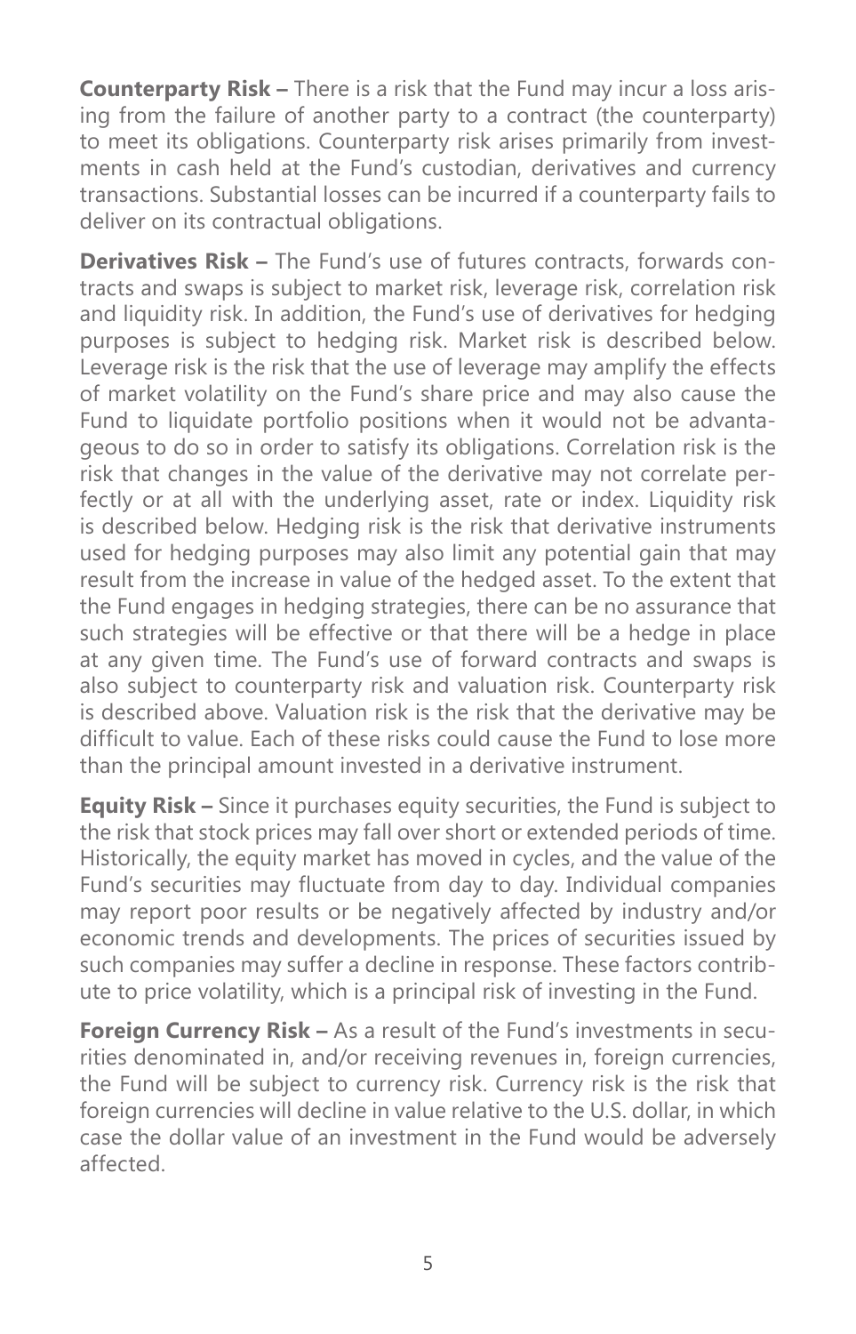**Counterparty Risk –** There is a risk that the Fund may incur a loss arising from the failure of another party to a contract (the counterparty) to meet its obligations. Counterparty risk arises primarily from investments in cash held at the Fund's custodian, derivatives and currency transactions. Substantial losses can be incurred if a counterparty fails to deliver on its contractual obligations.

**Derivatives Risk –** The Fund's use of futures contracts, forwards contracts and swaps is subject to market risk, leverage risk, correlation risk and liquidity risk. In addition, the Fund's use of derivatives for hedging purposes is subject to hedging risk. Market risk is described below. Leverage risk is the risk that the use of leverage may amplify the effects of market volatility on the Fund's share price and may also cause the Fund to liquidate portfolio positions when it would not be advantageous to do so in order to satisfy its obligations. Correlation risk is the risk that changes in the value of the derivative may not correlate perfectly or at all with the underlying asset, rate or index. Liquidity risk is described below. Hedging risk is the risk that derivative instruments used for hedging purposes may also limit any potential gain that may result from the increase in value of the hedged asset. To the extent that the Fund engages in hedging strategies, there can be no assurance that such strategies will be effective or that there will be a hedge in place at any given time. The Fund's use of forward contracts and swaps is also subject to counterparty risk and valuation risk. Counterparty risk is described above. Valuation risk is the risk that the derivative may be difficult to value. Each of these risks could cause the Fund to lose more than the principal amount invested in a derivative instrument.

**Equity Risk –** Since it purchases equity securities, the Fund is subject to the risk that stock prices may fall over short or extended periods of time. Historically, the equity market has moved in cycles, and the value of the Fund's securities may fluctuate from day to day. Individual companies may report poor results or be negatively affected by industry and/or economic trends and developments. The prices of securities issued by such companies may suffer a decline in response. These factors contribute to price volatility, which is a principal risk of investing in the Fund.

**Foreign Currency Risk –** As a result of the Fund's investments in securities denominated in, and/or receiving revenues in, foreign currencies, the Fund will be subject to currency risk. Currency risk is the risk that foreign currencies will decline in value relative to the U.S. dollar, in which case the dollar value of an investment in the Fund would be adversely affected.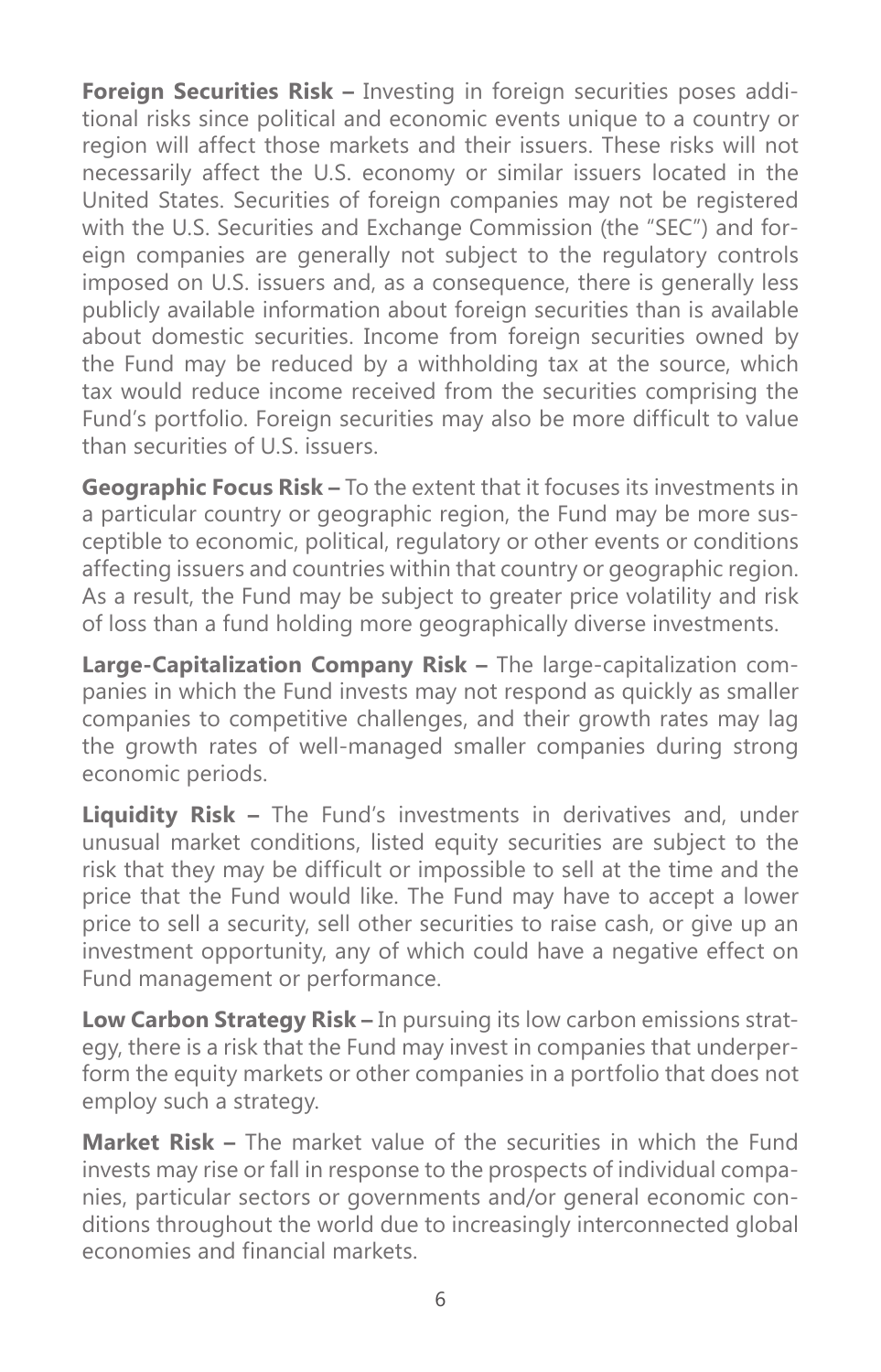**Foreign Securities Risk –** Investing in foreign securities poses additional risks since political and economic events unique to a country or region will affect those markets and their issuers. These risks will not necessarily affect the U.S. economy or similar issuers located in the United States. Securities of foreign companies may not be registered with the U.S. Securities and Exchange Commission (the "SEC") and foreign companies are generally not subject to the regulatory controls imposed on U.S. issuers and, as a consequence, there is generally less publicly available information about foreign securities than is available about domestic securities. Income from foreign securities owned by the Fund may be reduced by a withholding tax at the source, which tax would reduce income received from the securities comprising the Fund's portfolio. Foreign securities may also be more difficult to value than securities of U.S. issuers.

**Geographic Focus Risk –** To the extent that it focuses its investments in a particular country or geographic region, the Fund may be more susceptible to economic, political, regulatory or other events or conditions affecting issuers and countries within that country or geographic region. As a result, the Fund may be subject to greater price volatility and risk of loss than a fund holding more geographically diverse investments.

**Large-Capitalization Company Risk –** The large-capitalization companies in which the Fund invests may not respond as quickly as smaller companies to competitive challenges, and their growth rates may lag the growth rates of well-managed smaller companies during strong economic periods.

**Liquidity Risk –** The Fund's investments in derivatives and, under unusual market conditions, listed equity securities are subject to the risk that they may be difficult or impossible to sell at the time and the price that the Fund would like. The Fund may have to accept a lower price to sell a security, sell other securities to raise cash, or give up an investment opportunity, any of which could have a negative effect on Fund management or performance.

**Low Carbon Strategy Risk –** In pursuing its low carbon emissions strategy, there is a risk that the Fund may invest in companies that underperform the equity markets or other companies in a portfolio that does not employ such a strategy.

**Market Risk –** The market value of the securities in which the Fund invests may rise or fall in response to the prospects of individual companies, particular sectors or governments and/or general economic conditions throughout the world due to increasingly interconnected global economies and financial markets.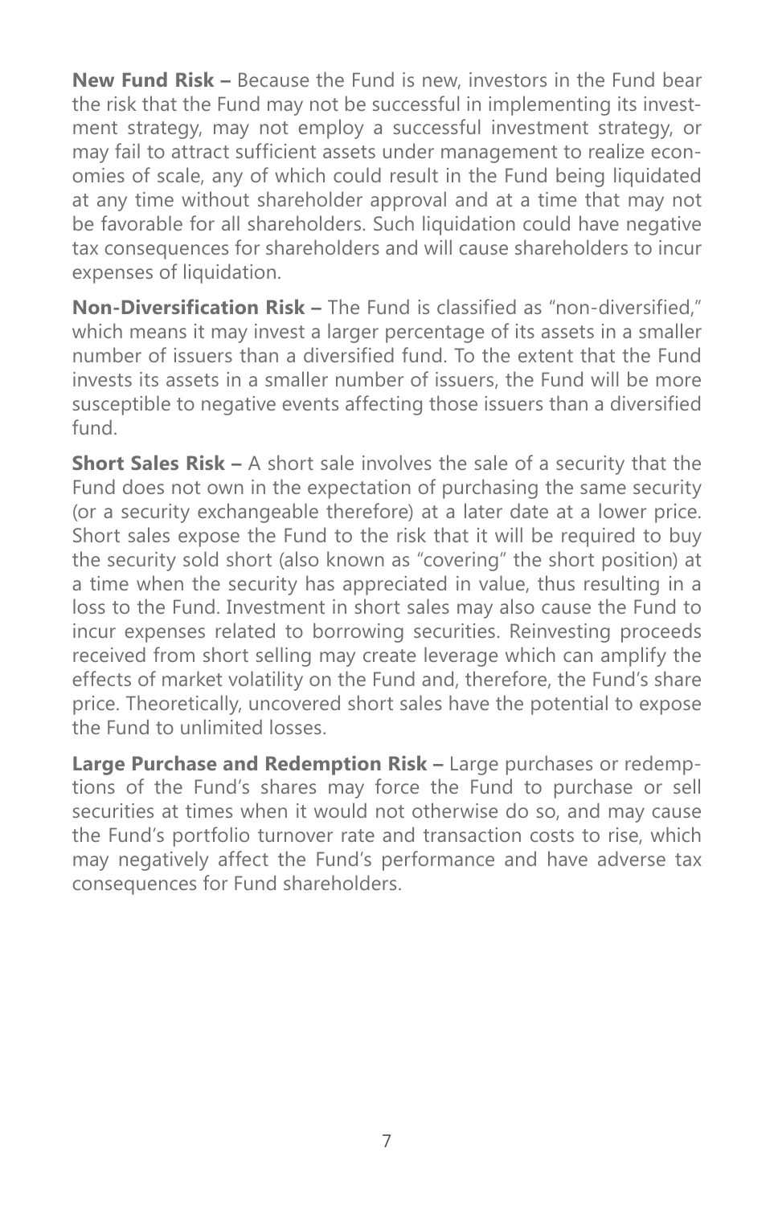**New Fund Risk –** Because the Fund is new, investors in the Fund bear the risk that the Fund may not be successful in implementing its investment strategy, may not employ a successful investment strategy, or may fail to attract sufficient assets under management to realize economies of scale, any of which could result in the Fund being liquidated at any time without shareholder approval and at a time that may not be favorable for all shareholders. Such liquidation could have negative tax consequences for shareholders and will cause shareholders to incur expenses of liquidation.

**Non-Diversification Risk –** The Fund is classified as "non-diversified," which means it may invest a larger percentage of its assets in a smaller number of issuers than a diversified fund. To the extent that the Fund invests its assets in a smaller number of issuers, the Fund will be more susceptible to negative events affecting those issuers than a diversified fund.

**Short Sales Risk –** A short sale involves the sale of a security that the Fund does not own in the expectation of purchasing the same security (or a security exchangeable therefore) at a later date at a lower price. Short sales expose the Fund to the risk that it will be required to buy the security sold short (also known as "covering" the short position) at a time when the security has appreciated in value, thus resulting in a loss to the Fund. Investment in short sales may also cause the Fund to incur expenses related to borrowing securities. Reinvesting proceeds received from short selling may create leverage which can amplify the effects of market volatility on the Fund and, therefore, the Fund's share price. Theoretically, uncovered short sales have the potential to expose the Fund to unlimited losses.

**Large Purchase and Redemption Risk –** Large purchases or redemptions of the Fund's shares may force the Fund to purchase or sell securities at times when it would not otherwise do so, and may cause the Fund's portfolio turnover rate and transaction costs to rise, which may negatively affect the Fund's performance and have adverse tax consequences for Fund shareholders.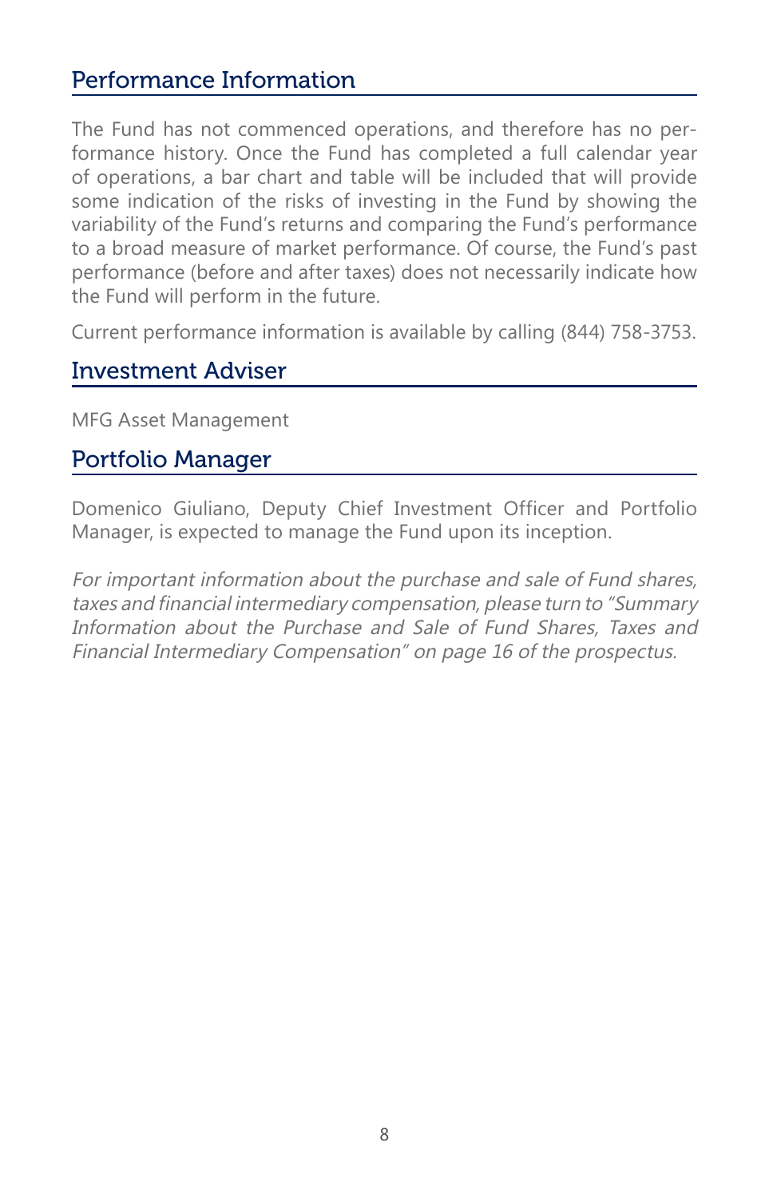## Performance Information

The Fund has not commenced operations, and therefore has no performance history. Once the Fund has completed a full calendar year of operations, a bar chart and table will be included that will provide some indication of the risks of investing in the Fund by showing the variability of the Fund's returns and comparing the Fund's performance to a broad measure of market performance. Of course, the Fund's past performance (before and after taxes) does not necessarily indicate how the Fund will perform in the future.

Current performance information is available by calling (844) 758-3753.

## Investment Adviser

MFG Asset Management

## Portfolio Manager

Domenico Giuliano, Deputy Chief Investment Officer and Portfolio Manager, is expected to manage the Fund upon its inception.

*For important information about the purchase and sale of Fund shares, taxes and financial intermediary compensation, please turn to "Summary Information about the Purchase and Sale of Fund Shares, Taxes and Financial Intermediary Compensation" on page 16 of the prospectus.*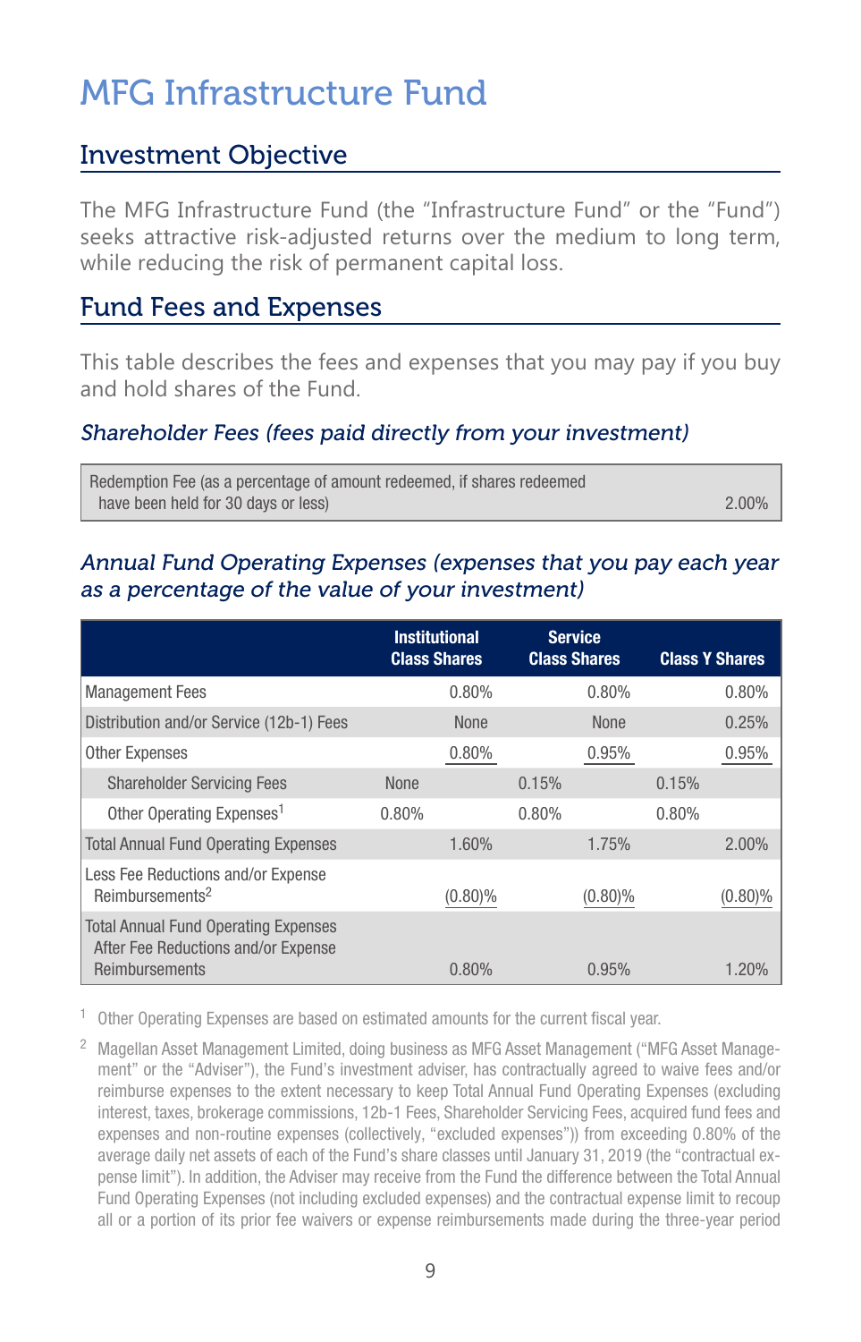# MFG Infrastructure Fund

## Investment Objective

The MFG Infrastructure Fund (the "Infrastructure Fund" or the "Fund") seeks attractive risk-adjusted returns over the medium to long term, while reducing the risk of permanent capital loss.

## Fund Fees and Expenses

This table describes the fees and expenses that you may pay if you buy and hold shares of the Fund.

### *Shareholder Fees (fees paid directly from your investment)*

| | |
|---|---|
| Redemption Fee (as a percentage of amount redeemed, if shares redeemed have been held for 30 days or less) | 2.00% |

### *Annual Fund Operating Expenses (expenses that you pay each year as a percentage of the value of your investment)*

| | Institutional Class Shares | | Service Class Shares | | Class Y Shares |
|---|---|---|---|---|---|
| Management Fees | | 0.80% | | 0.80% | 0.80% |
| Distribution and/or Service (12b-1) Fees | | None | | None | 0.25% |
| Other Expenses | | 0.80% | | 0.95% | 0.95% |
| Shareholder Servicing Fees | None | | 0.15% | | 0.15% |
| Other Operating Expenses[1] | 0.80% | | 0.80% | | 0.80% |
| Total Annual Fund Operating Expenses | | 1.60% | | 1.75% | 2.00% |
| Less Fee Reductions and/or Expense Reimbursements[2] | | (0.80)% | | (0.80)% | (0.80)% |
| Total Annual Fund Operating Expenses After Fee Reductions and/or Expense Reimbursements | | 0.80% | | 0.95% | 1.20% |

[1] Other Operating Expenses are based on estimated amounts for the current fiscal year.

[2] Magellan Asset Management Limited, doing business as MFG Asset Management ("MFG Asset Management" or the "Adviser"), the Fund's investment adviser, has contractually agreed to waive fees and/or reimburse expenses to the extent necessary to keep Total Annual Fund Operating Expenses (excluding interest, taxes, brokerage commissions, 12b-1 Fees, Shareholder Servicing Fees, acquired fund fees and expenses and non-routine expenses (collectively, "excluded expenses")) from exceeding 0.80% of the average daily net assets of each of the Fund's share classes until January 31, 2019 (the "contractual expense limit"). In addition, the Adviser may receive from the Fund the difference between the Total Annual Fund Operating Expenses (not including excluded expenses) and the contractual expense limit to recoup all or a portion of its prior fee waivers or expense reimbursements made during the three-year period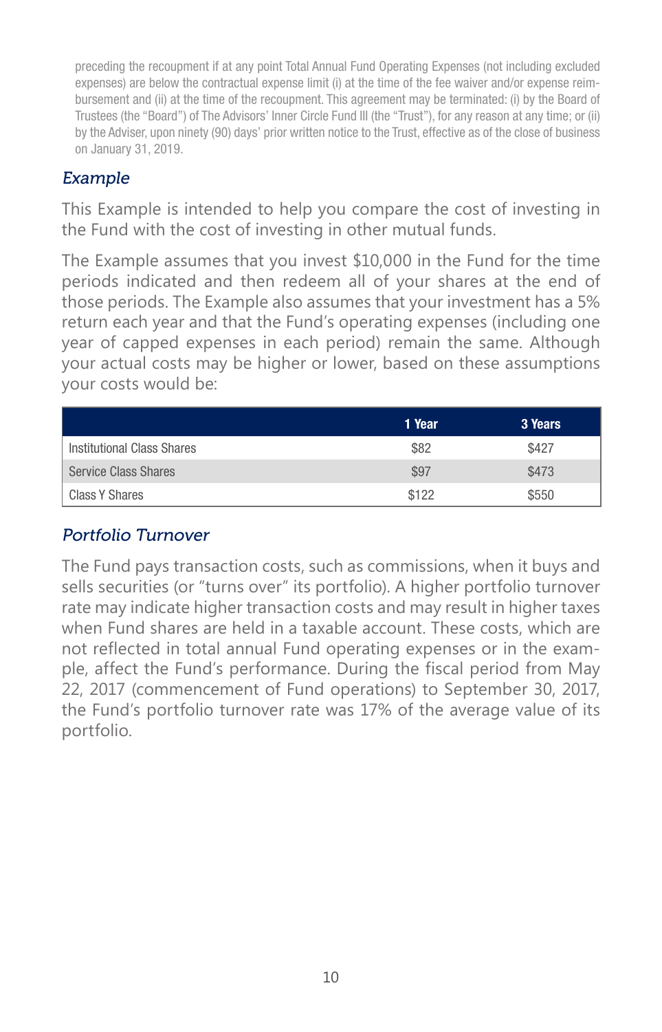preceding the recoupment if at any point Total Annual Fund Operating Expenses (not including excluded expenses) are below the contractual expense limit (i) at the time of the fee waiver and/or expense reimbursement and (ii) at the time of the recoupment. This agreement may be terminated: (i) by the Board of Trustees (the "Board") of The Advisors' Inner Circle Fund III (the "Trust"), for any reason at any time; or (ii) by the Adviser, upon ninety (90) days' prior written notice to the Trust, effective as of the close of business on January 31, 2019.

### *Example*

This Example is intended to help you compare the cost of investing in the Fund with the cost of investing in other mutual funds.

The Example assumes that you invest $10,000 in the Fund for the time periods indicated and then redeem all of your shares at the end of those periods. The Example also assumes that your investment has a 5% return each year and that the Fund's operating expenses (including one year of capped expenses in each period) remain the same. Although your actual costs may be higher or lower, based on these assumptions your costs would be:

| | 1 Year | 3 Years |
|---|---|---|
| Institutional Class Shares | $82 | $427 |
| Service Class Shares | $97 | $473 |
| Class Y Shares | $122 | $550 |

### *Portfolio Turnover*

The Fund pays transaction costs, such as commissions, when it buys and sells securities (or "turns over" its portfolio). A higher portfolio turnover rate may indicate higher transaction costs and may result in higher taxes when Fund shares are held in a taxable account. These costs, which are not reflected in total annual Fund operating expenses or in the example, affect the Fund's performance. During the fiscal period from May 22, 2017 (commencement of Fund operations) to September 30, 2017, the Fund's portfolio turnover rate was 17% of the average value of its portfolio.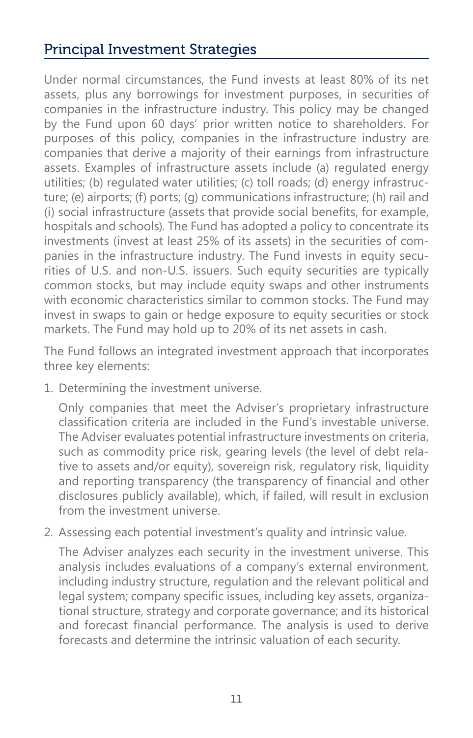## Principal Investment Strategies

Under normal circumstances, the Fund invests at least 80% of its net assets, plus any borrowings for investment purposes, in securities of companies in the infrastructure industry. This policy may be changed by the Fund upon 60 days' prior written notice to shareholders. For purposes of this policy, companies in the infrastructure industry are companies that derive a majority of their earnings from infrastructure assets. Examples of infrastructure assets include (a) regulated energy utilities; (b) regulated water utilities; (c) toll roads; (d) energy infrastructure; (e) airports; (f) ports; (g) communications infrastructure; (h) rail and (i) social infrastructure (assets that provide social benefits, for example, hospitals and schools). The Fund has adopted a policy to concentrate its investments (invest at least 25% of its assets) in the securities of companies in the infrastructure industry. The Fund invests in equity securities of U.S. and non-U.S. issuers. Such equity securities are typically common stocks, but may include equity swaps and other instruments with economic characteristics similar to common stocks. The Fund may invest in swaps to gain or hedge exposure to equity securities or stock markets. The Fund may hold up to 20% of its net assets in cash.

The Fund follows an integrated investment approach that incorporates three key elements:

1. Determining the investment universe.

   Only companies that meet the Adviser's proprietary infrastructure classification criteria are included in the Fund's investable universe. The Adviser evaluates potential infrastructure investments on criteria, such as commodity price risk, gearing levels (the level of debt relative to assets and/or equity), sovereign risk, regulatory risk, liquidity and reporting transparency (the transparency of financial and other disclosures publicly available), which, if failed, will result in exclusion from the investment universe.

2. Assessing each potential investment's quality and intrinsic value.

   The Adviser analyzes each security in the investment universe. This analysis includes evaluations of a company's external environment, including industry structure, regulation and the relevant political and legal system; company specific issues, including key assets, organizational structure, strategy and corporate governance; and its historical and forecast financial performance. The analysis is used to derive forecasts and determine the intrinsic valuation of each security.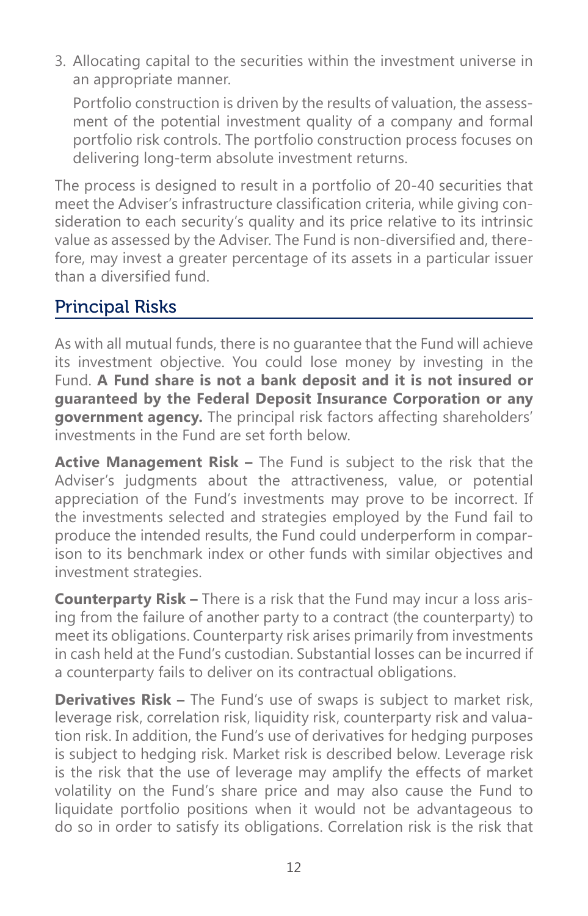3. Allocating capital to the securities within the investment universe in an appropriate manner.

   Portfolio construction is driven by the results of valuation, the assessment of the potential investment quality of a company and formal portfolio risk controls. The portfolio construction process focuses on delivering long-term absolute investment returns.

The process is designed to result in a portfolio of 20-40 securities that meet the Adviser's infrastructure classification criteria, while giving consideration to each security's quality and its price relative to its intrinsic value as assessed by the Adviser. The Fund is non-diversified and, therefore, may invest a greater percentage of its assets in a particular issuer than a diversified fund.

## Principal Risks

As with all mutual funds, there is no guarantee that the Fund will achieve its investment objective. You could lose money by investing in the Fund. **A Fund share is not a bank deposit and it is not insured or guaranteed by the Federal Deposit Insurance Corporation or any government agency.** The principal risk factors affecting shareholders' investments in the Fund are set forth below.

**Active Management Risk –** The Fund is subject to the risk that the Adviser's judgments about the attractiveness, value, or potential appreciation of the Fund's investments may prove to be incorrect. If the investments selected and strategies employed by the Fund fail to produce the intended results, the Fund could underperform in comparison to its benchmark index or other funds with similar objectives and investment strategies.

**Counterparty Risk –** There is a risk that the Fund may incur a loss arising from the failure of another party to a contract (the counterparty) to meet its obligations. Counterparty risk arises primarily from investments in cash held at the Fund's custodian. Substantial losses can be incurred if a counterparty fails to deliver on its contractual obligations.

**Derivatives Risk –** The Fund's use of swaps is subject to market risk, leverage risk, correlation risk, liquidity risk, counterparty risk and valuation risk. In addition, the Fund's use of derivatives for hedging purposes is subject to hedging risk. Market risk is described below. Leverage risk is the risk that the use of leverage may amplify the effects of market volatility on the Fund's share price and may also cause the Fund to liquidate portfolio positions when it would not be advantageous to do so in order to satisfy its obligations. Correlation risk is the risk that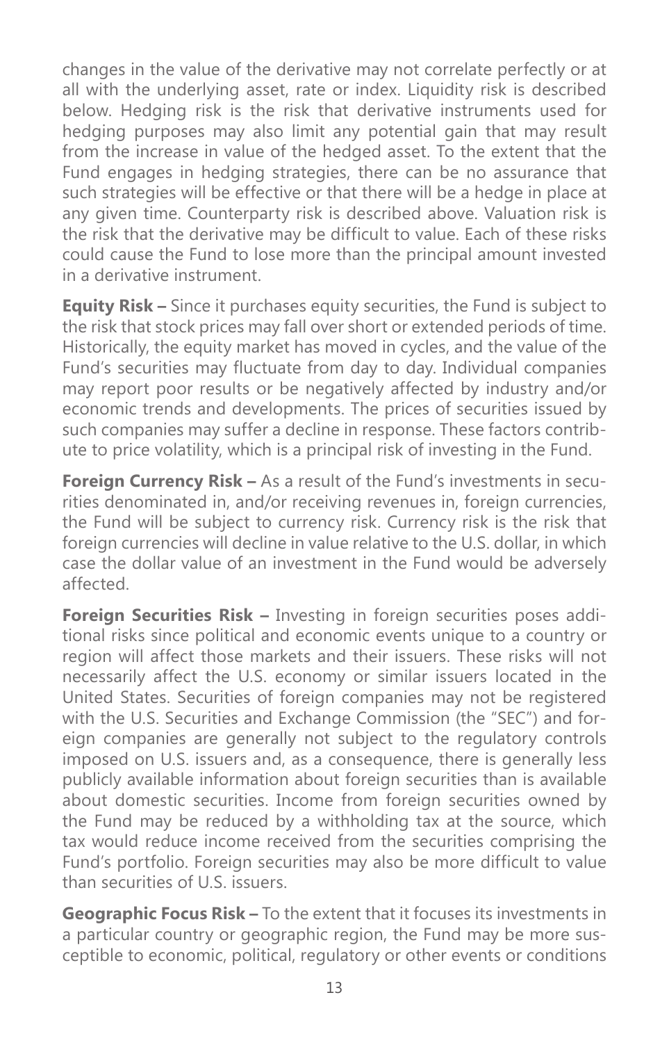changes in the value of the derivative may not correlate perfectly or at all with the underlying asset, rate or index. Liquidity risk is described below. Hedging risk is the risk that derivative instruments used for hedging purposes may also limit any potential gain that may result from the increase in value of the hedged asset. To the extent that the Fund engages in hedging strategies, there can be no assurance that such strategies will be effective or that there will be a hedge in place at any given time. Counterparty risk is described above. Valuation risk is the risk that the derivative may be difficult to value. Each of these risks could cause the Fund to lose more than the principal amount invested in a derivative instrument.

**Equity Risk –** Since it purchases equity securities, the Fund is subject to the risk that stock prices may fall over short or extended periods of time. Historically, the equity market has moved in cycles, and the value of the Fund's securities may fluctuate from day to day. Individual companies may report poor results or be negatively affected by industry and/or economic trends and developments. The prices of securities issued by such companies may suffer a decline in response. These factors contribute to price volatility, which is a principal risk of investing in the Fund.

**Foreign Currency Risk –** As a result of the Fund's investments in securities denominated in, and/or receiving revenues in, foreign currencies, the Fund will be subject to currency risk. Currency risk is the risk that foreign currencies will decline in value relative to the U.S. dollar, in which case the dollar value of an investment in the Fund would be adversely affected.

**Foreign Securities Risk –** Investing in foreign securities poses additional risks since political and economic events unique to a country or region will affect those markets and their issuers. These risks will not necessarily affect the U.S. economy or similar issuers located in the United States. Securities of foreign companies may not be registered with the U.S. Securities and Exchange Commission (the "SEC") and foreign companies are generally not subject to the regulatory controls imposed on U.S. issuers and, as a consequence, there is generally less publicly available information about foreign securities than is available about domestic securities. Income from foreign securities owned by the Fund may be reduced by a withholding tax at the source, which tax would reduce income received from the securities comprising the Fund's portfolio. Foreign securities may also be more difficult to value than securities of U.S. issuers.

**Geographic Focus Risk –** To the extent that it focuses its investments in a particular country or geographic region, the Fund may be more susceptible to economic, political, regulatory or other events or conditions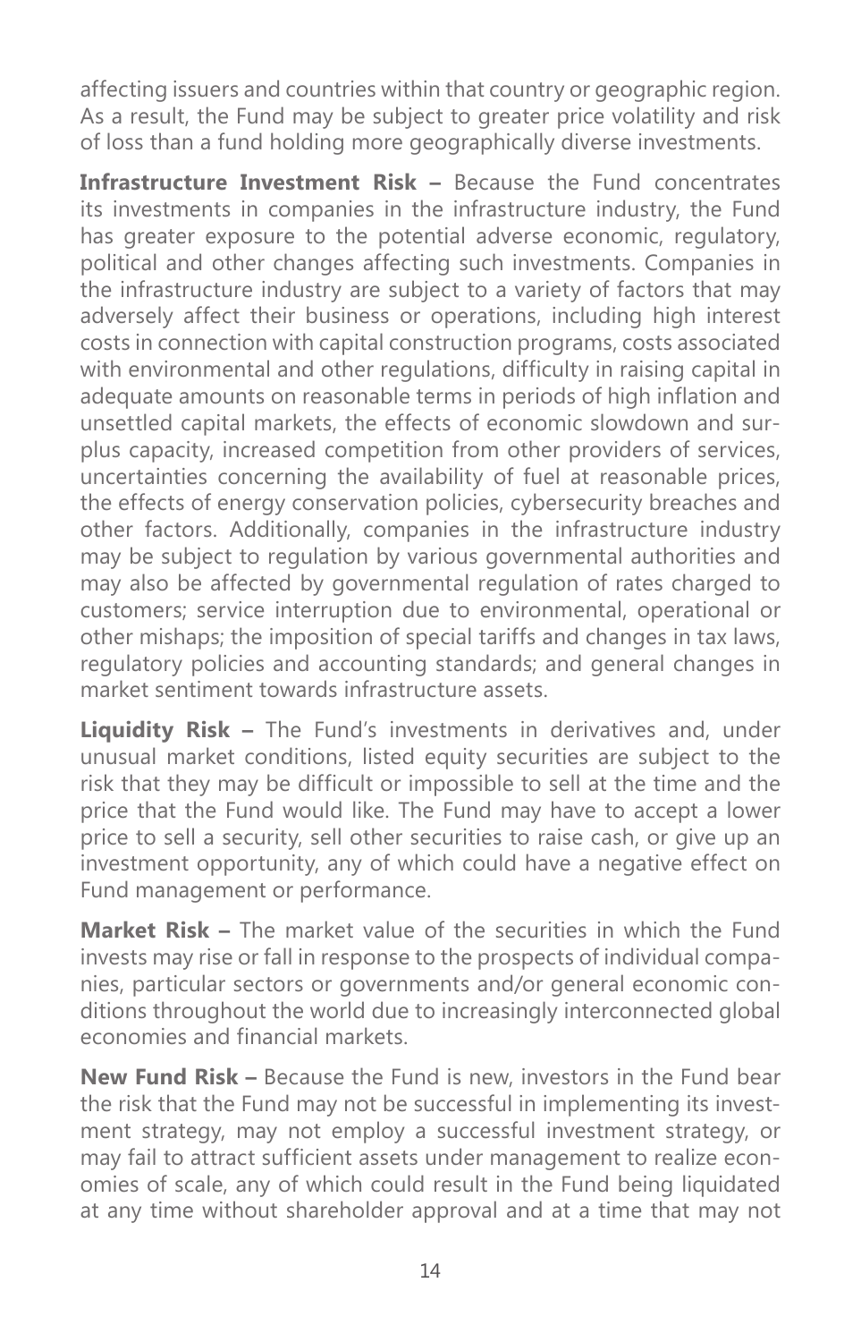affecting issuers and countries within that country or geographic region. As a result, the Fund may be subject to greater price volatility and risk of loss than a fund holding more geographically diverse investments.

**Infrastructure Investment Risk –** Because the Fund concentrates its investments in companies in the infrastructure industry, the Fund has greater exposure to the potential adverse economic, regulatory, political and other changes affecting such investments. Companies in the infrastructure industry are subject to a variety of factors that may adversely affect their business or operations, including high interest costs in connection with capital construction programs, costs associated with environmental and other regulations, difficulty in raising capital in adequate amounts on reasonable terms in periods of high inflation and unsettled capital markets, the effects of economic slowdown and surplus capacity, increased competition from other providers of services, uncertainties concerning the availability of fuel at reasonable prices, the effects of energy conservation policies, cybersecurity breaches and other factors. Additionally, companies in the infrastructure industry may be subject to regulation by various governmental authorities and may also be affected by governmental regulation of rates charged to customers; service interruption due to environmental, operational or other mishaps; the imposition of special tariffs and changes in tax laws, regulatory policies and accounting standards; and general changes in market sentiment towards infrastructure assets.

**Liquidity Risk –** The Fund's investments in derivatives and, under unusual market conditions, listed equity securities are subject to the risk that they may be difficult or impossible to sell at the time and the price that the Fund would like. The Fund may have to accept a lower price to sell a security, sell other securities to raise cash, or give up an investment opportunity, any of which could have a negative effect on Fund management or performance.

**Market Risk –** The market value of the securities in which the Fund invests may rise or fall in response to the prospects of individual companies, particular sectors or governments and/or general economic conditions throughout the world due to increasingly interconnected global economies and financial markets.

**New Fund Risk –** Because the Fund is new, investors in the Fund bear the risk that the Fund may not be successful in implementing its investment strategy, may not employ a successful investment strategy, or may fail to attract sufficient assets under management to realize economies of scale, any of which could result in the Fund being liquidated at any time without shareholder approval and at a time that may not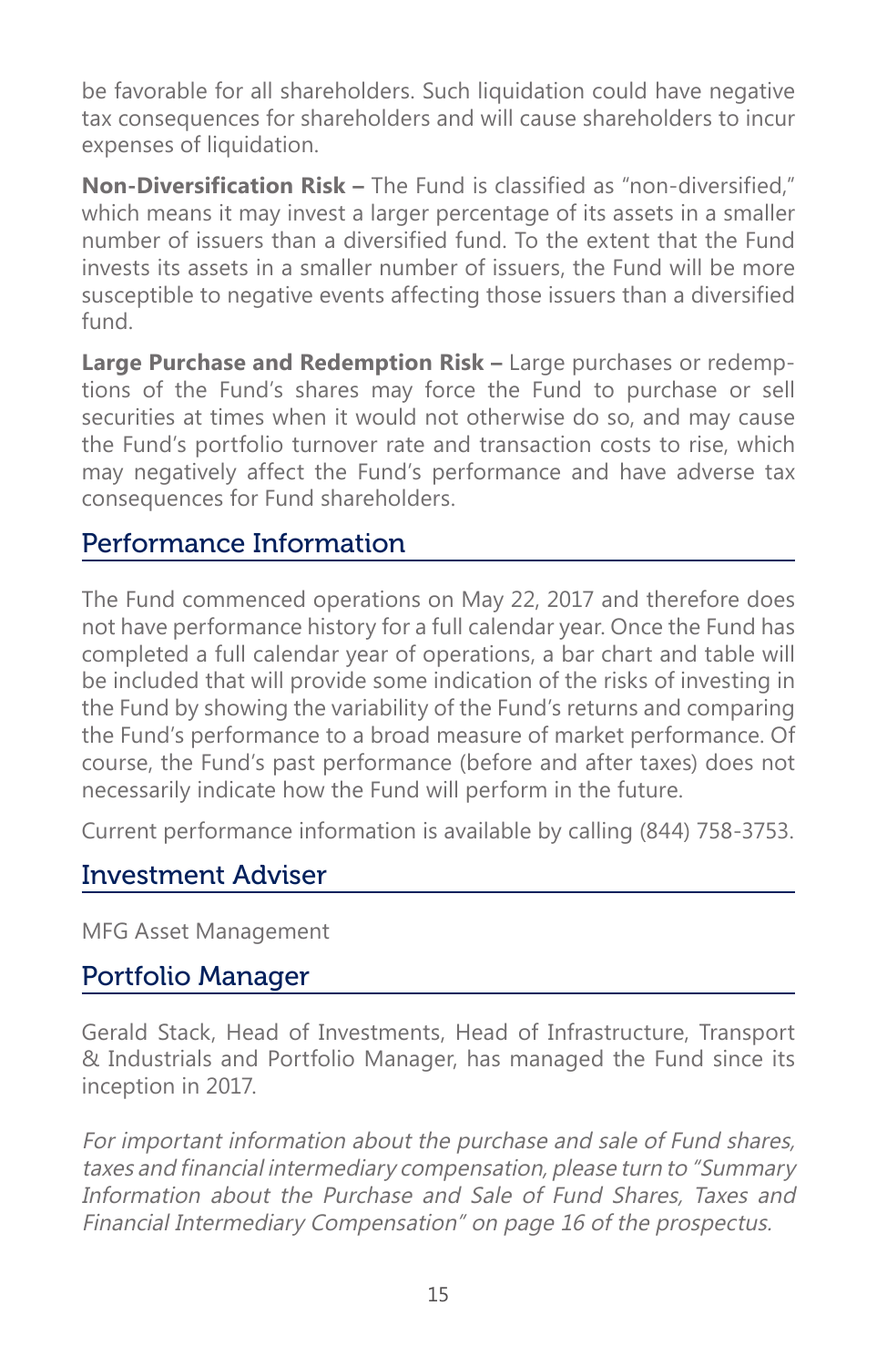be favorable for all shareholders. Such liquidation could have negative tax consequences for shareholders and will cause shareholders to incur expenses of liquidation.

**Non-Diversification Risk –** The Fund is classified as "non-diversified," which means it may invest a larger percentage of its assets in a smaller number of issuers than a diversified fund. To the extent that the Fund invests its assets in a smaller number of issuers, the Fund will be more susceptible to negative events affecting those issuers than a diversified fund.

**Large Purchase and Redemption Risk –** Large purchases or redemptions of the Fund's shares may force the Fund to purchase or sell securities at times when it would not otherwise do so, and may cause the Fund's portfolio turnover rate and transaction costs to rise, which may negatively affect the Fund's performance and have adverse tax consequences for Fund shareholders.

## Performance Information

The Fund commenced operations on May 22, 2017 and therefore does not have performance history for a full calendar year. Once the Fund has completed a full calendar year of operations, a bar chart and table will be included that will provide some indication of the risks of investing in the Fund by showing the variability of the Fund's returns and comparing the Fund's performance to a broad measure of market performance. Of course, the Fund's past performance (before and after taxes) does not necessarily indicate how the Fund will perform in the future.

Current performance information is available by calling (844) 758-3753.

## Investment Adviser

MFG Asset Management

## Portfolio Manager

Gerald Stack, Head of Investments, Head of Infrastructure, Transport & Industrials and Portfolio Manager, has managed the Fund since its inception in 2017.

*For important information about the purchase and sale of Fund shares, taxes and financial intermediary compensation, please turn to "Summary Information about the Purchase and Sale of Fund Shares, Taxes and Financial Intermediary Compensation" on page 16 of the prospectus.*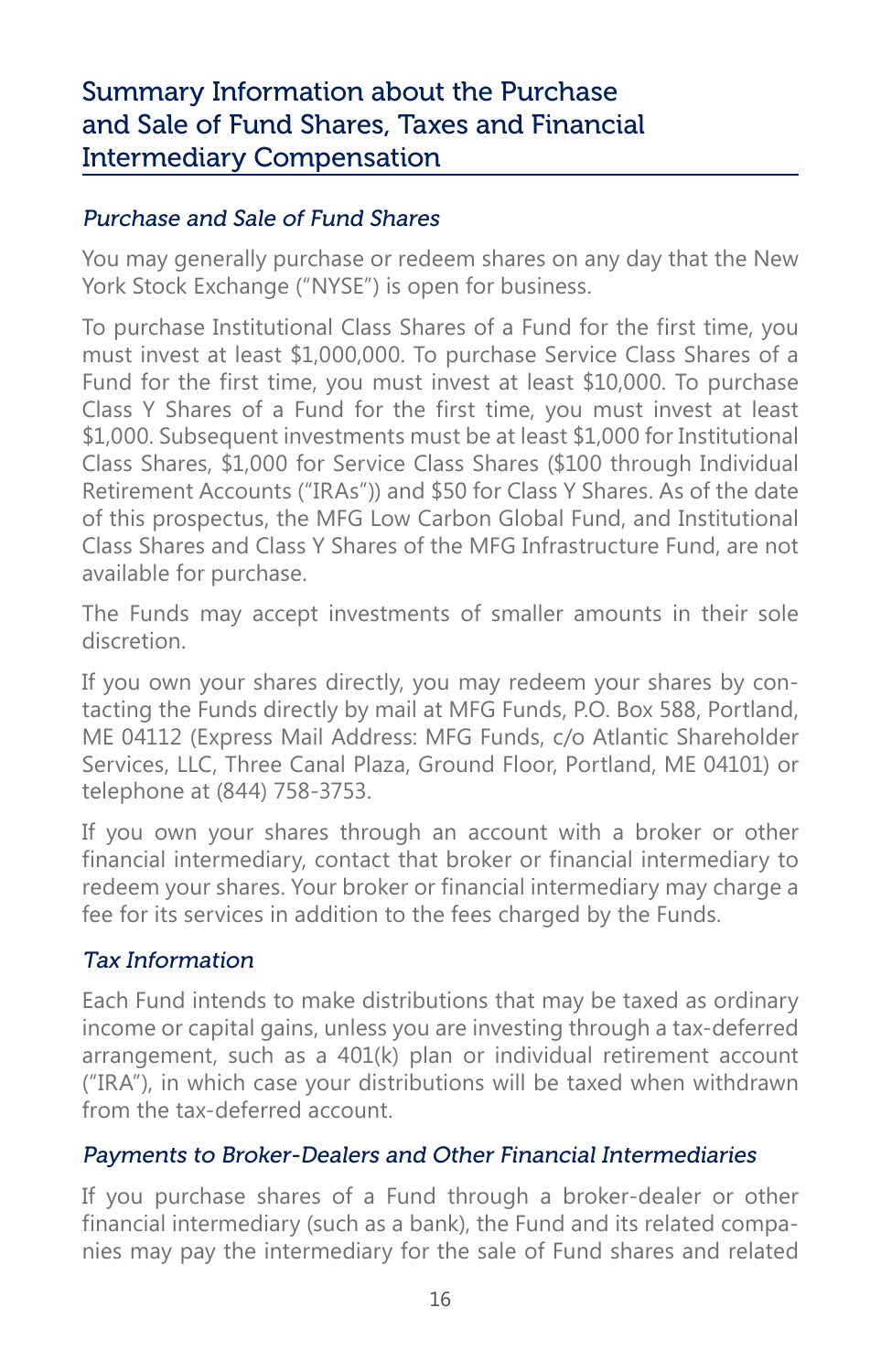## Summary Information about the Purchase and Sale of Fund Shares, Taxes and Financial Intermediary Compensation

### *Purchase and Sale of Fund Shares*

You may generally purchase or redeem shares on any day that the New York Stock Exchange ("NYSE") is open for business.

To purchase Institutional Class Shares of a Fund for the first time, you must invest at least $1,000,000. To purchase Service Class Shares of a Fund for the first time, you must invest at least $10,000. To purchase Class Y Shares of a Fund for the first time, you must invest at least $1,000. Subsequent investments must be at least $1,000 for Institutional Class Shares, $1,000 for Service Class Shares ($100 through Individual Retirement Accounts ("IRAs")) and $50 for Class Y Shares. As of the date of this prospectus, the MFG Low Carbon Global Fund, and Institutional Class Shares and Class Y Shares of the MFG Infrastructure Fund, are not available for purchase.

The Funds may accept investments of smaller amounts in their sole discretion.

If you own your shares directly, you may redeem your shares by contacting the Funds directly by mail at MFG Funds, P.O. Box 588, Portland, ME 04112 (Express Mail Address: MFG Funds, c/o Atlantic Shareholder Services, LLC, Three Canal Plaza, Ground Floor, Portland, ME 04101) or telephone at (844) 758-3753.

If you own your shares through an account with a broker or other financial intermediary, contact that broker or financial intermediary to redeem your shares. Your broker or financial intermediary may charge a fee for its services in addition to the fees charged by the Funds.

### *Tax Information*

Each Fund intends to make distributions that may be taxed as ordinary income or capital gains, unless you are investing through a tax-deferred arrangement, such as a 401(k) plan or individual retirement account ("IRA"), in which case your distributions will be taxed when withdrawn from the tax-deferred account.

### *Payments to Broker-Dealers and Other Financial Intermediaries*

If you purchase shares of a Fund through a broker-dealer or other financial intermediary (such as a bank), the Fund and its related companies may pay the intermediary for the sale of Fund shares and related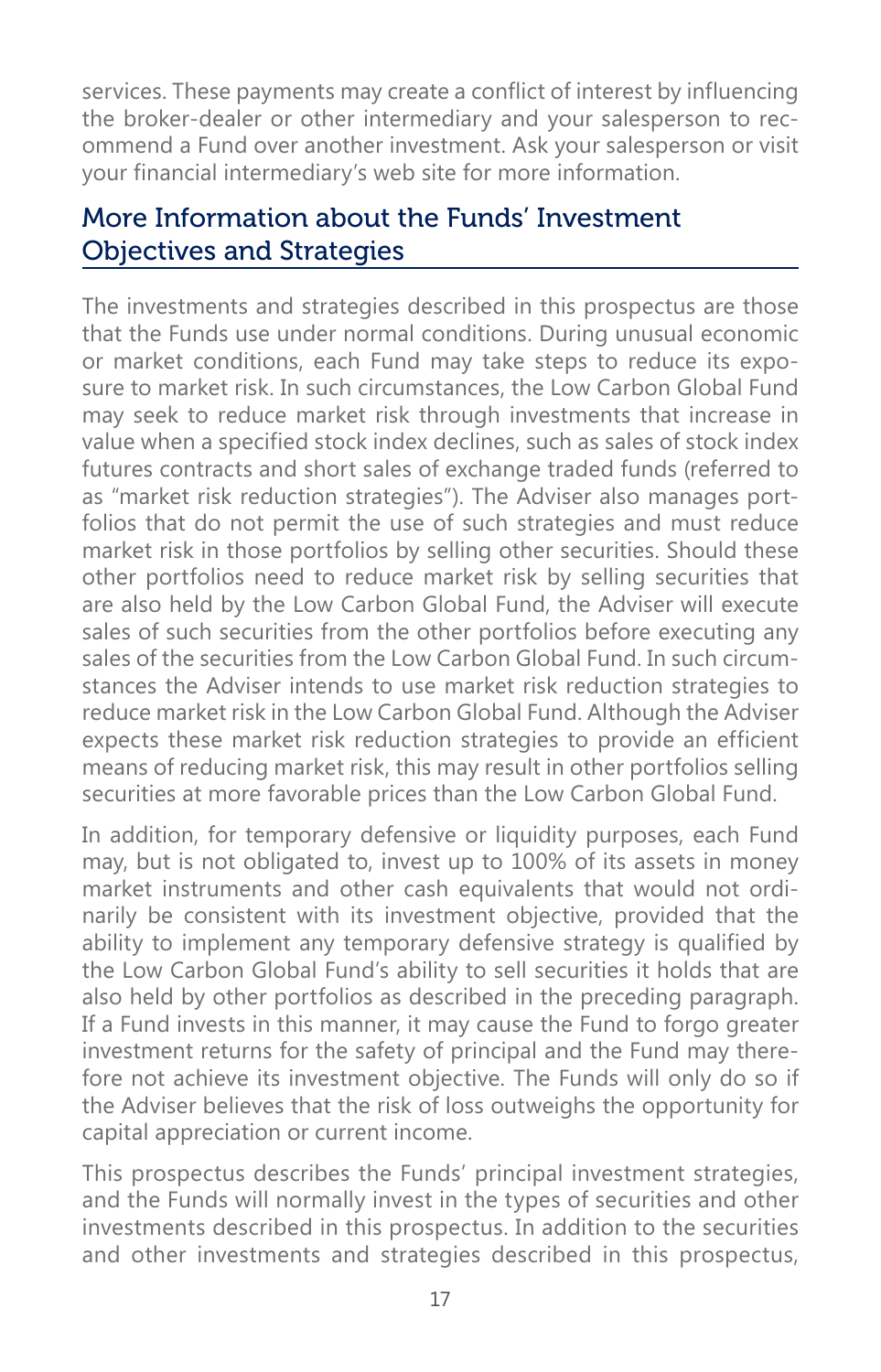services. These payments may create a conflict of interest by influencing the broker-dealer or other intermediary and your salesperson to recommend a Fund over another investment. Ask your salesperson or visit your financial intermediary's web site for more information.

## More Information about the Funds' Investment Objectives and Strategies

The investments and strategies described in this prospectus are those that the Funds use under normal conditions. During unusual economic or market conditions, each Fund may take steps to reduce its exposure to market risk. In such circumstances, the Low Carbon Global Fund may seek to reduce market risk through investments that increase in value when a specified stock index declines, such as sales of stock index futures contracts and short sales of exchange traded funds (referred to as "market risk reduction strategies"). The Adviser also manages portfolios that do not permit the use of such strategies and must reduce market risk in those portfolios by selling other securities. Should these other portfolios need to reduce market risk by selling securities that are also held by the Low Carbon Global Fund, the Adviser will execute sales of such securities from the other portfolios before executing any sales of the securities from the Low Carbon Global Fund. In such circumstances the Adviser intends to use market risk reduction strategies to reduce market risk in the Low Carbon Global Fund. Although the Adviser expects these market risk reduction strategies to provide an efficient means of reducing market risk, this may result in other portfolios selling securities at more favorable prices than the Low Carbon Global Fund.

In addition, for temporary defensive or liquidity purposes, each Fund may, but is not obligated to, invest up to 100% of its assets in money market instruments and other cash equivalents that would not ordinarily be consistent with its investment objective, provided that the ability to implement any temporary defensive strategy is qualified by the Low Carbon Global Fund's ability to sell securities it holds that are also held by other portfolios as described in the preceding paragraph. If a Fund invests in this manner, it may cause the Fund to forgo greater investment returns for the safety of principal and the Fund may therefore not achieve its investment objective. The Funds will only do so if the Adviser believes that the risk of loss outweighs the opportunity for capital appreciation or current income.

This prospectus describes the Funds' principal investment strategies, and the Funds will normally invest in the types of securities and other investments described in this prospectus. In addition to the securities and other investments and strategies described in this prospectus,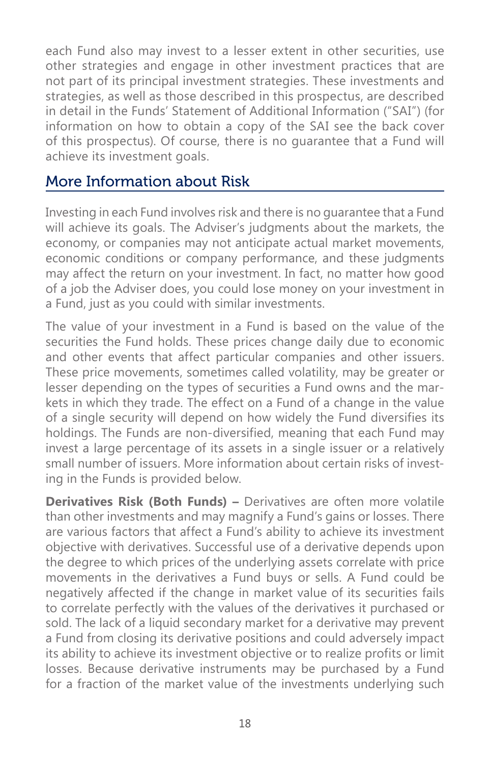each Fund also may invest to a lesser extent in other securities, use other strategies and engage in other investment practices that are not part of its principal investment strategies. These investments and strategies, as well as those described in this prospectus, are described in detail in the Funds' Statement of Additional Information ("SAI") (for information on how to obtain a copy of the SAI see the back cover of this prospectus). Of course, there is no guarantee that a Fund will achieve its investment goals.

## More Information about Risk

Investing in each Fund involves risk and there is no guarantee that a Fund will achieve its goals. The Adviser's judgments about the markets, the economy, or companies may not anticipate actual market movements, economic conditions or company performance, and these judgments may affect the return on your investment. In fact, no matter how good of a job the Adviser does, you could lose money on your investment in a Fund, just as you could with similar investments.

The value of your investment in a Fund is based on the value of the securities the Fund holds. These prices change daily due to economic and other events that affect particular companies and other issuers. These price movements, sometimes called volatility, may be greater or lesser depending on the types of securities a Fund owns and the markets in which they trade. The effect on a Fund of a change in the value of a single security will depend on how widely the Fund diversifies its holdings. The Funds are non-diversified, meaning that each Fund may invest a large percentage of its assets in a single issuer or a relatively small number of issuers. More information about certain risks of investing in the Funds is provided below.

**Derivatives Risk (Both Funds) –** Derivatives are often more volatile than other investments and may magnify a Fund's gains or losses. There are various factors that affect a Fund's ability to achieve its investment objective with derivatives. Successful use of a derivative depends upon the degree to which prices of the underlying assets correlate with price movements in the derivatives a Fund buys or sells. A Fund could be negatively affected if the change in market value of its securities fails to correlate perfectly with the values of the derivatives it purchased or sold. The lack of a liquid secondary market for a derivative may prevent a Fund from closing its derivative positions and could adversely impact its ability to achieve its investment objective or to realize profits or limit losses. Because derivative instruments may be purchased by a Fund for a fraction of the market value of the investments underlying such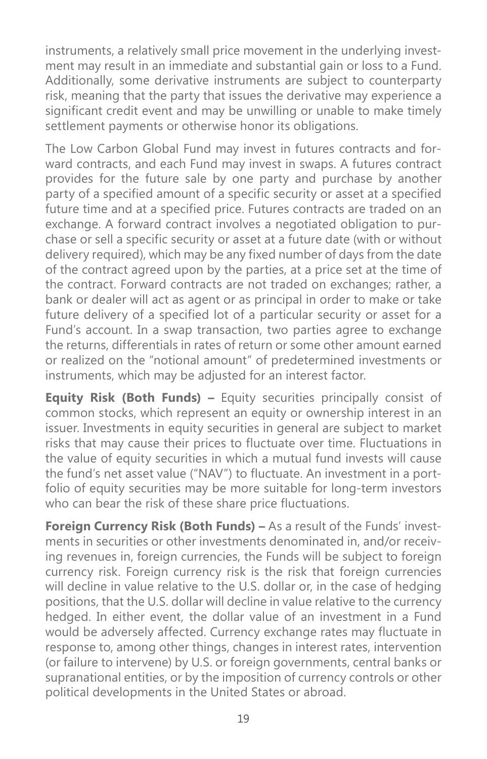instruments, a relatively small price movement in the underlying investment may result in an immediate and substantial gain or loss to a Fund. Additionally, some derivative instruments are subject to counterparty risk, meaning that the party that issues the derivative may experience a significant credit event and may be unwilling or unable to make timely settlement payments or otherwise honor its obligations.

The Low Carbon Global Fund may invest in futures contracts and forward contracts, and each Fund may invest in swaps. A futures contract provides for the future sale by one party and purchase by another party of a specified amount of a specific security or asset at a specified future time and at a specified price. Futures contracts are traded on an exchange. A forward contract involves a negotiated obligation to purchase or sell a specific security or asset at a future date (with or without delivery required), which may be any fixed number of days from the date of the contract agreed upon by the parties, at a price set at the time of the contract. Forward contracts are not traded on exchanges; rather, a bank or dealer will act as agent or as principal in order to make or take future delivery of a specified lot of a particular security or asset for a Fund's account. In a swap transaction, two parties agree to exchange the returns, differentials in rates of return or some other amount earned or realized on the "notional amount" of predetermined investments or instruments, which may be adjusted for an interest factor.

**Equity Risk (Both Funds) –** Equity securities principally consist of common stocks, which represent an equity or ownership interest in an issuer. Investments in equity securities in general are subject to market risks that may cause their prices to fluctuate over time. Fluctuations in the value of equity securities in which a mutual fund invests will cause the fund's net asset value ("NAV") to fluctuate. An investment in a portfolio of equity securities may be more suitable for long-term investors who can bear the risk of these share price fluctuations.

**Foreign Currency Risk (Both Funds) –** As a result of the Funds' investments in securities or other investments denominated in, and/or receiving revenues in, foreign currencies, the Funds will be subject to foreign currency risk. Foreign currency risk is the risk that foreign currencies will decline in value relative to the U.S. dollar or, in the case of hedging positions, that the U.S. dollar will decline in value relative to the currency hedged. In either event, the dollar value of an investment in a Fund would be adversely affected. Currency exchange rates may fluctuate in response to, among other things, changes in interest rates, intervention (or failure to intervene) by U.S. or foreign governments, central banks or supranational entities, or by the imposition of currency controls or other political developments in the United States or abroad.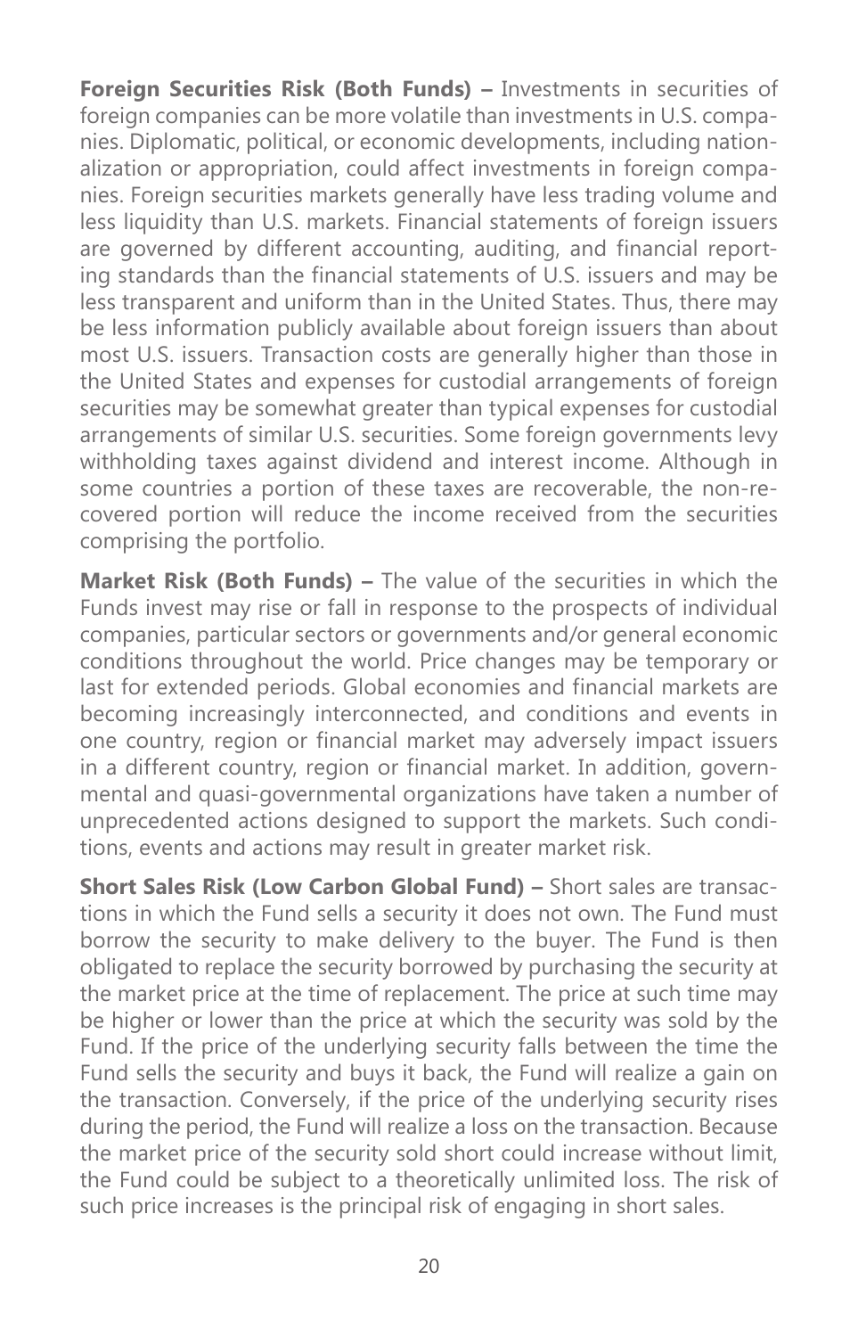**Foreign Securities Risk (Both Funds) –** Investments in securities of foreign companies can be more volatile than investments in U.S. companies. Diplomatic, political, or economic developments, including nationalization or appropriation, could affect investments in foreign companies. Foreign securities markets generally have less trading volume and less liquidity than U.S. markets. Financial statements of foreign issuers are governed by different accounting, auditing, and financial reporting standards than the financial statements of U.S. issuers and may be less transparent and uniform than in the United States. Thus, there may be less information publicly available about foreign issuers than about most U.S. issuers. Transaction costs are generally higher than those in the United States and expenses for custodial arrangements of foreign securities may be somewhat greater than typical expenses for custodial arrangements of similar U.S. securities. Some foreign governments levy withholding taxes against dividend and interest income. Although in some countries a portion of these taxes are recoverable, the non-recovered portion will reduce the income received from the securities comprising the portfolio.

**Market Risk (Both Funds) –** The value of the securities in which the Funds invest may rise or fall in response to the prospects of individual companies, particular sectors or governments and/or general economic conditions throughout the world. Price changes may be temporary or last for extended periods. Global economies and financial markets are becoming increasingly interconnected, and conditions and events in one country, region or financial market may adversely impact issuers in a different country, region or financial market. In addition, governmental and quasi-governmental organizations have taken a number of unprecedented actions designed to support the markets. Such conditions, events and actions may result in greater market risk.

**Short Sales Risk (Low Carbon Global Fund) –** Short sales are transactions in which the Fund sells a security it does not own. The Fund must borrow the security to make delivery to the buyer. The Fund is then obligated to replace the security borrowed by purchasing the security at the market price at the time of replacement. The price at such time may be higher or lower than the price at which the security was sold by the Fund. If the price of the underlying security falls between the time the Fund sells the security and buys it back, the Fund will realize a gain on the transaction. Conversely, if the price of the underlying security rises during the period, the Fund will realize a loss on the transaction. Because the market price of the security sold short could increase without limit, the Fund could be subject to a theoretically unlimited loss. The risk of such price increases is the principal risk of engaging in short sales.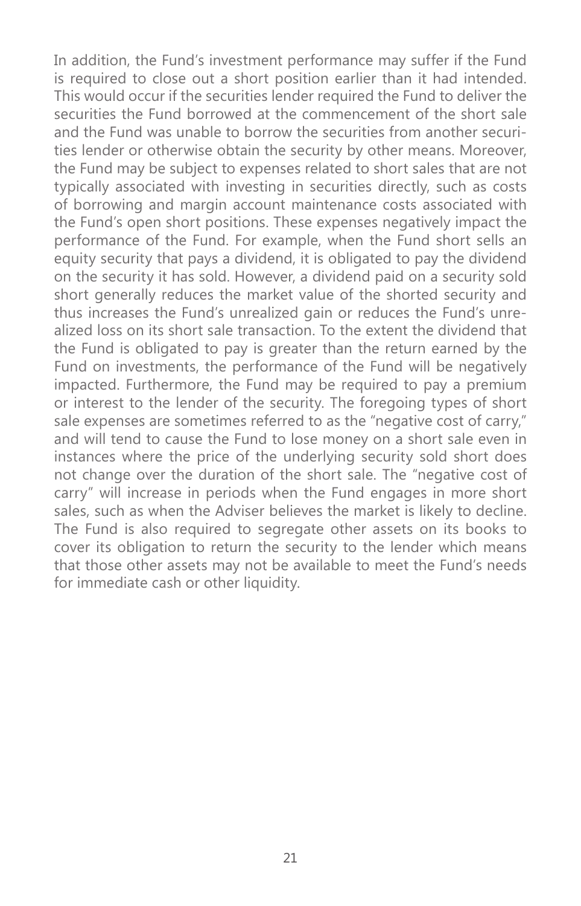In addition, the Fund's investment performance may suffer if the Fund is required to close out a short position earlier than it had intended. This would occur if the securities lender required the Fund to deliver the securities the Fund borrowed at the commencement of the short sale and the Fund was unable to borrow the securities from another securities lender or otherwise obtain the security by other means. Moreover, the Fund may be subject to expenses related to short sales that are not typically associated with investing in securities directly, such as costs of borrowing and margin account maintenance costs associated with the Fund's open short positions. These expenses negatively impact the performance of the Fund. For example, when the Fund short sells an equity security that pays a dividend, it is obligated to pay the dividend on the security it has sold. However, a dividend paid on a security sold short generally reduces the market value of the shorted security and thus increases the Fund's unrealized gain or reduces the Fund's unrealized loss on its short sale transaction. To the extent the dividend that the Fund is obligated to pay is greater than the return earned by the Fund on investments, the performance of the Fund will be negatively impacted. Furthermore, the Fund may be required to pay a premium or interest to the lender of the security. The foregoing types of short sale expenses are sometimes referred to as the "negative cost of carry," and will tend to cause the Fund to lose money on a short sale even in instances where the price of the underlying security sold short does not change over the duration of the short sale. The "negative cost of carry" will increase in periods when the Fund engages in more short sales, such as when the Adviser believes the market is likely to decline. The Fund is also required to segregate other assets on its books to cover its obligation to return the security to the lender which means that those other assets may not be available to meet the Fund's needs for immediate cash or other liquidity.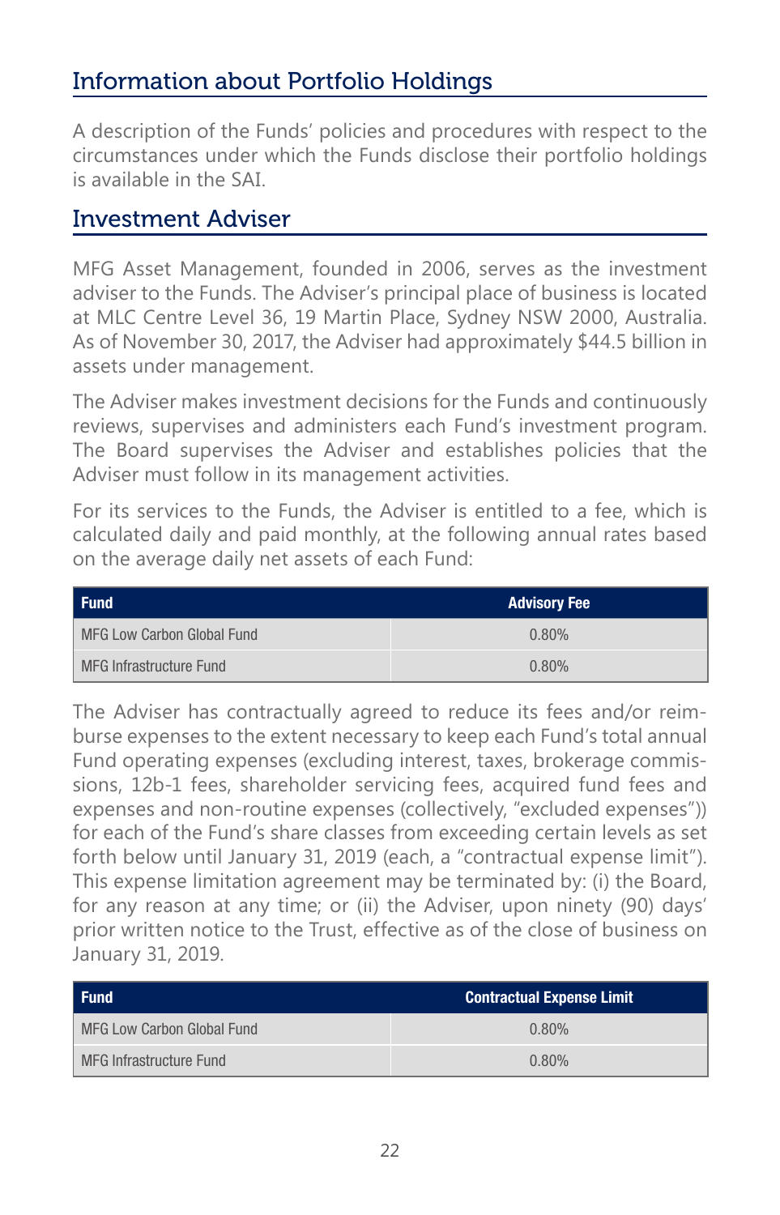## Information about Portfolio Holdings

A description of the Funds' policies and procedures with respect to the circumstances under which the Funds disclose their portfolio holdings is available in the SAI.

## Investment Adviser

MFG Asset Management, founded in 2006, serves as the investment adviser to the Funds. The Adviser's principal place of business is located at MLC Centre Level 36, 19 Martin Place, Sydney NSW 2000, Australia. As of November 30, 2017, the Adviser had approximately $44.5 billion in assets under management.

The Adviser makes investment decisions for the Funds and continuously reviews, supervises and administers each Fund's investment program. The Board supervises the Adviser and establishes policies that the Adviser must follow in its management activities.

For its services to the Funds, the Adviser is entitled to a fee, which is calculated daily and paid monthly, at the following annual rates based on the average daily net assets of each Fund:

| Fund | Advisory Fee |
|---|---|
| MFG Low Carbon Global Fund | 0.80% |
| MFG Infrastructure Fund | 0.80% |

The Adviser has contractually agreed to reduce its fees and/or reimburse expenses to the extent necessary to keep each Fund's total annual Fund operating expenses (excluding interest, taxes, brokerage commissions, 12b-1 fees, shareholder servicing fees, acquired fund fees and expenses and non-routine expenses (collectively, "excluded expenses")) for each of the Fund's share classes from exceeding certain levels as set forth below until January 31, 2019 (each, a "contractual expense limit"). This expense limitation agreement may be terminated by: (i) the Board, for any reason at any time; or (ii) the Adviser, upon ninety (90) days' prior written notice to the Trust, effective as of the close of business on January 31, 2019.

| Fund | Contractual Expense Limit |
|---|---|
| MFG Low Carbon Global Fund | 0.80% |
| MFG Infrastructure Fund | 0.80% |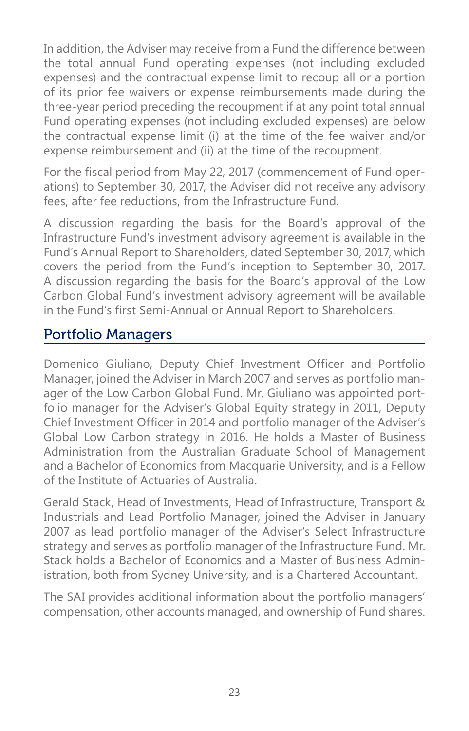In addition, the Adviser may receive from a Fund the difference between the total annual Fund operating expenses (not including excluded expenses) and the contractual expense limit to recoup all or a portion of its prior fee waivers or expense reimbursements made during the three-year period preceding the recoupment if at any point total annual Fund operating expenses (not including excluded expenses) are below the contractual expense limit (i) at the time of the fee waiver and/or expense reimbursement and (ii) at the time of the recoupment.

For the fiscal period from May 22, 2017 (commencement of Fund operations) to September 30, 2017, the Adviser did not receive any advisory fees, after fee reductions, from the Infrastructure Fund.

A discussion regarding the basis for the Board's approval of the Infrastructure Fund's investment advisory agreement is available in the Fund's Annual Report to Shareholders, dated September 30, 2017, which covers the period from the Fund's inception to September 30, 2017. A discussion regarding the basis for the Board's approval of the Low Carbon Global Fund's investment advisory agreement will be available in the Fund's first Semi-Annual or Annual Report to Shareholders.

## Portfolio Managers

Domenico Giuliano, Deputy Chief Investment Officer and Portfolio Manager, joined the Adviser in March 2007 and serves as portfolio manager of the Low Carbon Global Fund. Mr. Giuliano was appointed portfolio manager for the Adviser's Global Equity strategy in 2011, Deputy Chief Investment Officer in 2014 and portfolio manager of the Adviser's Global Low Carbon strategy in 2016. He holds a Master of Business Administration from the Australian Graduate School of Management and a Bachelor of Economics from Macquarie University, and is a Fellow of the Institute of Actuaries of Australia.

Gerald Stack, Head of Investments, Head of Infrastructure, Transport & Industrials and Lead Portfolio Manager, joined the Adviser in January 2007 as lead portfolio manager of the Adviser's Select Infrastructure strategy and serves as portfolio manager of the Infrastructure Fund. Mr. Stack holds a Bachelor of Economics and a Master of Business Administration, both from Sydney University, and is a Chartered Accountant.

The SAI provides additional information about the portfolio managers' compensation, other accounts managed, and ownership of Fund shares.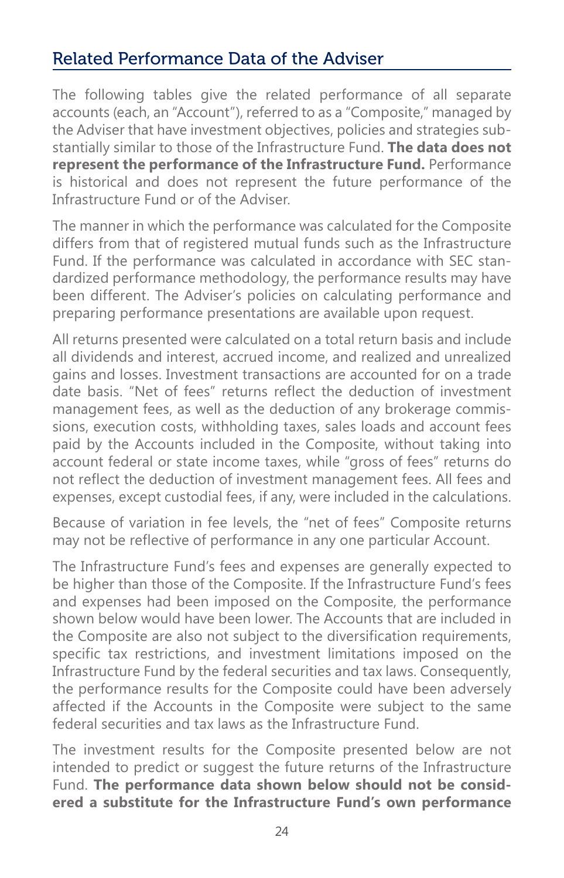## Related Performance Data of the Adviser

The following tables give the related performance of all separate accounts (each, an "Account"), referred to as a "Composite," managed by the Adviser that have investment objectives, policies and strategies substantially similar to those of the Infrastructure Fund. **The data does not represent the performance of the Infrastructure Fund.** Performance is historical and does not represent the future performance of the Infrastructure Fund or of the Adviser.

The manner in which the performance was calculated for the Composite differs from that of registered mutual funds such as the Infrastructure Fund. If the performance was calculated in accordance with SEC standardized performance methodology, the performance results may have been different. The Adviser's policies on calculating performance and preparing performance presentations are available upon request.

All returns presented were calculated on a total return basis and include all dividends and interest, accrued income, and realized and unrealized gains and losses. Investment transactions are accounted for on a trade date basis. "Net of fees" returns reflect the deduction of investment management fees, as well as the deduction of any brokerage commissions, execution costs, withholding taxes, sales loads and account fees paid by the Accounts included in the Composite, without taking into account federal or state income taxes, while "gross of fees" returns do not reflect the deduction of investment management fees. All fees and expenses, except custodial fees, if any, were included in the calculations.

Because of variation in fee levels, the "net of fees" Composite returns may not be reflective of performance in any one particular Account.

The Infrastructure Fund's fees and expenses are generally expected to be higher than those of the Composite. If the Infrastructure Fund's fees and expenses had been imposed on the Composite, the performance shown below would have been lower. The Accounts that are included in the Composite are also not subject to the diversification requirements, specific tax restrictions, and investment limitations imposed on the Infrastructure Fund by the federal securities and tax laws. Consequently, the performance results for the Composite could have been adversely affected if the Accounts in the Composite were subject to the same federal securities and tax laws as the Infrastructure Fund.

The investment results for the Composite presented below are not intended to predict or suggest the future returns of the Infrastructure Fund. **The performance data shown below should not be considered a substitute for the Infrastructure Fund's own performance**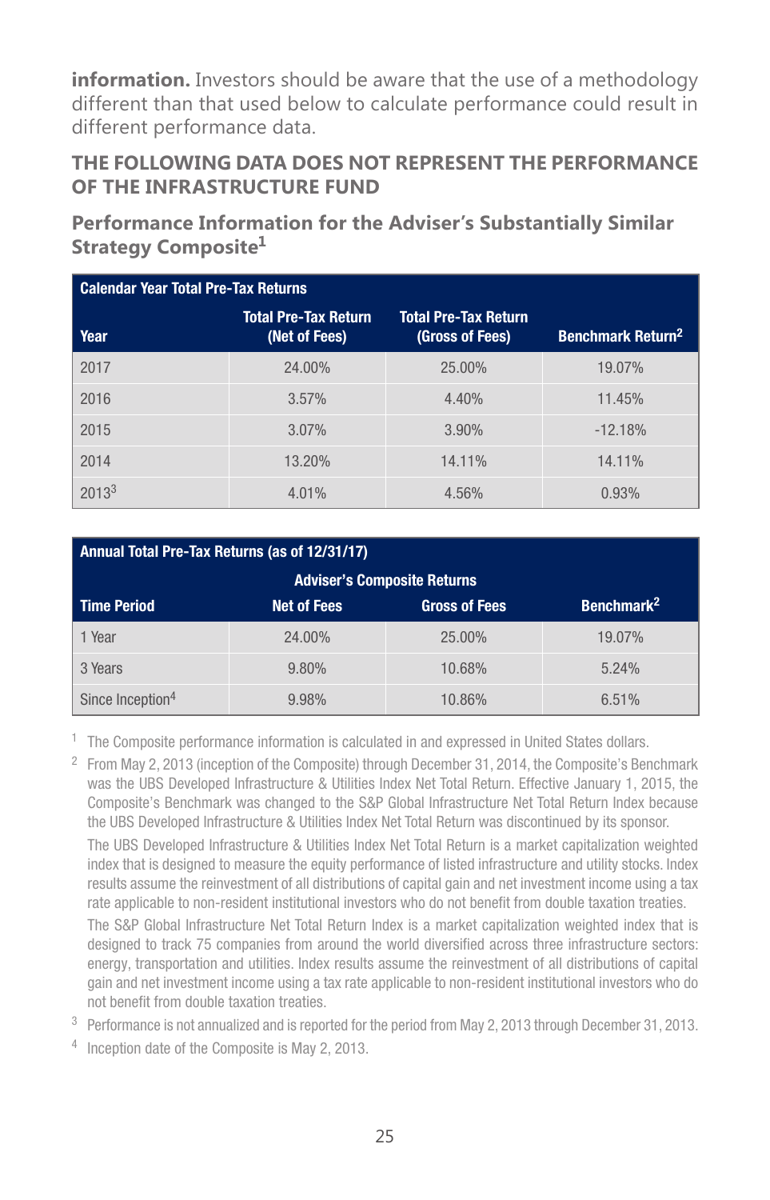**information.** Investors should be aware that the use of a methodology different than that used below to calculate performance could result in different performance data.

## THE FOLLOWING DATA DOES NOT REPRESENT THE PERFORMANCE OF THE INFRASTRUCTURE FUND

### Performance Information for the Adviser's Substantially Similar Strategy Composite[1]

| Calendar Year Total Pre-Tax Returns | | | |
|---|---|---|---|
| Year | Total Pre-Tax Return (Net of Fees) | Total Pre-Tax Return (Gross of Fees) | Benchmark Return[2] |
| 2017 | 24.00% | 25.00% | 19.07% |
| 2016 | 3.57% | 4.40% | 11.45% |
| 2015 | 3.07% | 3.90% | -12.18% |
| 2014 | 13.20% | 14.11% | 14.11% |
| 2013[3] | 4.01% | 4.56% | 0.93% |

| Annual Total Pre-Tax Returns (as of 12/31/17) | | | |
|---|---|---|---|
| | Adviser's Composite Returns | | |
| Time Period | Net of Fees | Gross of Fees | Benchmark[2] |
| 1 Year | 24.00% | 25.00% | 19.07% |
| 3 Years | 9.80% | 10.68% | 5.24% |
| Since Inception[4] | 9.98% | 10.86% | 6.51% |

[1] The Composite performance information is calculated in and expressed in United States dollars.

[2] From May 2, 2013 (inception of the Composite) through December 31, 2014, the Composite's Benchmark was the UBS Developed Infrastructure & Utilities Index Net Total Return. Effective January 1, 2015, the Composite's Benchmark was changed to the S&P Global Infrastructure Net Total Return Index because the UBS Developed Infrastructure & Utilities Index Net Total Return was discontinued by its sponsor.

The UBS Developed Infrastructure & Utilities Index Net Total Return is a market capitalization weighted index that is designed to measure the equity performance of listed infrastructure and utility stocks. Index results assume the reinvestment of all distributions of capital gain and net investment income using a tax rate applicable to non-resident institutional investors who do not benefit from double taxation treaties.

The S&P Global Infrastructure Net Total Return Index is a market capitalization weighted index that is designed to track 75 companies from around the world diversified across three infrastructure sectors: energy, transportation and utilities. Index results assume the reinvestment of all distributions of capital gain and net investment income using a tax rate applicable to non-resident institutional investors who do not benefit from double taxation treaties.

[3] Performance is not annualized and is reported for the period from May 2, 2013 through December 31, 2013.

[4] Inception date of the Composite is May 2, 2013.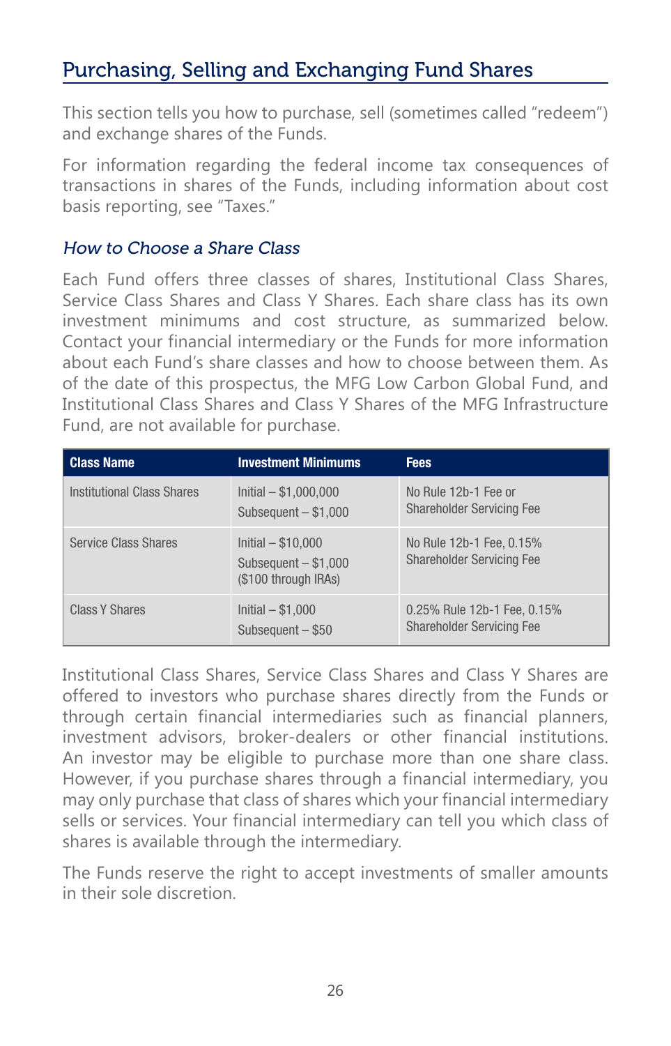## Purchasing, Selling and Exchanging Fund Shares

This section tells you how to purchase, sell (sometimes called "redeem") and exchange shares of the Funds.

For information regarding the federal income tax consequences of transactions in shares of the Funds, including information about cost basis reporting, see "Taxes."

### *How to Choose a Share Class*

Each Fund offers three classes of shares, Institutional Class Shares, Service Class Shares and Class Y Shares. Each share class has its own investment minimums and cost structure, as summarized below. Contact your financial intermediary or the Funds for more information about each Fund's share classes and how to choose between them. As of the date of this prospectus, the MFG Low Carbon Global Fund, and Institutional Class Shares and Class Y Shares of the MFG Infrastructure Fund, are not available for purchase.

| Class Name | Investment Minimums | Fees |
|---|---|---|
| Institutional Class Shares | Initial – $1,000,000<br>Subsequent – $1,000 | No Rule 12b-1 Fee or Shareholder Servicing Fee |
| Service Class Shares | Initial – $10,000<br>Subsequent – $1,000<br>($100 through IRAs) | No Rule 12b-1 Fee, 0.15% Shareholder Servicing Fee |
| Class Y Shares | Initial – $1,000<br>Subsequent – $50 | 0.25% Rule 12b-1 Fee, 0.15% Shareholder Servicing Fee |

Institutional Class Shares, Service Class Shares and Class Y Shares are offered to investors who purchase shares directly from the Funds or through certain financial intermediaries such as financial planners, investment advisors, broker-dealers or other financial institutions. An investor may be eligible to purchase more than one share class. However, if you purchase shares through a financial intermediary, you may only purchase that class of shares which your financial intermediary sells or services. Your financial intermediary can tell you which class of shares is available through the intermediary.

The Funds reserve the right to accept investments of smaller amounts in their sole discretion.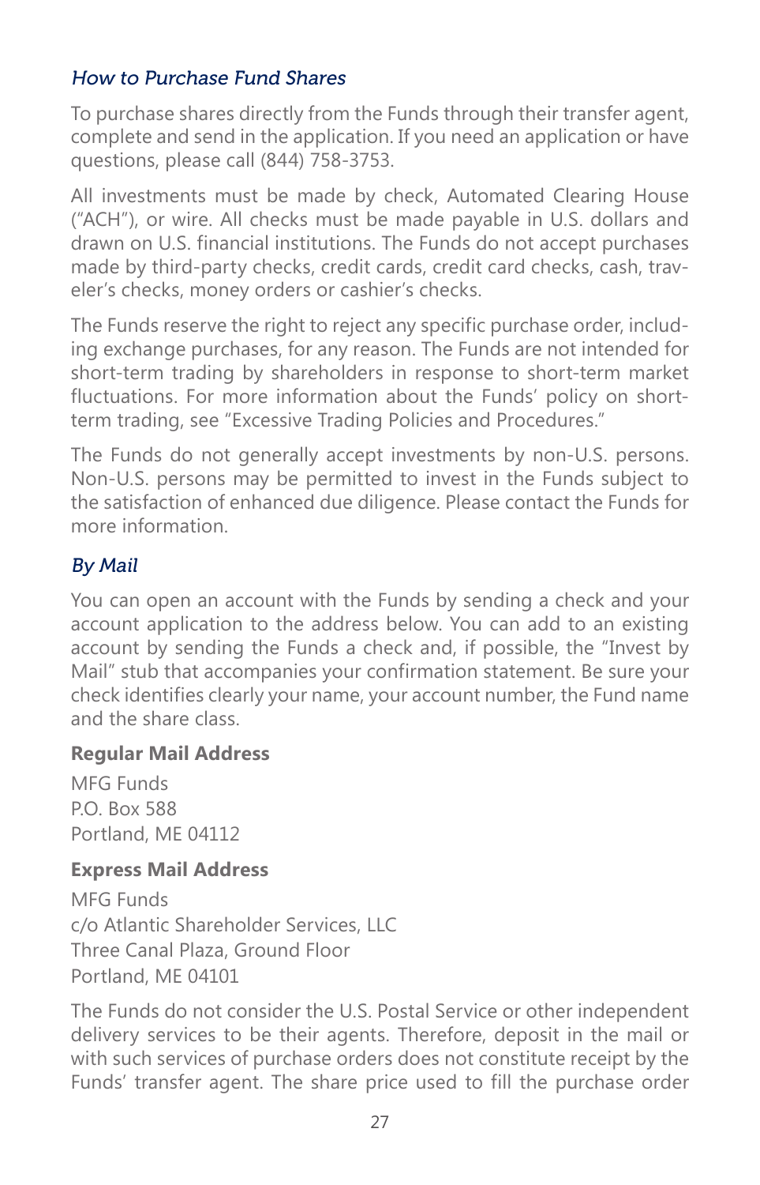### *How to Purchase Fund Shares*

To purchase shares directly from the Funds through their transfer agent, complete and send in the application. If you need an application or have questions, please call (844) 758-3753.

All investments must be made by check, Automated Clearing House ("ACH"), or wire. All checks must be made payable in U.S. dollars and drawn on U.S. financial institutions. The Funds do not accept purchases made by third-party checks, credit cards, credit card checks, cash, traveler's checks, money orders or cashier's checks.

The Funds reserve the right to reject any specific purchase order, including exchange purchases, for any reason. The Funds are not intended for short-term trading by shareholders in response to short-term market fluctuations. For more information about the Funds' policy on short-term trading, see "Excessive Trading Policies and Procedures."

The Funds do not generally accept investments by non-U.S. persons. Non-U.S. persons may be permitted to invest in the Funds subject to the satisfaction of enhanced due diligence. Please contact the Funds for more information.

### *By Mail*

You can open an account with the Funds by sending a check and your account application to the address below. You can add to an existing account by sending the Funds a check and, if possible, the "Invest by Mail" stub that accompanies your confirmation statement. Be sure your check identifies clearly your name, your account number, the Fund name and the share class.

**Regular Mail Address**

MFG Funds
P.O. Box 588
Portland, ME 04112

**Express Mail Address**

MFG Funds
c/o Atlantic Shareholder Services, LLC
Three Canal Plaza, Ground Floor
Portland, ME 04101

The Funds do not consider the U.S. Postal Service or other independent delivery services to be their agents. Therefore, deposit in the mail or with such services of purchase orders does not constitute receipt by the Funds' transfer agent. The share price used to fill the purchase order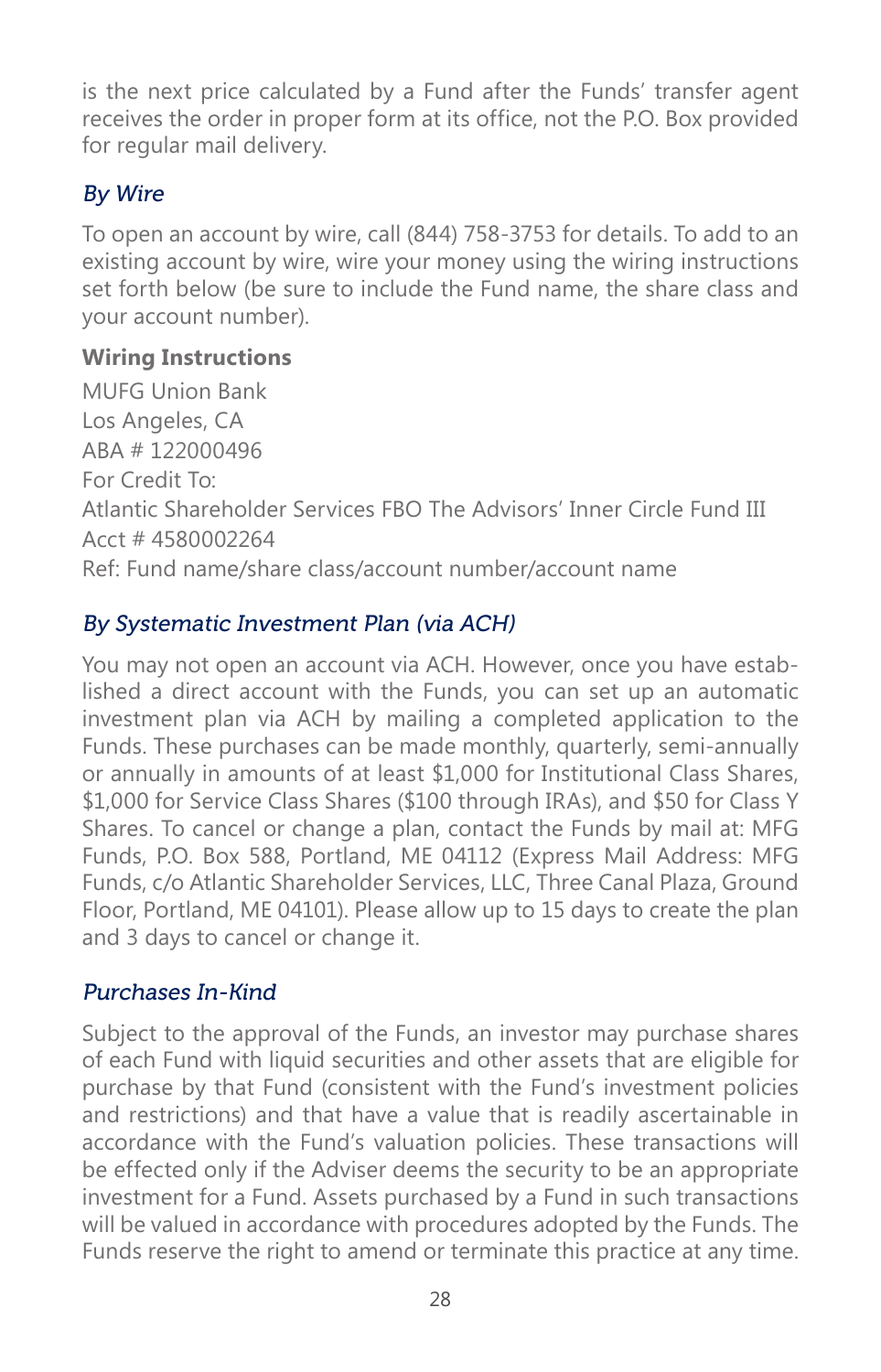is the next price calculated by a Fund after the Funds' transfer agent receives the order in proper form at its office, not the P.O. Box provided for regular mail delivery.

### *By Wire*

To open an account by wire, call (844) 758-3753 for details. To add to an existing account by wire, wire your money using the wiring instructions set forth below (be sure to include the Fund name, the share class and your account number).

**Wiring Instructions**

MUFG Union Bank  
Los Angeles, CA  
ABA # 122000496  
For Credit To:  
Atlantic Shareholder Services FBO The Advisors' Inner Circle Fund III  
Acct # 4580002264  
Ref: Fund name/share class/account number/account name

### *By Systematic Investment Plan (via ACH)*

You may not open an account via ACH. However, once you have established a direct account with the Funds, you can set up an automatic investment plan via ACH by mailing a completed application to the Funds. These purchases can be made monthly, quarterly, semi-annually or annually in amounts of at least $1,000 for Institutional Class Shares, $1,000 for Service Class Shares ($100 through IRAs), and $50 for Class Y Shares. To cancel or change a plan, contact the Funds by mail at: MFG Funds, P.O. Box 588, Portland, ME 04112 (Express Mail Address: MFG Funds, c/o Atlantic Shareholder Services, LLC, Three Canal Plaza, Ground Floor, Portland, ME 04101). Please allow up to 15 days to create the plan and 3 days to cancel or change it.

### *Purchases In-Kind*

Subject to the approval of the Funds, an investor may purchase shares of each Fund with liquid securities and other assets that are eligible for purchase by that Fund (consistent with the Fund's investment policies and restrictions) and that have a value that is readily ascertainable in accordance with the Fund's valuation policies. These transactions will be effected only if the Adviser deems the security to be an appropriate investment for a Fund. Assets purchased by a Fund in such transactions will be valued in accordance with procedures adopted by the Funds. The Funds reserve the right to amend or terminate this practice at any time.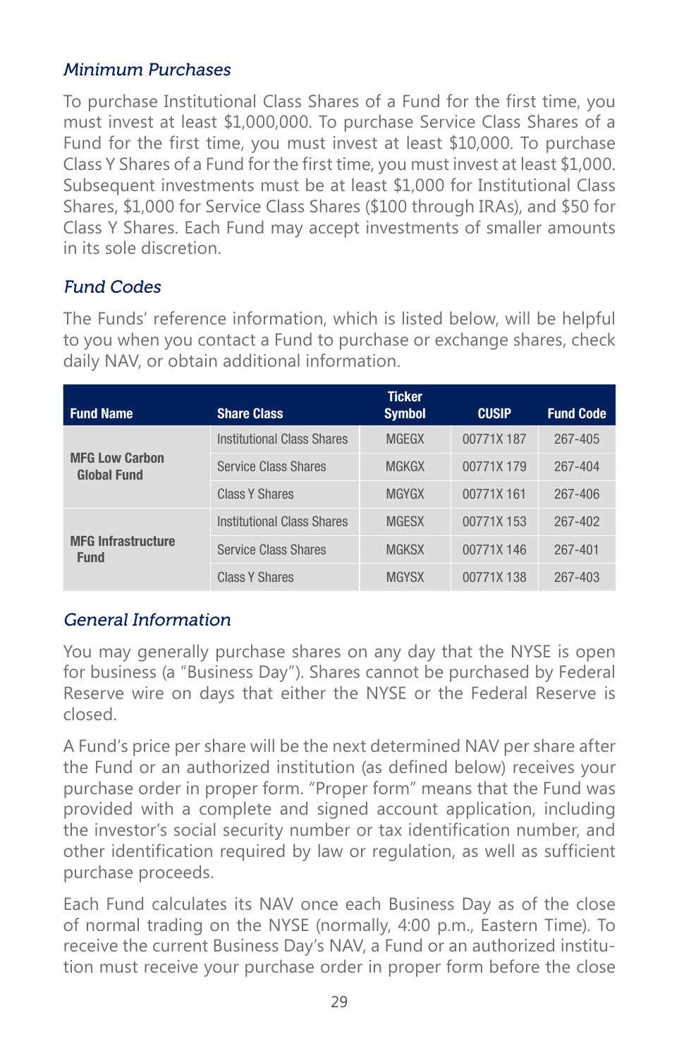### *Minimum Purchases*

To purchase Institutional Class Shares of a Fund for the first time, you must invest at least $1,000,000. To purchase Service Class Shares of a Fund for the first time, you must invest at least $10,000. To purchase Class Y Shares of a Fund for the first time, you must invest at least $1,000. Subsequent investments must be at least $1,000 for Institutional Class Shares, $1,000 for Service Class Shares ($100 through IRAs), and $50 for Class Y Shares. Each Fund may accept investments of smaller amounts in its sole discretion.

### *Fund Codes*

The Funds' reference information, which is listed below, will be helpful to you when you contact a Fund to purchase or exchange shares, check daily NAV, or obtain additional information.

| Fund Name | Share Class | Ticker Symbol | CUSIP | Fund Code |
|---|---|---|---|---|
| MFG Low Carbon Global Fund | Institutional Class Shares | MGEGX | 00771X 187 | 267-405 |
| | Service Class Shares | MGKGX | 00771X 179 | 267-404 |
| | Class Y Shares | MGYGX | 00771X 161 | 267-406 |
| MFG Infrastructure Fund | Institutional Class Shares | MGESX | 00771X 153 | 267-402 |
| | Service Class Shares | MGKSX | 00771X 146 | 267-401 |
| | Class Y Shares | MGYSX | 00771X 138 | 267-403 |

### *General Information*

You may generally purchase shares on any day that the NYSE is open for business (a "Business Day"). Shares cannot be purchased by Federal Reserve wire on days that either the NYSE or the Federal Reserve is closed.

A Fund's price per share will be the next determined NAV per share after the Fund or an authorized institution (as defined below) receives your purchase order in proper form. "Proper form" means that the Fund was provided with a complete and signed account application, including the investor's social security number or tax identification number, and other identification required by law or regulation, as well as sufficient purchase proceeds.

Each Fund calculates its NAV once each Business Day as of the close of normal trading on the NYSE (normally, 4:00 p.m., Eastern Time). To receive the current Business Day's NAV, a Fund or an authorized institution must receive your purchase order in proper form before the close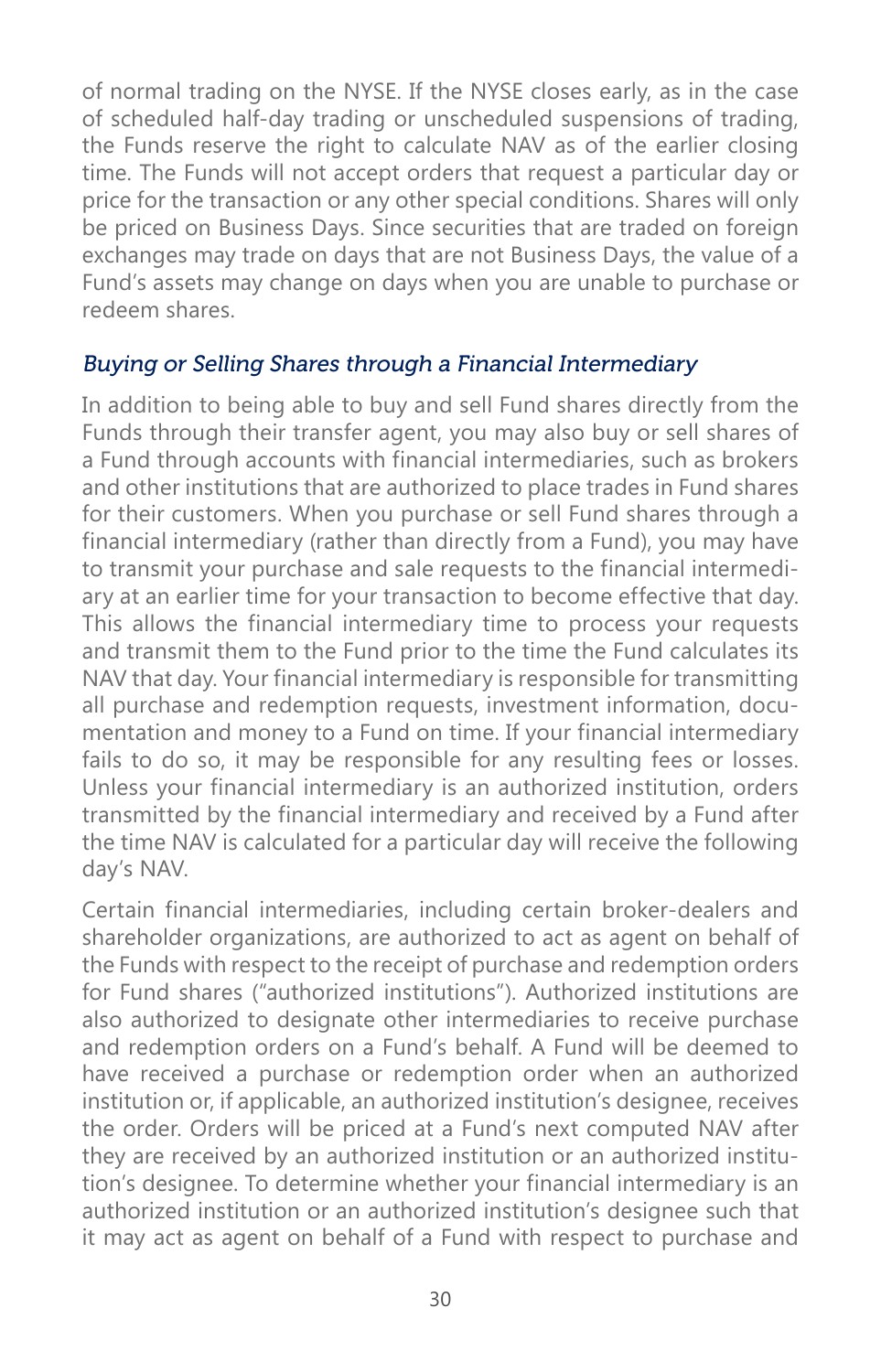of normal trading on the NYSE. If the NYSE closes early, as in the case of scheduled half-day trading or unscheduled suspensions of trading, the Funds reserve the right to calculate NAV as of the earlier closing time. The Funds will not accept orders that request a particular day or price for the transaction or any other special conditions. Shares will only be priced on Business Days. Since securities that are traded on foreign exchanges may trade on days that are not Business Days, the value of a Fund's assets may change on days when you are unable to purchase or redeem shares.

### *Buying or Selling Shares through a Financial Intermediary*

In addition to being able to buy and sell Fund shares directly from the Funds through their transfer agent, you may also buy or sell shares of a Fund through accounts with financial intermediaries, such as brokers and other institutions that are authorized to place trades in Fund shares for their customers. When you purchase or sell Fund shares through a financial intermediary (rather than directly from a Fund), you may have to transmit your purchase and sale requests to the financial intermediary at an earlier time for your transaction to become effective that day. This allows the financial intermediary time to process your requests and transmit them to the Fund prior to the time the Fund calculates its NAV that day. Your financial intermediary is responsible for transmitting all purchase and redemption requests, investment information, documentation and money to a Fund on time. If your financial intermediary fails to do so, it may be responsible for any resulting fees or losses. Unless your financial intermediary is an authorized institution, orders transmitted by the financial intermediary and received by a Fund after the time NAV is calculated for a particular day will receive the following day's NAV.

Certain financial intermediaries, including certain broker-dealers and shareholder organizations, are authorized to act as agent on behalf of the Funds with respect to the receipt of purchase and redemption orders for Fund shares ("authorized institutions"). Authorized institutions are also authorized to designate other intermediaries to receive purchase and redemption orders on a Fund's behalf. A Fund will be deemed to have received a purchase or redemption order when an authorized institution or, if applicable, an authorized institution's designee, receives the order. Orders will be priced at a Fund's next computed NAV after they are received by an authorized institution or an authorized institution's designee. To determine whether your financial intermediary is an authorized institution or an authorized institution's designee such that it may act as agent on behalf of a Fund with respect to purchase and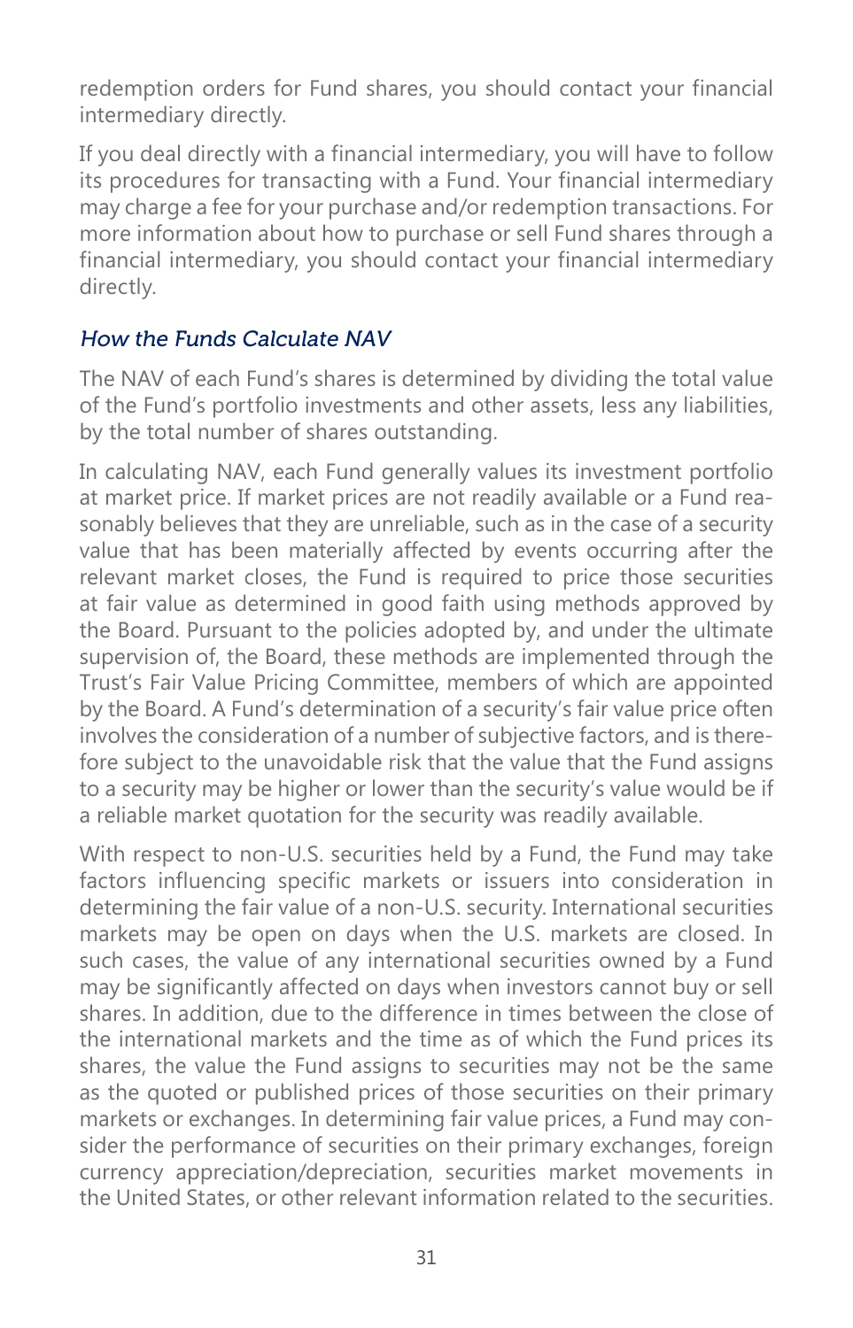redemption orders for Fund shares, you should contact your financial intermediary directly.

If you deal directly with a financial intermediary, you will have to follow its procedures for transacting with a Fund. Your financial intermediary may charge a fee for your purchase and/or redemption transactions. For more information about how to purchase or sell Fund shares through a financial intermediary, you should contact your financial intermediary directly.

### *How the Funds Calculate NAV*

The NAV of each Fund's shares is determined by dividing the total value of the Fund's portfolio investments and other assets, less any liabilities, by the total number of shares outstanding.

In calculating NAV, each Fund generally values its investment portfolio at market price. If market prices are not readily available or a Fund reasonably believes that they are unreliable, such as in the case of a security value that has been materially affected by events occurring after the relevant market closes, the Fund is required to price those securities at fair value as determined in good faith using methods approved by the Board. Pursuant to the policies adopted by, and under the ultimate supervision of, the Board, these methods are implemented through the Trust's Fair Value Pricing Committee, members of which are appointed by the Board. A Fund's determination of a security's fair value price often involves the consideration of a number of subjective factors, and is therefore subject to the unavoidable risk that the value that the Fund assigns to a security may be higher or lower than the security's value would be if a reliable market quotation for the security was readily available.

With respect to non-U.S. securities held by a Fund, the Fund may take factors influencing specific markets or issuers into consideration in determining the fair value of a non-U.S. security. International securities markets may be open on days when the U.S. markets are closed. In such cases, the value of any international securities owned by a Fund may be significantly affected on days when investors cannot buy or sell shares. In addition, due to the difference in times between the close of the international markets and the time as of which the Fund prices its shares, the value the Fund assigns to securities may not be the same as the quoted or published prices of those securities on their primary markets or exchanges. In determining fair value prices, a Fund may consider the performance of securities on their primary exchanges, foreign currency appreciation/depreciation, securities market movements in the United States, or other relevant information related to the securities.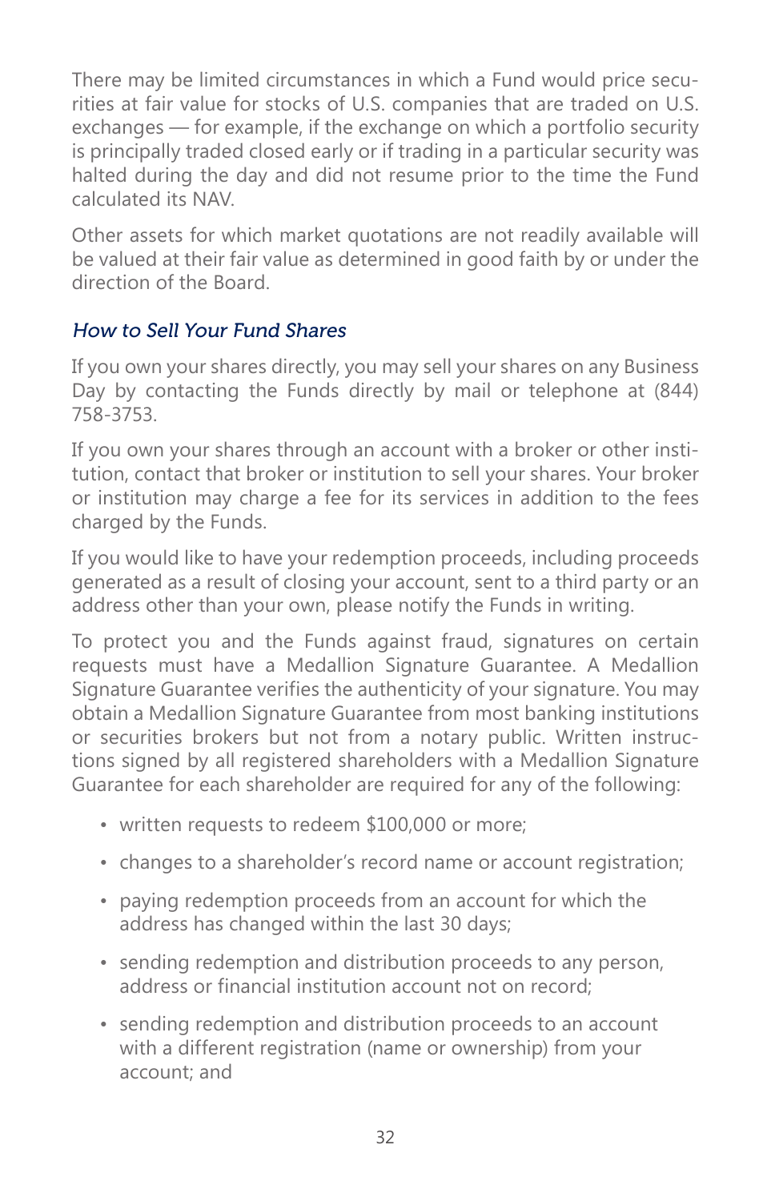There may be limited circumstances in which a Fund would price securities at fair value for stocks of U.S. companies that are traded on U.S. exchanges — for example, if the exchange on which a portfolio security is principally traded closed early or if trading in a particular security was halted during the day and did not resume prior to the time the Fund calculated its NAV.

Other assets for which market quotations are not readily available will be valued at their fair value as determined in good faith by or under the direction of the Board.

### *How to Sell Your Fund Shares*

If you own your shares directly, you may sell your shares on any Business Day by contacting the Funds directly by mail or telephone at (844) 758-3753.

If you own your shares through an account with a broker or other institution, contact that broker or institution to sell your shares. Your broker or institution may charge a fee for its services in addition to the fees charged by the Funds.

If you would like to have your redemption proceeds, including proceeds generated as a result of closing your account, sent to a third party or an address other than your own, please notify the Funds in writing.

To protect you and the Funds against fraud, signatures on certain requests must have a Medallion Signature Guarantee. A Medallion Signature Guarantee verifies the authenticity of your signature. You may obtain a Medallion Signature Guarantee from most banking institutions or securities brokers but not from a notary public. Written instructions signed by all registered shareholders with a Medallion Signature Guarantee for each shareholder are required for any of the following:

- written requests to redeem $100,000 or more;
- changes to a shareholder's record name or account registration;
- paying redemption proceeds from an account for which the address has changed within the last 30 days;
- sending redemption and distribution proceeds to any person, address or financial institution account not on record;
- sending redemption and distribution proceeds to an account with a different registration (name or ownership) from your account; and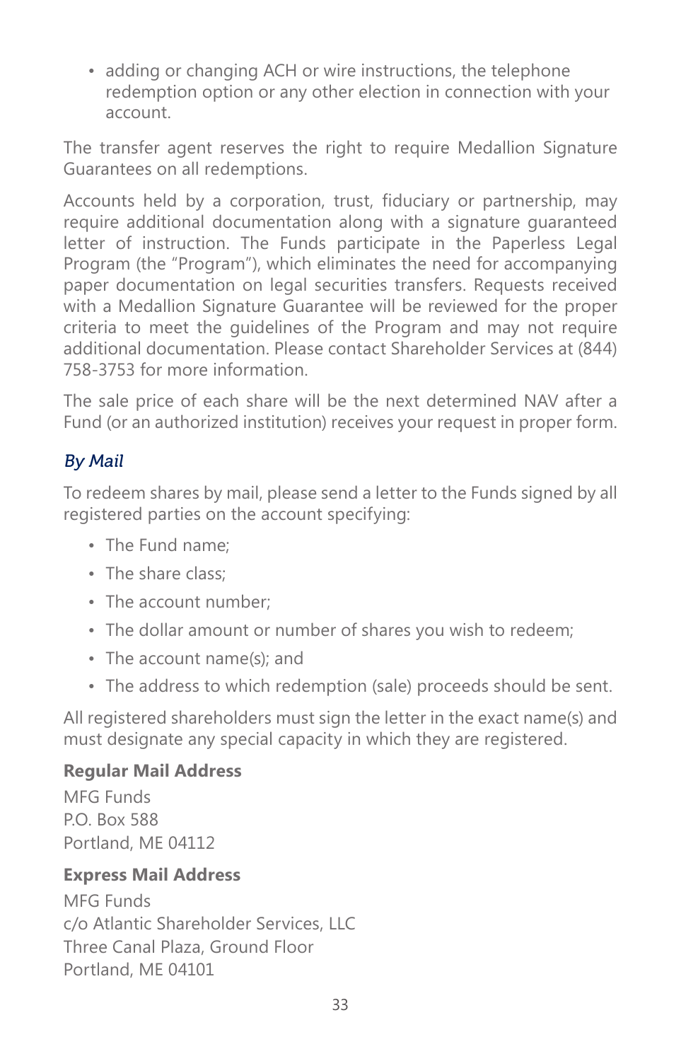- adding or changing ACH or wire instructions, the telephone redemption option or any other election in connection with your account.

The transfer agent reserves the right to require Medallion Signature Guarantees on all redemptions.

Accounts held by a corporation, trust, fiduciary or partnership, may require additional documentation along with a signature guaranteed letter of instruction. The Funds participate in the Paperless Legal Program (the "Program"), which eliminates the need for accompanying paper documentation on legal securities transfers. Requests received with a Medallion Signature Guarantee will be reviewed for the proper criteria to meet the guidelines of the Program and may not require additional documentation. Please contact Shareholder Services at (844) 758-3753 for more information.

The sale price of each share will be the next determined NAV after a Fund (or an authorized institution) receives your request in proper form.

### *By Mail*

To redeem shares by mail, please send a letter to the Funds signed by all registered parties on the account specifying:

- The Fund name;
- The share class;
- The account number;
- The dollar amount or number of shares you wish to redeem;
- The account name(s); and
- The address to which redemption (sale) proceeds should be sent.

All registered shareholders must sign the letter in the exact name(s) and must designate any special capacity in which they are registered.

**Regular Mail Address**

MFG Funds
P.O. Box 588
Portland, ME 04112

**Express Mail Address**

MFG Funds
c/o Atlantic Shareholder Services, LLC
Three Canal Plaza, Ground Floor
Portland, ME 04101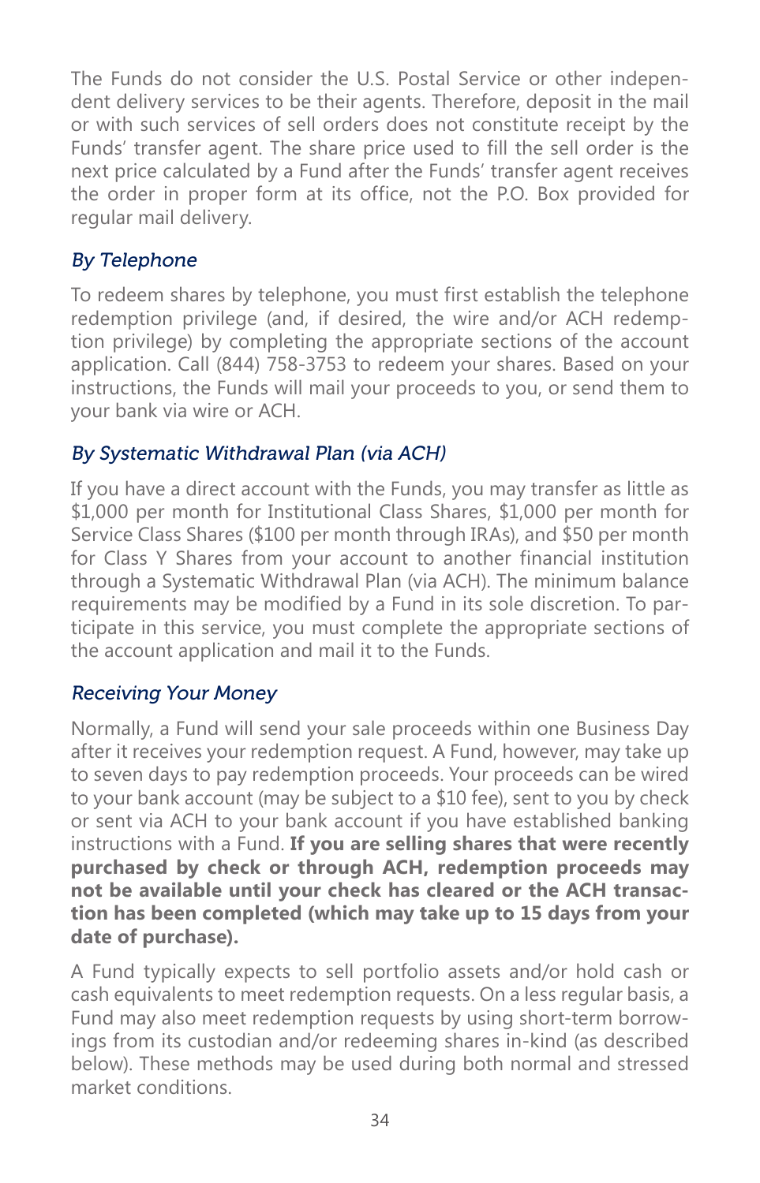The Funds do not consider the U.S. Postal Service or other independent delivery services to be their agents. Therefore, deposit in the mail or with such services of sell orders does not constitute receipt by the Funds' transfer agent. The share price used to fill the sell order is the next price calculated by a Fund after the Funds' transfer agent receives the order in proper form at its office, not the P.O. Box provided for regular mail delivery.

### *By Telephone*

To redeem shares by telephone, you must first establish the telephone redemption privilege (and, if desired, the wire and/or ACH redemption privilege) by completing the appropriate sections of the account application. Call (844) 758-3753 to redeem your shares. Based on your instructions, the Funds will mail your proceeds to you, or send them to your bank via wire or ACH.

### *By Systematic Withdrawal Plan (via ACH)*

If you have a direct account with the Funds, you may transfer as little as $1,000 per month for Institutional Class Shares, $1,000 per month for Service Class Shares ($100 per month through IRAs), and $50 per month for Class Y Shares from your account to another financial institution through a Systematic Withdrawal Plan (via ACH). The minimum balance requirements may be modified by a Fund in its sole discretion. To participate in this service, you must complete the appropriate sections of the account application and mail it to the Funds.

### *Receiving Your Money*

Normally, a Fund will send your sale proceeds within one Business Day after it receives your redemption request. A Fund, however, may take up to seven days to pay redemption proceeds. Your proceeds can be wired to your bank account (may be subject to a $10 fee), sent to you by check or sent via ACH to your bank account if you have established banking instructions with a Fund. **If you are selling shares that were recently purchased by check or through ACH, redemption proceeds may not be available until your check has cleared or the ACH transaction has been completed (which may take up to 15 days from your date of purchase).**

A Fund typically expects to sell portfolio assets and/or hold cash or cash equivalents to meet redemption requests. On a less regular basis, a Fund may also meet redemption requests by using short-term borrowings from its custodian and/or redeeming shares in-kind (as described below). These methods may be used during both normal and stressed market conditions.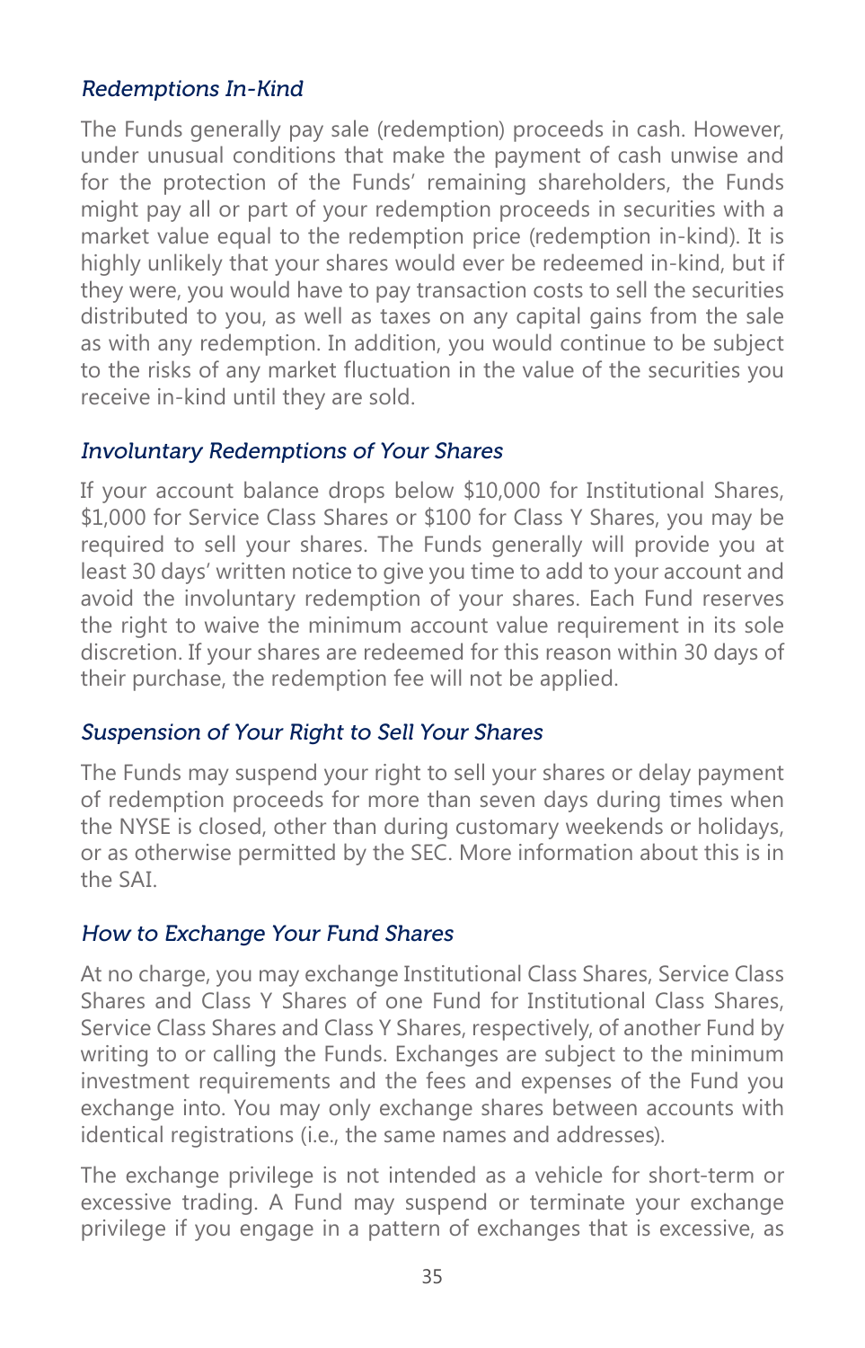*Redemptions In-Kind*

The Funds generally pay sale (redemption) proceeds in cash. However, under unusual conditions that make the payment of cash unwise and for the protection of the Funds' remaining shareholders, the Funds might pay all or part of your redemption proceeds in securities with a market value equal to the redemption price (redemption in-kind). It is highly unlikely that your shares would ever be redeemed in-kind, but if they were, you would have to pay transaction costs to sell the securities distributed to you, as well as taxes on any capital gains from the sale as with any redemption. In addition, you would continue to be subject to the risks of any market fluctuation in the value of the securities you receive in-kind until they are sold.

*Involuntary Redemptions of Your Shares*

If your account balance drops below $10,000 for Institutional Shares, $1,000 for Service Class Shares or $100 for Class Y Shares, you may be required to sell your shares. The Funds generally will provide you at least 30 days' written notice to give you time to add to your account and avoid the involuntary redemption of your shares. Each Fund reserves the right to waive the minimum account value requirement in its sole discretion. If your shares are redeemed for this reason within 30 days of their purchase, the redemption fee will not be applied.

*Suspension of Your Right to Sell Your Shares*

The Funds may suspend your right to sell your shares or delay payment of redemption proceeds for more than seven days during times when the NYSE is closed, other than during customary weekends or holidays, or as otherwise permitted by the SEC. More information about this is in the SAI.

*How to Exchange Your Fund Shares*

At no charge, you may exchange Institutional Class Shares, Service Class Shares and Class Y Shares of one Fund for Institutional Class Shares, Service Class Shares and Class Y Shares, respectively, of another Fund by writing to or calling the Funds. Exchanges are subject to the minimum investment requirements and the fees and expenses of the Fund you exchange into. You may only exchange shares between accounts with identical registrations (i.e., the same names and addresses).

The exchange privilege is not intended as a vehicle for short-term or excessive trading. A Fund may suspend or terminate your exchange privilege if you engage in a pattern of exchanges that is excessive, as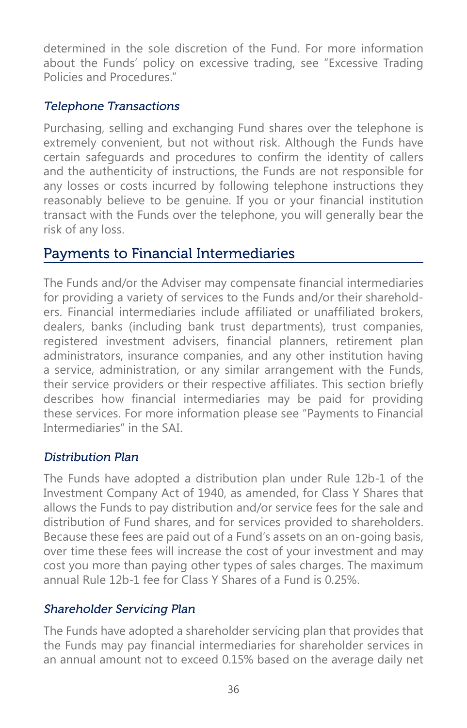determined in the sole discretion of the Fund. For more information about the Funds' policy on excessive trading, see "Excessive Trading Policies and Procedures."

### *Telephone Transactions*

Purchasing, selling and exchanging Fund shares over the telephone is extremely convenient, but not without risk. Although the Funds have certain safeguards and procedures to confirm the identity of callers and the authenticity of instructions, the Funds are not responsible for any losses or costs incurred by following telephone instructions they reasonably believe to be genuine. If you or your financial institution transact with the Funds over the telephone, you will generally bear the risk of any loss.

## Payments to Financial Intermediaries

The Funds and/or the Adviser may compensate financial intermediaries for providing a variety of services to the Funds and/or their shareholders. Financial intermediaries include affiliated or unaffiliated brokers, dealers, banks (including bank trust departments), trust companies, registered investment advisers, financial planners, retirement plan administrators, insurance companies, and any other institution having a service, administration, or any similar arrangement with the Funds, their service providers or their respective affiliates. This section briefly describes how financial intermediaries may be paid for providing these services. For more information please see "Payments to Financial Intermediaries" in the SAI.

### *Distribution Plan*

The Funds have adopted a distribution plan under Rule 12b-1 of the Investment Company Act of 1940, as amended, for Class Y Shares that allows the Funds to pay distribution and/or service fees for the sale and distribution of Fund shares, and for services provided to shareholders. Because these fees are paid out of a Fund's assets on an on-going basis, over time these fees will increase the cost of your investment and may cost you more than paying other types of sales charges. The maximum annual Rule 12b-1 fee for Class Y Shares of a Fund is 0.25%.

### *Shareholder Servicing Plan*

The Funds have adopted a shareholder servicing plan that provides that the Funds may pay financial intermediaries for shareholder services in an annual amount not to exceed 0.15% based on the average daily net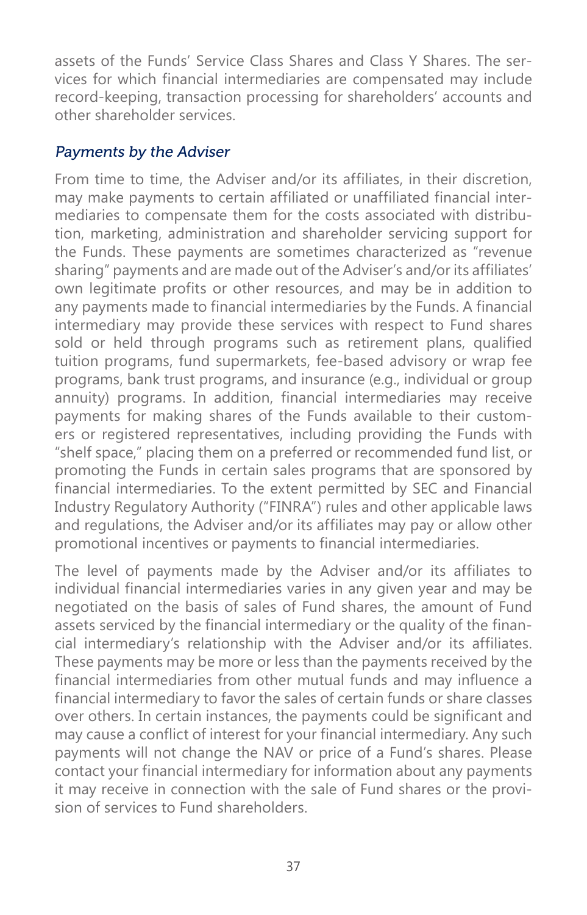assets of the Funds' Service Class Shares and Class Y Shares. The services for which financial intermediaries are compensated may include record-keeping, transaction processing for shareholders' accounts and other shareholder services.

### *Payments by the Adviser*

From time to time, the Adviser and/or its affiliates, in their discretion, may make payments to certain affiliated or unaffiliated financial intermediaries to compensate them for the costs associated with distribution, marketing, administration and shareholder servicing support for the Funds. These payments are sometimes characterized as "revenue sharing" payments and are made out of the Adviser's and/or its affiliates' own legitimate profits or other resources, and may be in addition to any payments made to financial intermediaries by the Funds. A financial intermediary may provide these services with respect to Fund shares sold or held through programs such as retirement plans, qualified tuition programs, fund supermarkets, fee-based advisory or wrap fee programs, bank trust programs, and insurance (e.g., individual or group annuity) programs. In addition, financial intermediaries may receive payments for making shares of the Funds available to their customers or registered representatives, including providing the Funds with "shelf space," placing them on a preferred or recommended fund list, or promoting the Funds in certain sales programs that are sponsored by financial intermediaries. To the extent permitted by SEC and Financial Industry Regulatory Authority ("FINRA") rules and other applicable laws and regulations, the Adviser and/or its affiliates may pay or allow other promotional incentives or payments to financial intermediaries.

The level of payments made by the Adviser and/or its affiliates to individual financial intermediaries varies in any given year and may be negotiated on the basis of sales of Fund shares, the amount of Fund assets serviced by the financial intermediary or the quality of the financial intermediary's relationship with the Adviser and/or its affiliates. These payments may be more or less than the payments received by the financial intermediaries from other mutual funds and may influence a financial intermediary to favor the sales of certain funds or share classes over others. In certain instances, the payments could be significant and may cause a conflict of interest for your financial intermediary. Any such payments will not change the NAV or price of a Fund's shares. Please contact your financial intermediary for information about any payments it may receive in connection with the sale of Fund shares or the provision of services to Fund shareholders.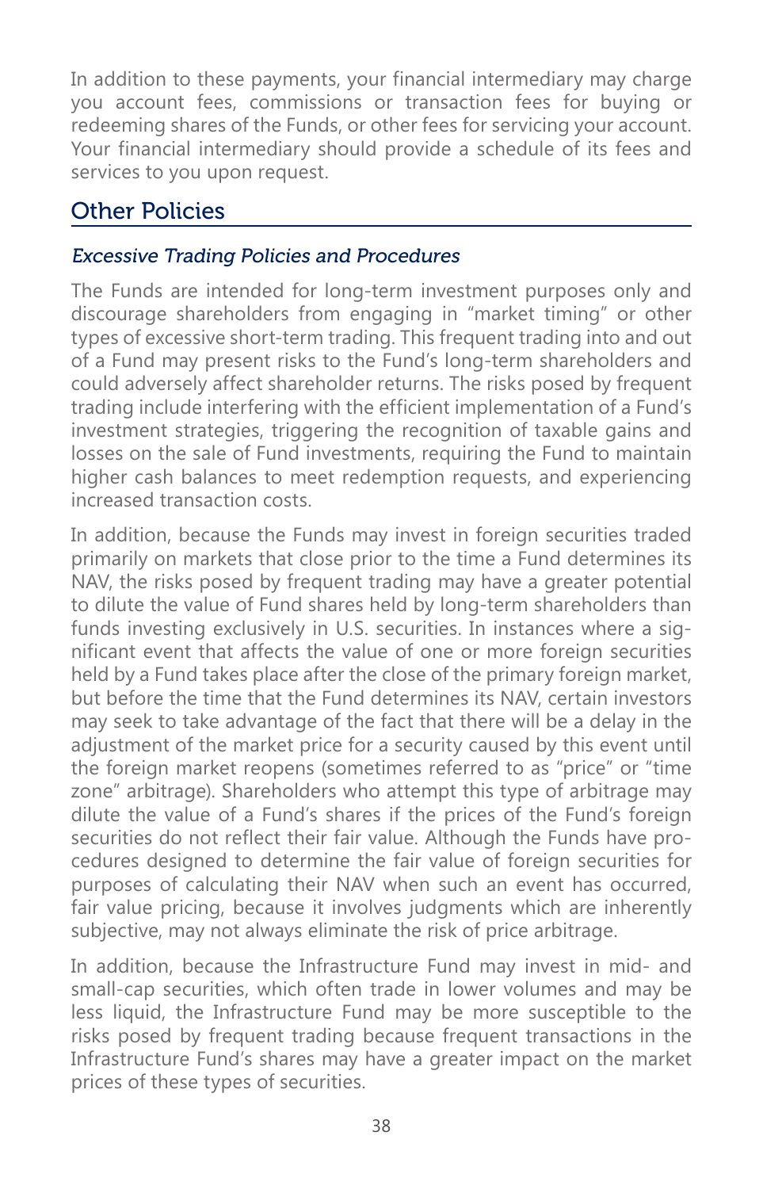In addition to these payments, your financial intermediary may charge you account fees, commissions or transaction fees for buying or redeeming shares of the Funds, or other fees for servicing your account. Your financial intermediary should provide a schedule of its fees and services to you upon request.

## Other Policies

### *Excessive Trading Policies and Procedures*

The Funds are intended for long-term investment purposes only and discourage shareholders from engaging in "market timing" or other types of excessive short-term trading. This frequent trading into and out of a Fund may present risks to the Fund's long-term shareholders and could adversely affect shareholder returns. The risks posed by frequent trading include interfering with the efficient implementation of a Fund's investment strategies, triggering the recognition of taxable gains and losses on the sale of Fund investments, requiring the Fund to maintain higher cash balances to meet redemption requests, and experiencing increased transaction costs.

In addition, because the Funds may invest in foreign securities traded primarily on markets that close prior to the time a Fund determines its NAV, the risks posed by frequent trading may have a greater potential to dilute the value of Fund shares held by long-term shareholders than funds investing exclusively in U.S. securities. In instances where a significant event that affects the value of one or more foreign securities held by a Fund takes place after the close of the primary foreign market, but before the time that the Fund determines its NAV, certain investors may seek to take advantage of the fact that there will be a delay in the adjustment of the market price for a security caused by this event until the foreign market reopens (sometimes referred to as "price" or "time zone" arbitrage). Shareholders who attempt this type of arbitrage may dilute the value of a Fund's shares if the prices of the Fund's foreign securities do not reflect their fair value. Although the Funds have procedures designed to determine the fair value of foreign securities for purposes of calculating their NAV when such an event has occurred, fair value pricing, because it involves judgments which are inherently subjective, may not always eliminate the risk of price arbitrage.

In addition, because the Infrastructure Fund may invest in mid- and small-cap securities, which often trade in lower volumes and may be less liquid, the Infrastructure Fund may be more susceptible to the risks posed by frequent trading because frequent transactions in the Infrastructure Fund's shares may have a greater impact on the market prices of these types of securities.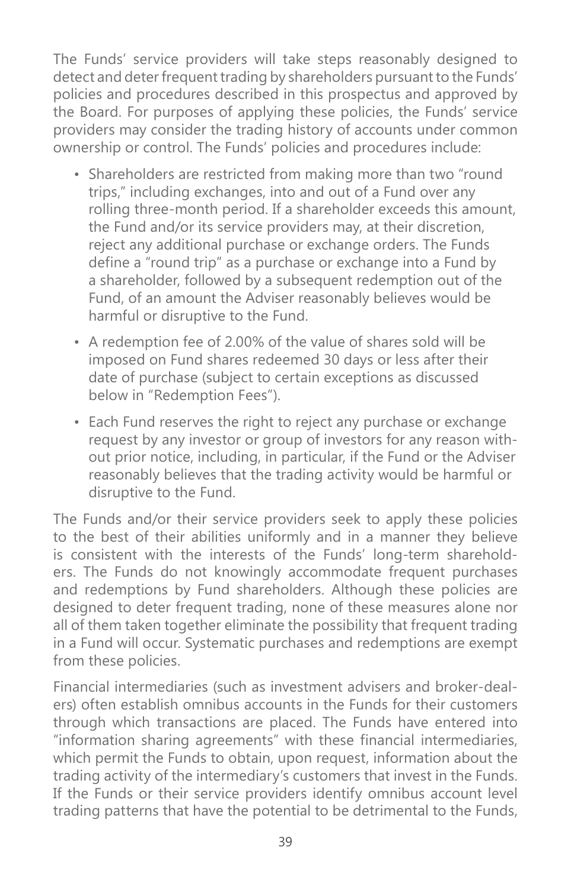The Funds' service providers will take steps reasonably designed to detect and deter frequent trading by shareholders pursuant to the Funds' policies and procedures described in this prospectus and approved by the Board. For purposes of applying these policies, the Funds' service providers may consider the trading history of accounts under common ownership or control. The Funds' policies and procedures include:

- Shareholders are restricted from making more than two "round trips," including exchanges, into and out of a Fund over any rolling three-month period. If a shareholder exceeds this amount, the Fund and/or its service providers may, at their discretion, reject any additional purchase or exchange orders. The Funds define a "round trip" as a purchase or exchange into a Fund by a shareholder, followed by a subsequent redemption out of the Fund, of an amount the Adviser reasonably believes would be harmful or disruptive to the Fund.
- A redemption fee of 2.00% of the value of shares sold will be imposed on Fund shares redeemed 30 days or less after their date of purchase (subject to certain exceptions as discussed below in "Redemption Fees").
- Each Fund reserves the right to reject any purchase or exchange request by any investor or group of investors for any reason without prior notice, including, in particular, if the Fund or the Adviser reasonably believes that the trading activity would be harmful or disruptive to the Fund.

The Funds and/or their service providers seek to apply these policies to the best of their abilities uniformly and in a manner they believe is consistent with the interests of the Funds' long-term shareholders. The Funds do not knowingly accommodate frequent purchases and redemptions by Fund shareholders. Although these policies are designed to deter frequent trading, none of these measures alone nor all of them taken together eliminate the possibility that frequent trading in a Fund will occur. Systematic purchases and redemptions are exempt from these policies.

Financial intermediaries (such as investment advisers and broker-dealers) often establish omnibus accounts in the Funds for their customers through which transactions are placed. The Funds have entered into "information sharing agreements" with these financial intermediaries, which permit the Funds to obtain, upon request, information about the trading activity of the intermediary's customers that invest in the Funds. If the Funds or their service providers identify omnibus account level trading patterns that have the potential to be detrimental to the Funds,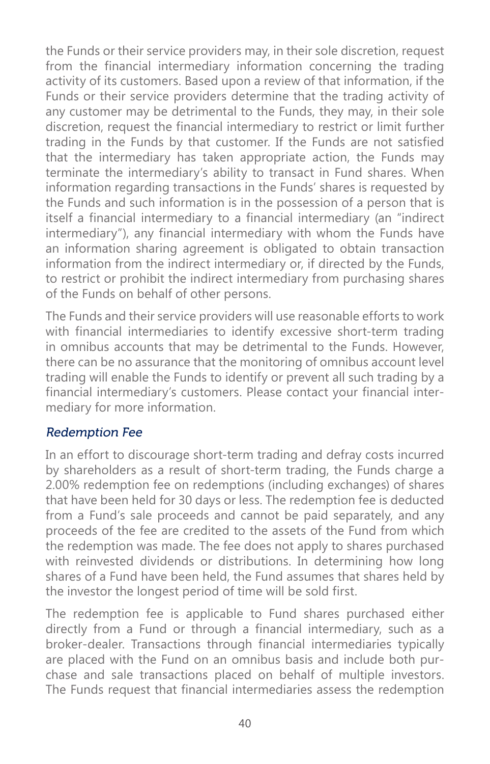the Funds or their service providers may, in their sole discretion, request from the financial intermediary information concerning the trading activity of its customers. Based upon a review of that information, if the Funds or their service providers determine that the trading activity of any customer may be detrimental to the Funds, they may, in their sole discretion, request the financial intermediary to restrict or limit further trading in the Funds by that customer. If the Funds are not satisfied that the intermediary has taken appropriate action, the Funds may terminate the intermediary's ability to transact in Fund shares. When information regarding transactions in the Funds' shares is requested by the Funds and such information is in the possession of a person that is itself a financial intermediary to a financial intermediary (an "indirect intermediary"), any financial intermediary with whom the Funds have an information sharing agreement is obligated to obtain transaction information from the indirect intermediary or, if directed by the Funds, to restrict or prohibit the indirect intermediary from purchasing shares of the Funds on behalf of other persons.

The Funds and their service providers will use reasonable efforts to work with financial intermediaries to identify excessive short-term trading in omnibus accounts that may be detrimental to the Funds. However, there can be no assurance that the monitoring of omnibus account level trading will enable the Funds to identify or prevent all such trading by a financial intermediary's customers. Please contact your financial intermediary for more information.

### *Redemption Fee*

In an effort to discourage short-term trading and defray costs incurred by shareholders as a result of short-term trading, the Funds charge a 2.00% redemption fee on redemptions (including exchanges) of shares that have been held for 30 days or less. The redemption fee is deducted from a Fund's sale proceeds and cannot be paid separately, and any proceeds of the fee are credited to the assets of the Fund from which the redemption was made. The fee does not apply to shares purchased with reinvested dividends or distributions. In determining how long shares of a Fund have been held, the Fund assumes that shares held by the investor the longest period of time will be sold first.

The redemption fee is applicable to Fund shares purchased either directly from a Fund or through a financial intermediary, such as a broker-dealer. Transactions through financial intermediaries typically are placed with the Fund on an omnibus basis and include both purchase and sale transactions placed on behalf of multiple investors. The Funds request that financial intermediaries assess the redemption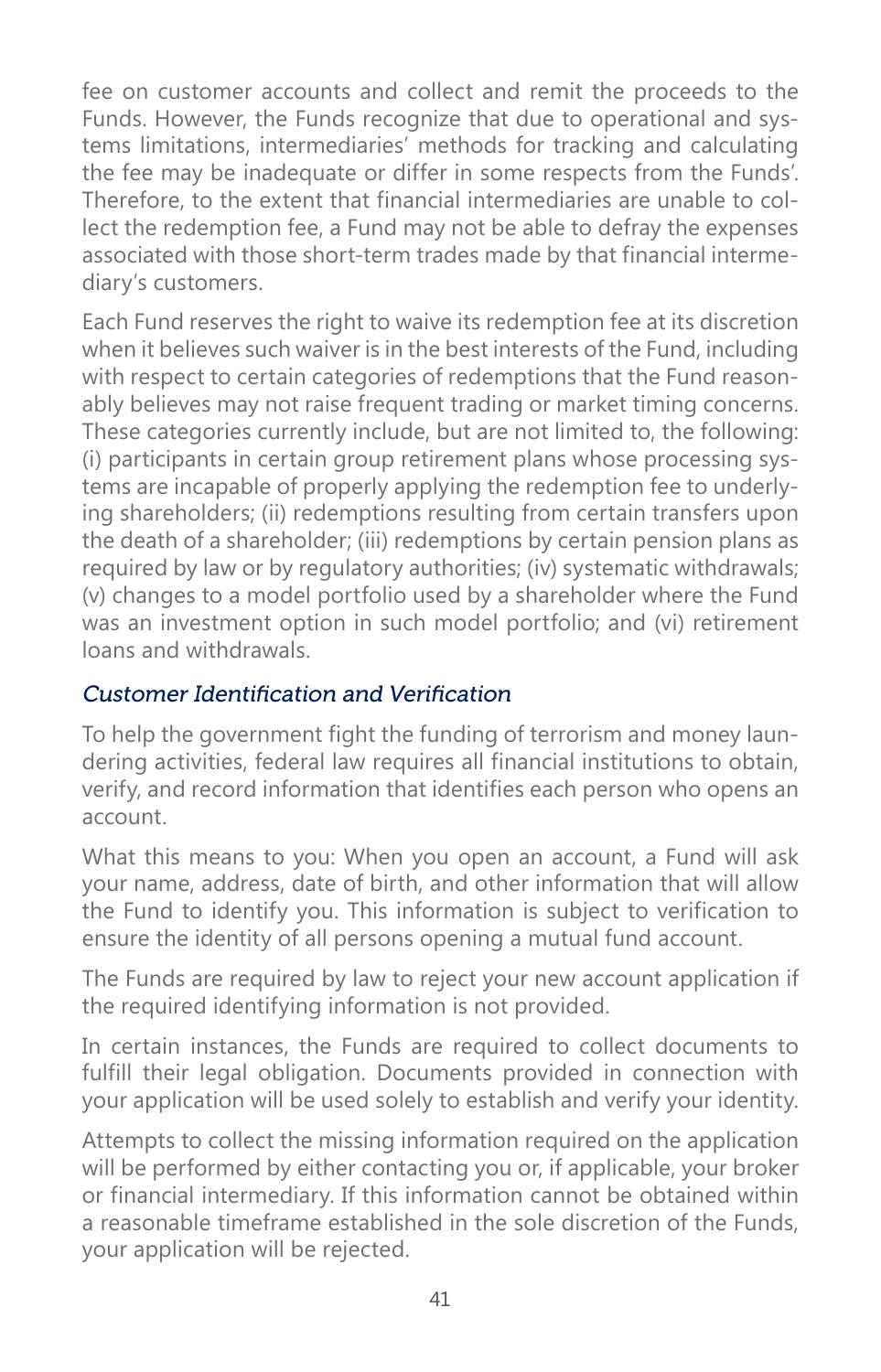fee on customer accounts and collect and remit the proceeds to the Funds. However, the Funds recognize that due to operational and systems limitations, intermediaries' methods for tracking and calculating the fee may be inadequate or differ in some respects from the Funds'. Therefore, to the extent that financial intermediaries are unable to collect the redemption fee, a Fund may not be able to defray the expenses associated with those short-term trades made by that financial intermediary's customers.

Each Fund reserves the right to waive its redemption fee at its discretion when it believes such waiver is in the best interests of the Fund, including with respect to certain categories of redemptions that the Fund reasonably believes may not raise frequent trading or market timing concerns. These categories currently include, but are not limited to, the following: (i) participants in certain group retirement plans whose processing systems are incapable of properly applying the redemption fee to underlying shareholders; (ii) redemptions resulting from certain transfers upon the death of a shareholder; (iii) redemptions by certain pension plans as required by law or by regulatory authorities; (iv) systematic withdrawals; (v) changes to a model portfolio used by a shareholder where the Fund was an investment option in such model portfolio; and (vi) retirement loans and withdrawals.

### *Customer Identification and Verification*

To help the government fight the funding of terrorism and money laundering activities, federal law requires all financial institutions to obtain, verify, and record information that identifies each person who opens an account.

What this means to you: When you open an account, a Fund will ask your name, address, date of birth, and other information that will allow the Fund to identify you. This information is subject to verification to ensure the identity of all persons opening a mutual fund account.

The Funds are required by law to reject your new account application if the required identifying information is not provided.

In certain instances, the Funds are required to collect documents to fulfill their legal obligation. Documents provided in connection with your application will be used solely to establish and verify your identity.

Attempts to collect the missing information required on the application will be performed by either contacting you or, if applicable, your broker or financial intermediary. If this information cannot be obtained within a reasonable timeframe established in the sole discretion of the Funds, your application will be rejected.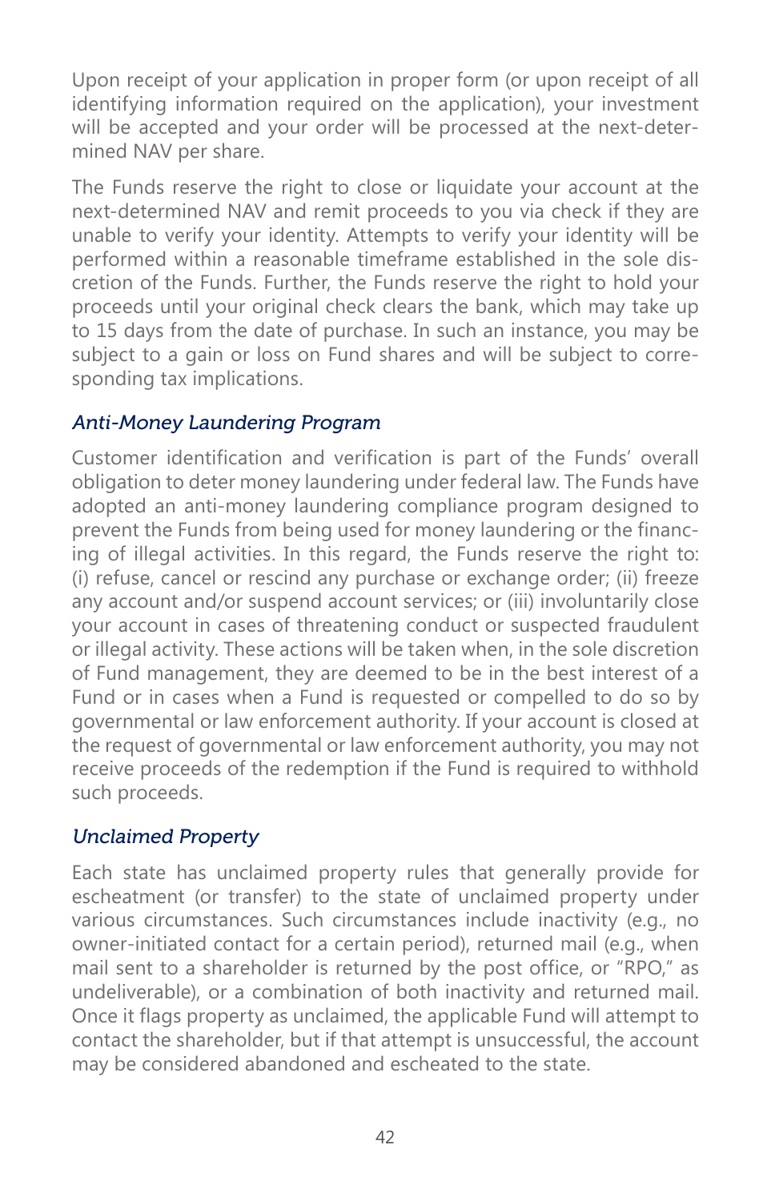Upon receipt of your application in proper form (or upon receipt of all identifying information required on the application), your investment will be accepted and your order will be processed at the next-determined NAV per share.

The Funds reserve the right to close or liquidate your account at the next-determined NAV and remit proceeds to you via check if they are unable to verify your identity. Attempts to verify your identity will be performed within a reasonable timeframe established in the sole discretion of the Funds. Further, the Funds reserve the right to hold your proceeds until your original check clears the bank, which may take up to 15 days from the date of purchase. In such an instance, you may be subject to a gain or loss on Fund shares and will be subject to corresponding tax implications.

### *Anti-Money Laundering Program*

Customer identification and verification is part of the Funds' overall obligation to deter money laundering under federal law. The Funds have adopted an anti-money laundering compliance program designed to prevent the Funds from being used for money laundering or the financing of illegal activities. In this regard, the Funds reserve the right to: (i) refuse, cancel or rescind any purchase or exchange order; (ii) freeze any account and/or suspend account services; or (iii) involuntarily close your account in cases of threatening conduct or suspected fraudulent or illegal activity. These actions will be taken when, in the sole discretion of Fund management, they are deemed to be in the best interest of a Fund or in cases when a Fund is requested or compelled to do so by governmental or law enforcement authority. If your account is closed at the request of governmental or law enforcement authority, you may not receive proceeds of the redemption if the Fund is required to withhold such proceeds.

### *Unclaimed Property*

Each state has unclaimed property rules that generally provide for escheatment (or transfer) to the state of unclaimed property under various circumstances. Such circumstances include inactivity (e.g., no owner-initiated contact for a certain period), returned mail (e.g., when mail sent to a shareholder is returned by the post office, or "RPO," as undeliverable), or a combination of both inactivity and returned mail. Once it flags property as unclaimed, the applicable Fund will attempt to contact the shareholder, but if that attempt is unsuccessful, the account may be considered abandoned and escheated to the state.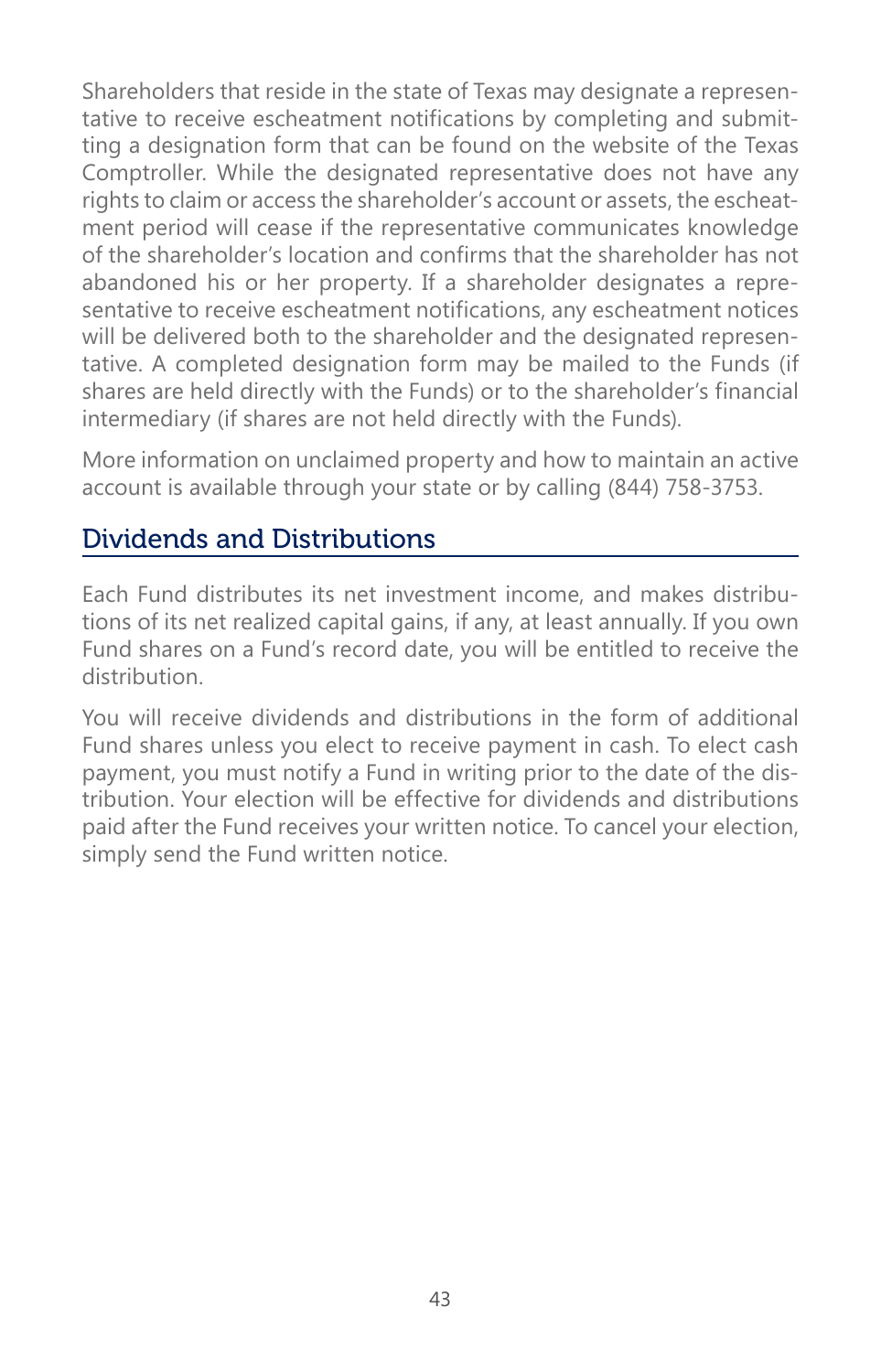Shareholders that reside in the state of Texas may designate a representative to receive escheatment notifications by completing and submitting a designation form that can be found on the website of the Texas Comptroller. While the designated representative does not have any rights to claim or access the shareholder's account or assets, the escheatment period will cease if the representative communicates knowledge of the shareholder's location and confirms that the shareholder has not abandoned his or her property. If a shareholder designates a representative to receive escheatment notifications, any escheatment notices will be delivered both to the shareholder and the designated representative. A completed designation form may be mailed to the Funds (if shares are held directly with the Funds) or to the shareholder's financial intermediary (if shares are not held directly with the Funds).

More information on unclaimed property and how to maintain an active account is available through your state or by calling (844) 758-3753.

## Dividends and Distributions

Each Fund distributes its net investment income, and makes distributions of its net realized capital gains, if any, at least annually. If you own Fund shares on a Fund's record date, you will be entitled to receive the distribution.

You will receive dividends and distributions in the form of additional Fund shares unless you elect to receive payment in cash. To elect cash payment, you must notify a Fund in writing prior to the date of the distribution. Your election will be effective for dividends and distributions paid after the Fund receives your written notice. To cancel your election, simply send the Fund written notice.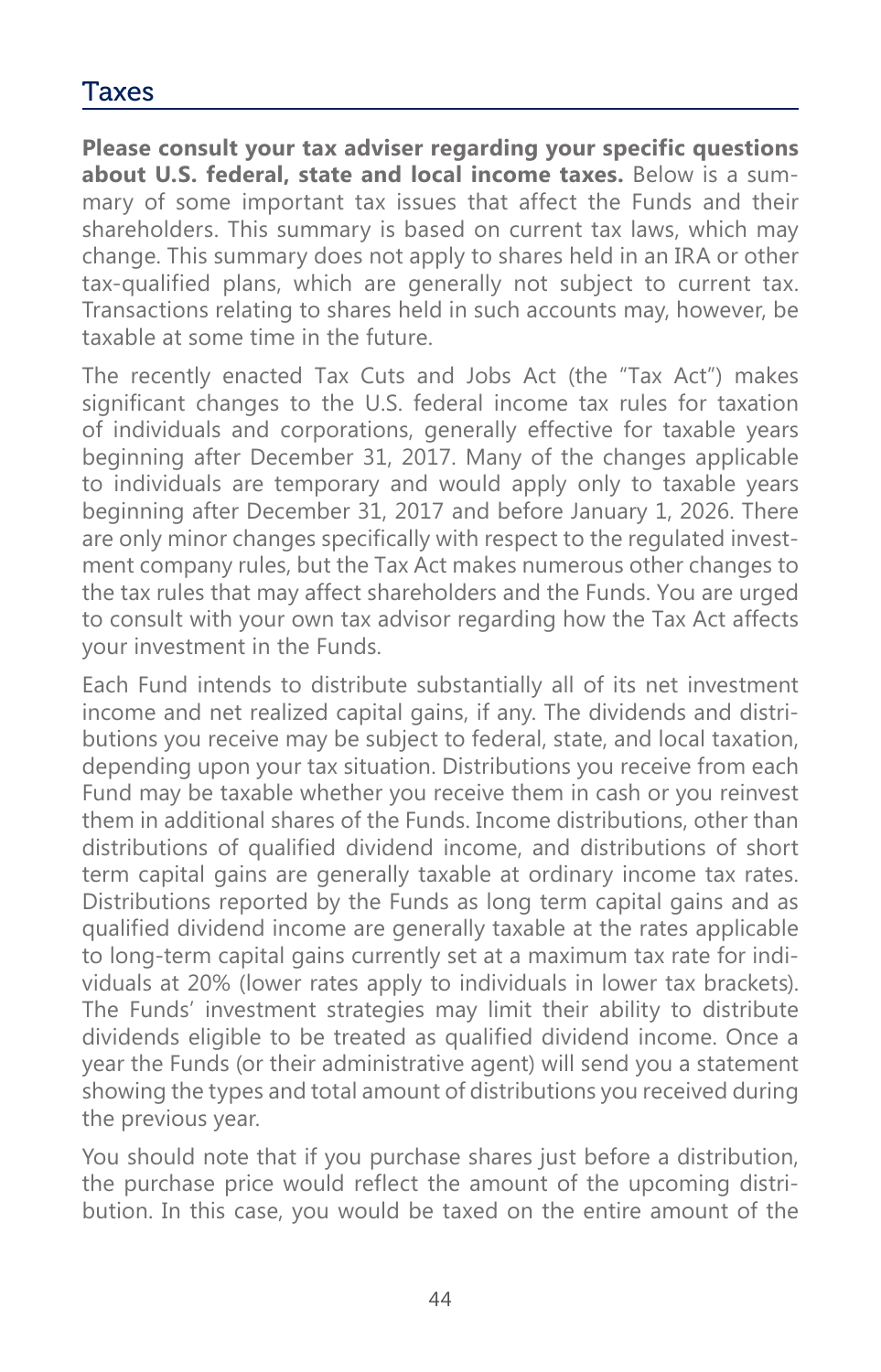## Taxes

**Please consult your tax adviser regarding your specific questions about U.S. federal, state and local income taxes.** Below is a summary of some important tax issues that affect the Funds and their shareholders. This summary is based on current tax laws, which may change. This summary does not apply to shares held in an IRA or other tax-qualified plans, which are generally not subject to current tax. Transactions relating to shares held in such accounts may, however, be taxable at some time in the future.

The recently enacted Tax Cuts and Jobs Act (the "Tax Act") makes significant changes to the U.S. federal income tax rules for taxation of individuals and corporations, generally effective for taxable years beginning after December 31, 2017. Many of the changes applicable to individuals are temporary and would apply only to taxable years beginning after December 31, 2017 and before January 1, 2026. There are only minor changes specifically with respect to the regulated investment company rules, but the Tax Act makes numerous other changes to the tax rules that may affect shareholders and the Funds. You are urged to consult with your own tax advisor regarding how the Tax Act affects your investment in the Funds.

Each Fund intends to distribute substantially all of its net investment income and net realized capital gains, if any. The dividends and distributions you receive may be subject to federal, state, and local taxation, depending upon your tax situation. Distributions you receive from each Fund may be taxable whether you receive them in cash or you reinvest them in additional shares of the Funds. Income distributions, other than distributions of qualified dividend income, and distributions of short term capital gains are generally taxable at ordinary income tax rates. Distributions reported by the Funds as long term capital gains and as qualified dividend income are generally taxable at the rates applicable to long-term capital gains currently set at a maximum tax rate for individuals at 20% (lower rates apply to individuals in lower tax brackets). The Funds' investment strategies may limit their ability to distribute dividends eligible to be treated as qualified dividend income. Once a year the Funds (or their administrative agent) will send you a statement showing the types and total amount of distributions you received during the previous year.

You should note that if you purchase shares just before a distribution, the purchase price would reflect the amount of the upcoming distribution. In this case, you would be taxed on the entire amount of the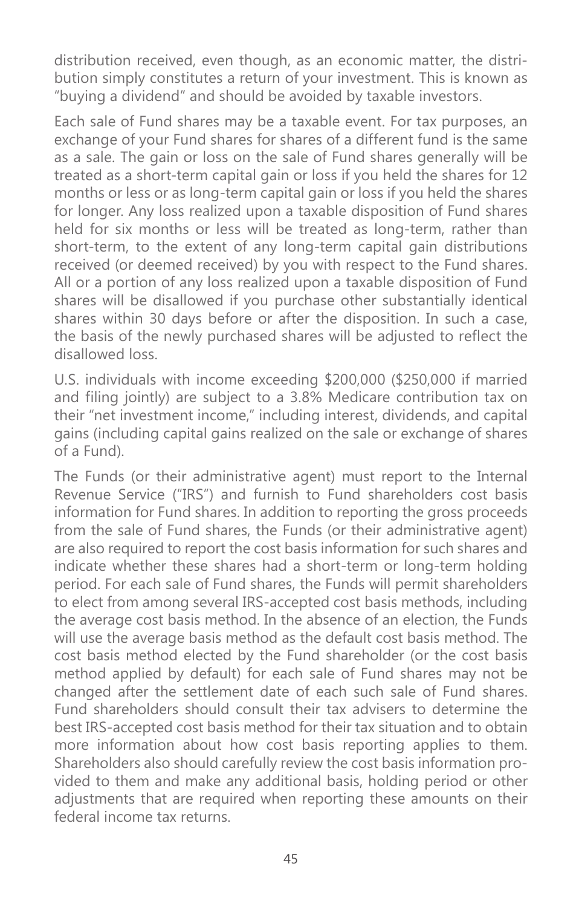distribution received, even though, as an economic matter, the distribution simply constitutes a return of your investment. This is known as "buying a dividend" and should be avoided by taxable investors.

Each sale of Fund shares may be a taxable event. For tax purposes, an exchange of your Fund shares for shares of a different fund is the same as a sale. The gain or loss on the sale of Fund shares generally will be treated as a short-term capital gain or loss if you held the shares for 12 months or less or as long-term capital gain or loss if you held the shares for longer. Any loss realized upon a taxable disposition of Fund shares held for six months or less will be treated as long-term, rather than short-term, to the extent of any long-term capital gain distributions received (or deemed received) by you with respect to the Fund shares. All or a portion of any loss realized upon a taxable disposition of Fund shares will be disallowed if you purchase other substantially identical shares within 30 days before or after the disposition. In such a case, the basis of the newly purchased shares will be adjusted to reflect the disallowed loss.

U.S. individuals with income exceeding $200,000 ($250,000 if married and filing jointly) are subject to a 3.8% Medicare contribution tax on their "net investment income," including interest, dividends, and capital gains (including capital gains realized on the sale or exchange of shares of a Fund).

The Funds (or their administrative agent) must report to the Internal Revenue Service ("IRS") and furnish to Fund shareholders cost basis information for Fund shares. In addition to reporting the gross proceeds from the sale of Fund shares, the Funds (or their administrative agent) are also required to report the cost basis information for such shares and indicate whether these shares had a short-term or long-term holding period. For each sale of Fund shares, the Funds will permit shareholders to elect from among several IRS-accepted cost basis methods, including the average cost basis method. In the absence of an election, the Funds will use the average basis method as the default cost basis method. The cost basis method elected by the Fund shareholder (or the cost basis method applied by default) for each sale of Fund shares may not be changed after the settlement date of each such sale of Fund shares. Fund shareholders should consult their tax advisers to determine the best IRS-accepted cost basis method for their tax situation and to obtain more information about how cost basis reporting applies to them. Shareholders also should carefully review the cost basis information provided to them and make any additional basis, holding period or other adjustments that are required when reporting these amounts on their federal income tax returns.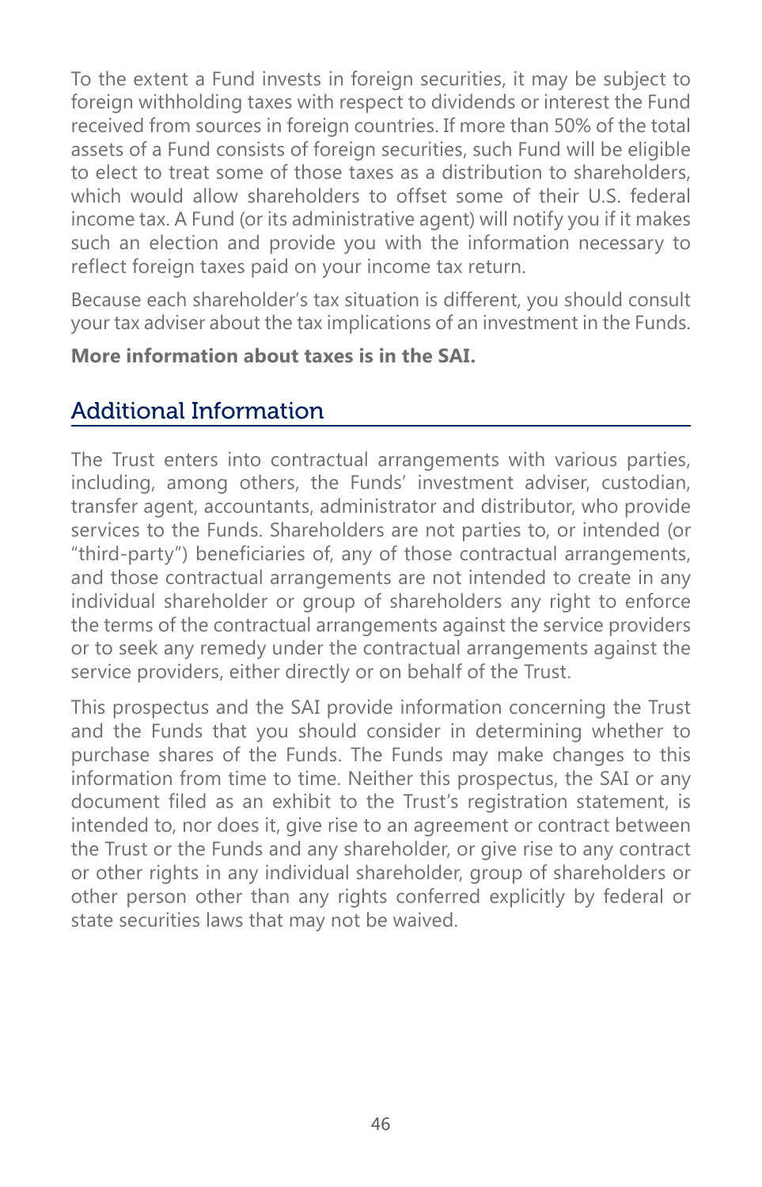To the extent a Fund invests in foreign securities, it may be subject to foreign withholding taxes with respect to dividends or interest the Fund received from sources in foreign countries. If more than 50% of the total assets of a Fund consists of foreign securities, such Fund will be eligible to elect to treat some of those taxes as a distribution to shareholders, which would allow shareholders to offset some of their U.S. federal income tax. A Fund (or its administrative agent) will notify you if it makes such an election and provide you with the information necessary to reflect foreign taxes paid on your income tax return.

Because each shareholder's tax situation is different, you should consult your tax adviser about the tax implications of an investment in the Funds.

**More information about taxes is in the SAI.**

## Additional Information

The Trust enters into contractual arrangements with various parties, including, among others, the Funds' investment adviser, custodian, transfer agent, accountants, administrator and distributor, who provide services to the Funds. Shareholders are not parties to, or intended (or "third-party") beneficiaries of, any of those contractual arrangements, and those contractual arrangements are not intended to create in any individual shareholder or group of shareholders any right to enforce the terms of the contractual arrangements against the service providers or to seek any remedy under the contractual arrangements against the service providers, either directly or on behalf of the Trust.

This prospectus and the SAI provide information concerning the Trust and the Funds that you should consider in determining whether to purchase shares of the Funds. The Funds may make changes to this information from time to time. Neither this prospectus, the SAI or any document filed as an exhibit to the Trust's registration statement, is intended to, nor does it, give rise to an agreement or contract between the Trust or the Funds and any shareholder, or give rise to any contract or other rights in any individual shareholder, group of shareholders or other person other than any rights conferred explicitly by federal or state securities laws that may not be waived.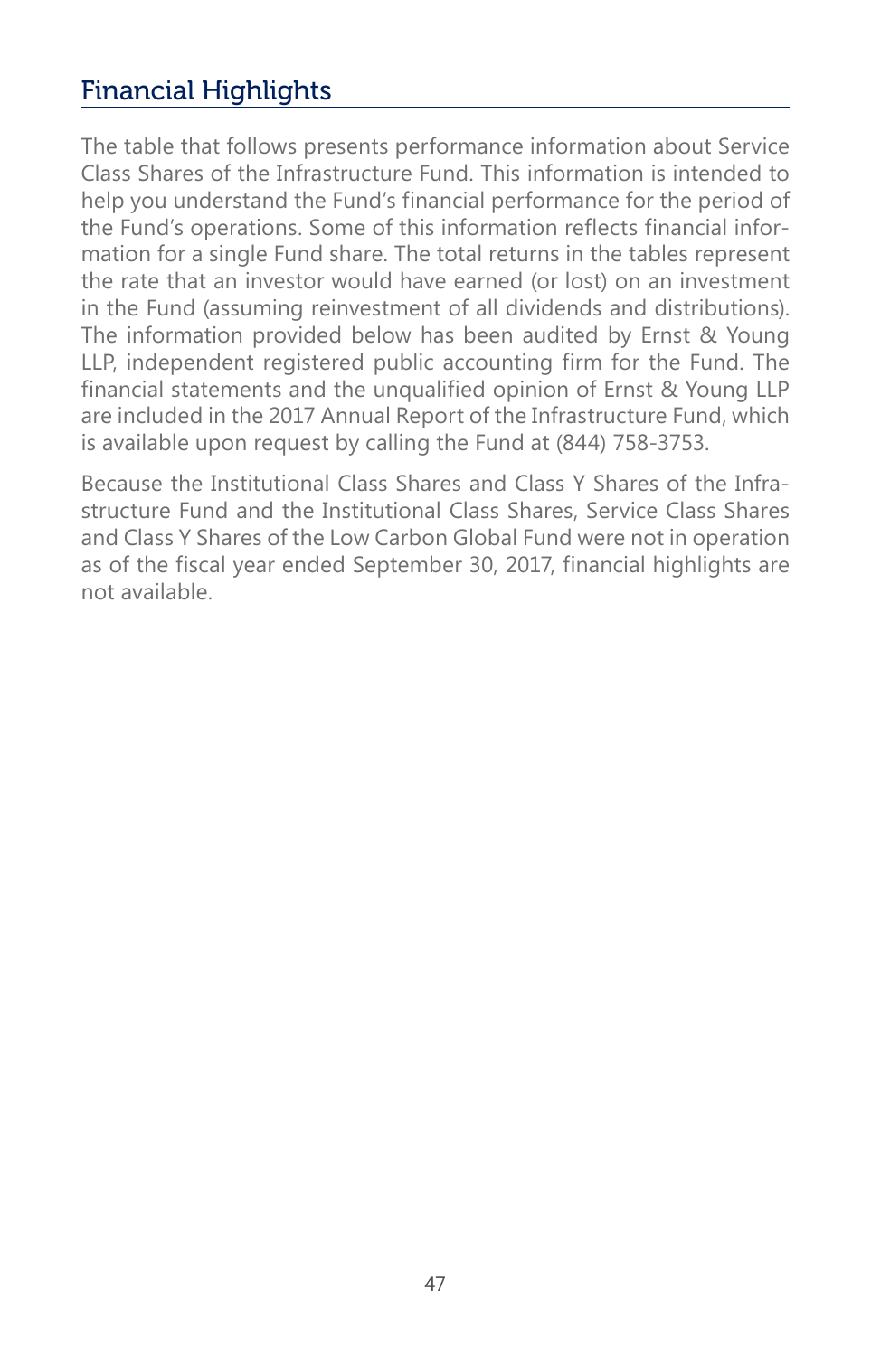## Financial Highlights

The table that follows presents performance information about Service Class Shares of the Infrastructure Fund. This information is intended to help you understand the Fund's financial performance for the period of the Fund's operations. Some of this information reflects financial information for a single Fund share. The total returns in the tables represent the rate that an investor would have earned (or lost) on an investment in the Fund (assuming reinvestment of all dividends and distributions). The information provided below has been audited by Ernst & Young LLP, independent registered public accounting firm for the Fund. The financial statements and the unqualified opinion of Ernst & Young LLP are included in the 2017 Annual Report of the Infrastructure Fund, which is available upon request by calling the Fund at (844) 758-3753.

Because the Institutional Class Shares and Class Y Shares of the Infrastructure Fund and the Institutional Class Shares, Service Class Shares and Class Y Shares of the Low Carbon Global Fund were not in operation as of the fiscal year ended September 30, 2017, financial highlights are not available.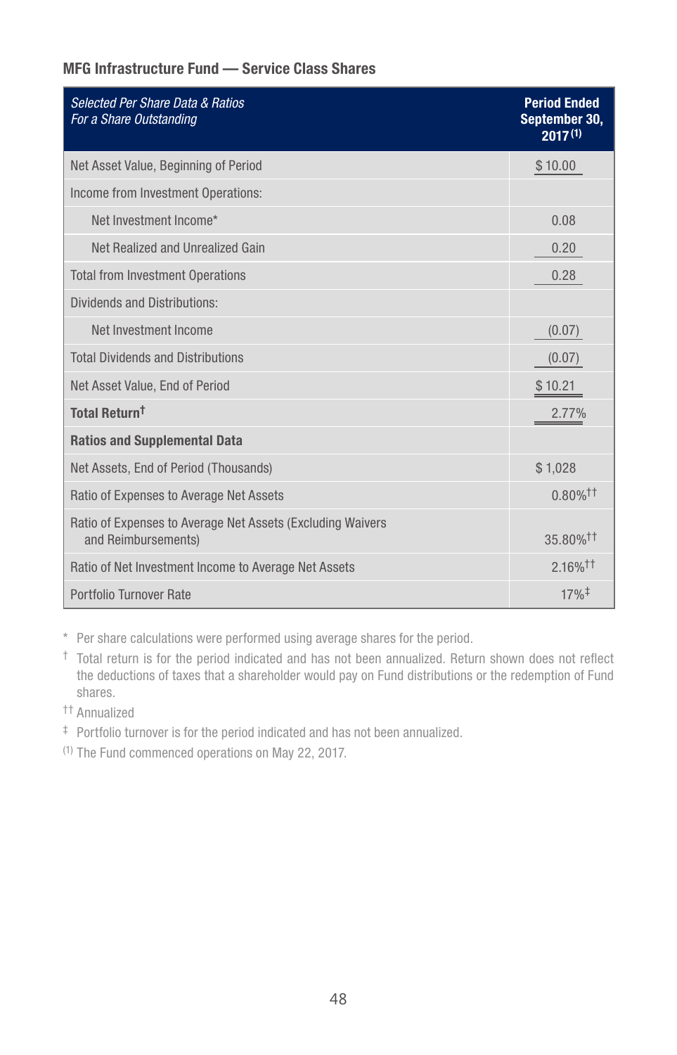### MFG Infrastructure Fund — Service Class Shares

| *Selected Per Share Data & Ratios For a Share Outstanding* | **Period Ended September 30, 2017** [(1)] |
|---|---|
| Net Asset Value, Beginning of Period | $ 10.00 |
| Income from Investment Operations: | |
| Net Investment Income* | 0.08 |
| Net Realized and Unrealized Gain | 0.20 |
| Total from Investment Operations | 0.28 |
| Dividends and Distributions: | |
| Net Investment Income | (0.07) |
| Total Dividends and Distributions | (0.07) |
| Net Asset Value, End of Period | $ 10.21 |
| **Total Return†** | 2.77% |
| **Ratios and Supplemental Data** | |
| Net Assets, End of Period (Thousands) | $ 1,028 |
| Ratio of Expenses to Average Net Assets | 0.80%†† |
| Ratio of Expenses to Average Net Assets (Excluding Waivers and Reimbursements) | 35.80%†† |
| Ratio of Net Investment Income to Average Net Assets | 2.16%†† |
| Portfolio Turnover Rate | 17%‡ |

\* Per share calculations were performed using average shares for the period.

† Total return is for the period indicated and has not been annualized. Return shown does not reflect the deductions of taxes that a shareholder would pay on Fund distributions or the redemption of Fund shares.

†† Annualized

‡ Portfolio turnover is for the period indicated and has not been annualized.

(1) The Fund commenced operations on May 22, 2017.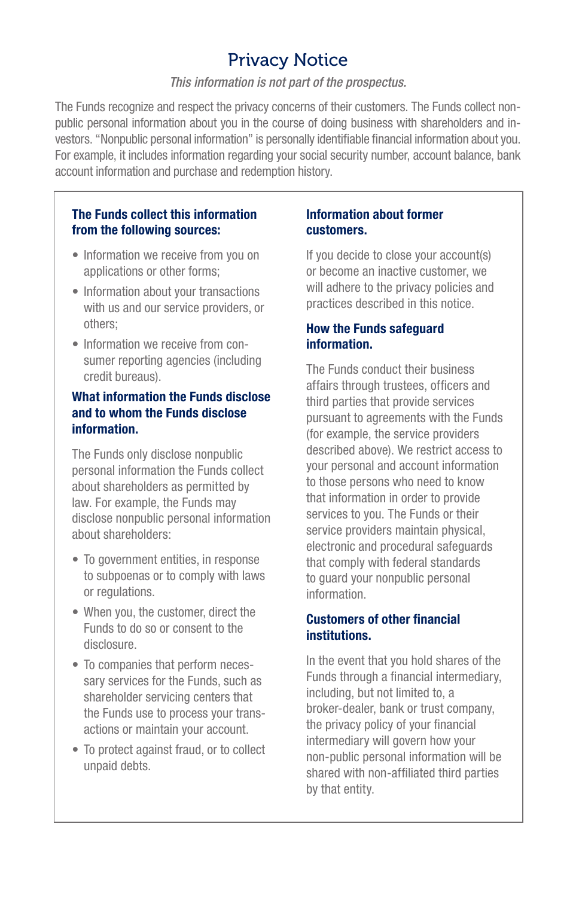# Privacy Notice

*This information is not part of the prospectus.*

The Funds recognize and respect the privacy concerns of their customers. The Funds collect non-public personal information about you in the course of doing business with shareholders and investors. "Nonpublic personal information" is personally identifiable financial information about you. For example, it includes information regarding your social security number, account balance, bank account information and purchase and redemption history.

## The Funds collect this information from the following sources:

- Information we receive from you on applications or other forms;
- Information about your transactions with us and our service providers, or others;
- Information we receive from consumer reporting agencies (including credit bureaus).

## What information the Funds disclose and to whom the Funds disclose information.

The Funds only disclose nonpublic personal information the Funds collect about shareholders as permitted by law. For example, the Funds may disclose nonpublic personal information about shareholders:

- To government entities, in response to subpoenas or to comply with laws or regulations.
- When you, the customer, direct the Funds to do so or consent to the disclosure.
- To companies that perform necessary services for the Funds, such as shareholder servicing centers that the Funds use to process your transactions or maintain your account.
- To protect against fraud, or to collect unpaid debts.

## Information about former customers.

If you decide to close your account(s) or become an inactive customer, we will adhere to the privacy policies and practices described in this notice.

## How the Funds safeguard information.

The Funds conduct their business affairs through trustees, officers and third parties that provide services pursuant to agreements with the Funds (for example, the service providers described above). We restrict access to your personal and account information to those persons who need to know that information in order to provide services to you. The Funds or their service providers maintain physical, electronic and procedural safeguards that comply with federal standards to guard your nonpublic personal information.

## Customers of other financial institutions.

In the event that you hold shares of the Funds through a financial intermediary, including, but not limited to, a broker-dealer, bank or trust company, the privacy policy of your financial intermediary will govern how your non-public personal information will be shared with non-affiliated third parties by that entity.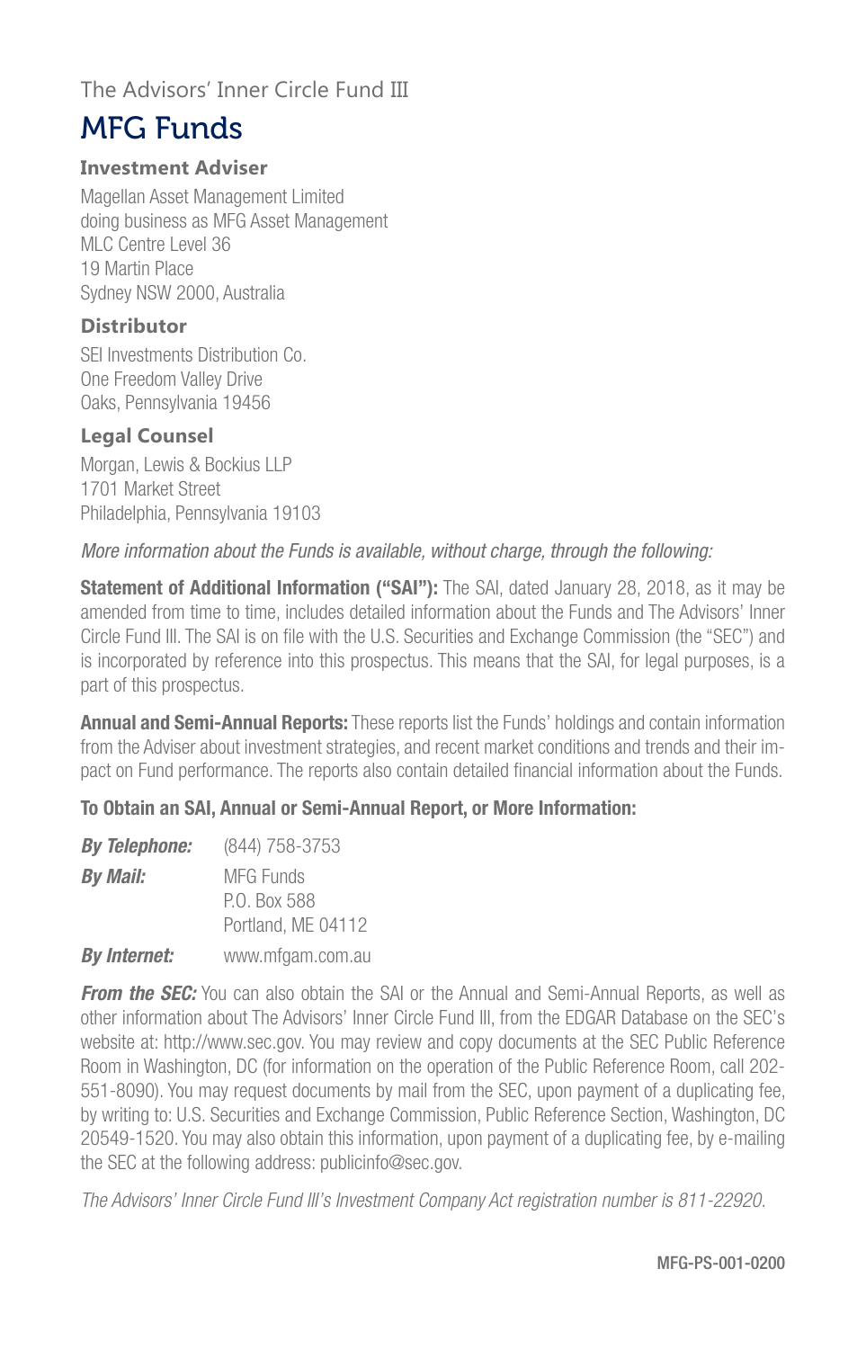The Advisors' Inner Circle Fund III

# MFG Funds

### Investment Adviser

Magellan Asset Management Limited
doing business as MFG Asset Management
MLC Centre Level 36
19 Martin Place
Sydney NSW 2000, Australia

### Distributor

SEI Investments Distribution Co.
One Freedom Valley Drive
Oaks, Pennsylvania 19456

### Legal Counsel

Morgan, Lewis & Bockius LLP
1701 Market Street
Philadelphia, Pennsylvania 19103

*More information about the Funds is available, without charge, through the following:*

**Statement of Additional Information ("SAI"):** The SAI, dated January 28, 2018, as it may be amended from time to time, includes detailed information about the Funds and The Advisors' Inner Circle Fund III. The SAI is on file with the U.S. Securities and Exchange Commission (the "SEC") and is incorporated by reference into this prospectus. This means that the SAI, for legal purposes, is a part of this prospectus.

**Annual and Semi-Annual Reports:** These reports list the Funds' holdings and contain information from the Adviser about investment strategies, and recent market conditions and trends and their impact on Fund performance. The reports also contain detailed financial information about the Funds.

**To Obtain an SAI, Annual or Semi-Annual Report, or More Information:**

***By Telephone:*** (844) 758-3753

***By Mail:*** MFG Funds
P.O. Box 588
Portland, ME 04112

***By Internet:*** www.mfgam.com.au

***From the SEC:*** You can also obtain the SAI or the Annual and Semi-Annual Reports, as well as other information about The Advisors' Inner Circle Fund III, from the EDGAR Database on the SEC's website at: http://www.sec.gov. You may review and copy documents at the SEC Public Reference Room in Washington, DC (for information on the operation of the Public Reference Room, call 202-551-8090). You may request documents by mail from the SEC, upon payment of a duplicating fee, by writing to: U.S. Securities and Exchange Commission, Public Reference Section, Washington, DC 20549-1520. You may also obtain this information, upon payment of a duplicating fee, by e-mailing the SEC at the following address: publicinfo@sec.gov.

*The Advisors' Inner Circle Fund III's Investment Company Act registration number is 811-22920.*

MFG-PS-001-0200